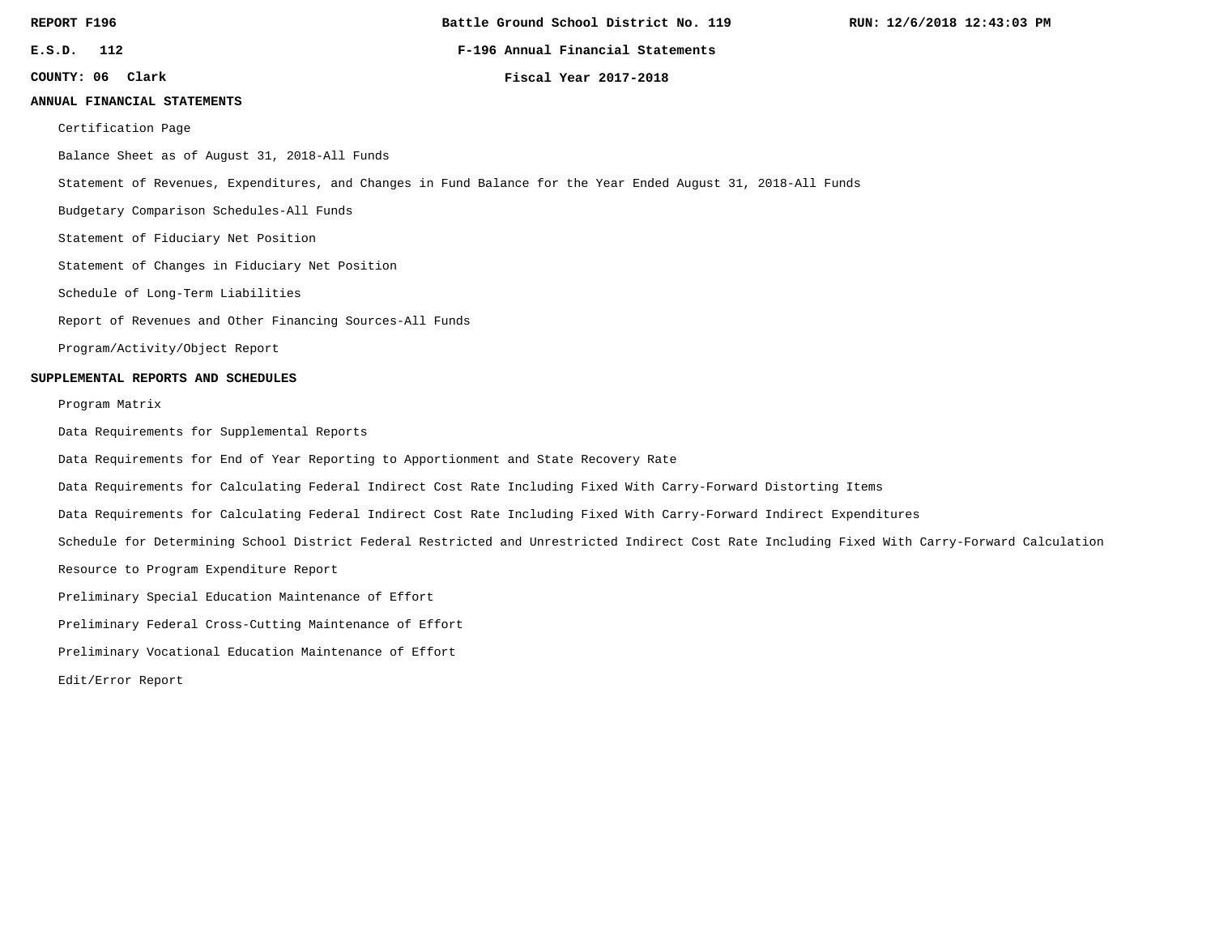REPORT F196 | Battle Ground School District No. 119 | RUN: 12/6/2018 12:43:03 PM

E.S.D. 112 | F-196 Annual Financial Statements

COUNTY: 06 Clark | Fiscal Year 2017-2018

## ANNUAL FINANCIAL STATEMENTS

- Certification Page
- Balance Sheet as of August 31, 2018-All Funds
- Statement of Revenues, Expenditures, and Changes in Fund Balance for the Year Ended August 31, 2018-All Funds
- Budgetary Comparison Schedules-All Funds
- Statement of Fiduciary Net Position
- Statement of Changes in Fiduciary Net Position
- Schedule of Long-Term Liabilities
- Report of Revenues and Other Financing Sources-All Funds
- Program/Activity/Object Report

## SUPPLEMENTAL REPORTS AND SCHEDULES

- Program Matrix
- Data Requirements for Supplemental Reports
- Data Requirements for End of Year Reporting to Apportionment and State Recovery Rate
- Data Requirements for Calculating Federal Indirect Cost Rate Including Fixed With Carry-Forward Distorting Items
- Data Requirements for Calculating Federal Indirect Cost Rate Including Fixed With Carry-Forward Indirect Expenditures
- Schedule for Determining School District Federal Restricted and Unrestricted Indirect Cost Rate Including Fixed With Carry-Forward Calculation
- Resource to Program Expenditure Report
- Preliminary Special Education Maintenance of Effort
- Preliminary Federal Cross-Cutting Maintenance of Effort
- Preliminary Vocational Education Maintenance of Effort
- Edit/Error Report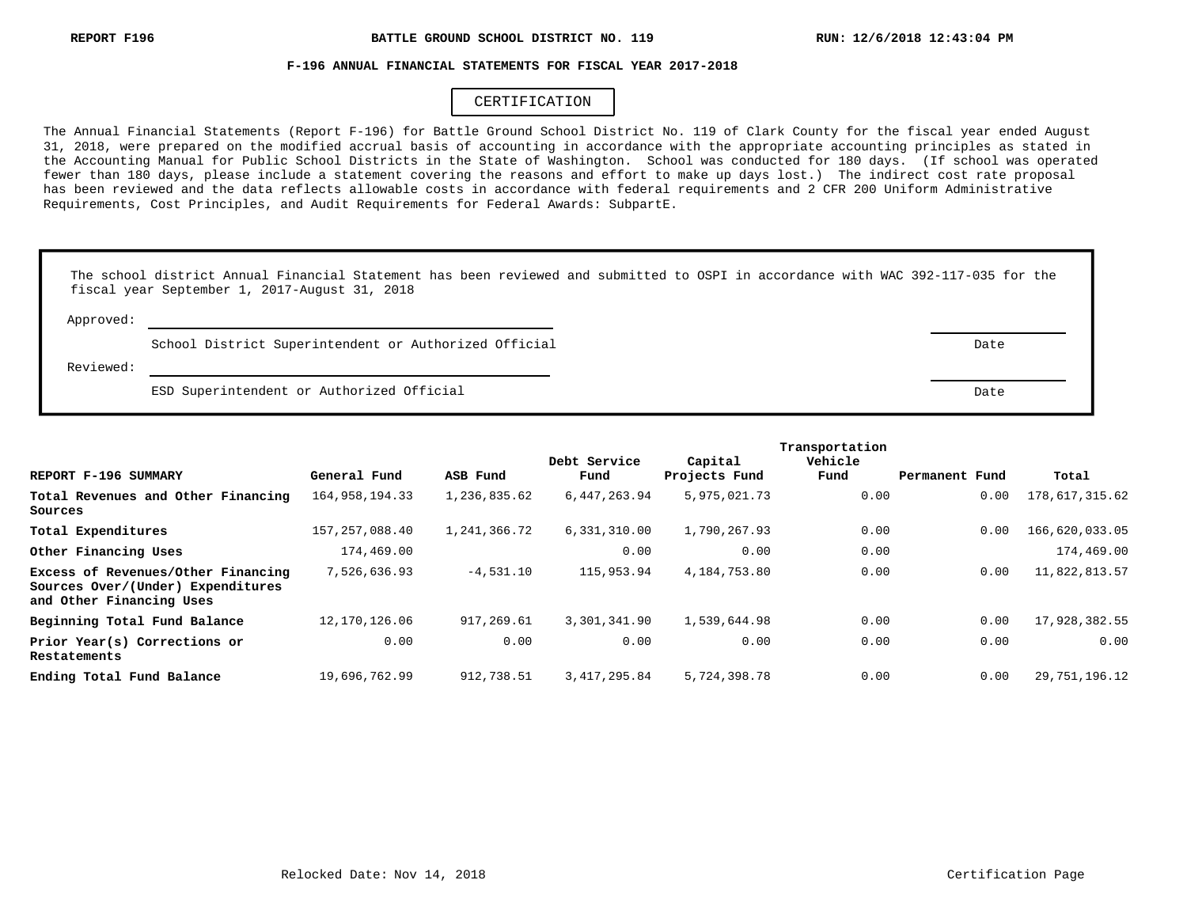REPORT F196 — BATTLE GROUND SCHOOL DISTRICT NO. 119 — RUN: 12/6/2018 12:43:04 PM

## F-196 ANNUAL FINANCIAL STATEMENTS FOR FISCAL YEAR 2017-2018

### CERTIFICATION

The Annual Financial Statements (Report F-196) for Battle Ground School District No. 119 of Clark County for the fiscal year ended August 31, 2018, were prepared on the modified accrual basis of accounting in accordance with the appropriate accounting principles as stated in the Accounting Manual for Public School Districts in the State of Washington. School was conducted for 180 days. (If school was operated fewer than 180 days, please include a statement covering the reasons and effort to make up days lost.) The indirect cost rate proposal has been reviewed and the data reflects allowable costs in accordance with federal requirements and 2 CFR 200 Uniform Administrative Requirements, Cost Principles, and Audit Requirements for Federal Awards: SubpartE.

The school district Annual Financial Statement has been reviewed and submitted to OSPI in accordance with WAC 392-117-035 for the fiscal year September 1, 2017-August 31, 2018

Approved: ______________________________ Date: __________

School District Superintendent or Authorized Official

Reviewed: ______________________________ Date: __________

ESD Superintendent or Authorized Official

| REPORT F-196 SUMMARY | General Fund | ASB Fund | Debt Service Fund | Capital Projects Fund | Transportation Vehicle Fund | Permanent Fund | Total |
|---|---|---|---|---|---|---|---|
| **Total Revenues and Other Financing Sources** | 164,958,194.33 | 1,236,835.62 | 6,447,263.94 | 5,975,021.73 | 0.00 | 0.00 | 178,617,315.62 |
| **Total Expenditures** | 157,257,088.40 | 1,241,366.72 | 6,331,310.00 | 1,790,267.93 | 0.00 | 0.00 | 166,620,033.05 |
| **Other Financing Uses** | 174,469.00 | | 0.00 | 0.00 | 0.00 | | 174,469.00 |
| **Excess of Revenues/Other Financing Sources Over/(Under) Expenditures and Other Financing Uses** | 7,526,636.93 | -4,531.10 | 115,953.94 | 4,184,753.80 | 0.00 | 0.00 | 11,822,813.57 |
| **Beginning Total Fund Balance** | 12,170,126.06 | 917,269.61 | 3,301,341.90 | 1,539,644.98 | 0.00 | 0.00 | 17,928,382.55 |
| **Prior Year(s) Corrections or Restatements** | 0.00 | 0.00 | 0.00 | 0.00 | 0.00 | 0.00 | 0.00 |
| **Ending Total Fund Balance** | 19,696,762.99 | 912,738.51 | 3,417,295.84 | 5,724,398.78 | 0.00 | 0.00 | 29,751,196.12 |

Relocked Date: Nov 14, 2018

Certification Page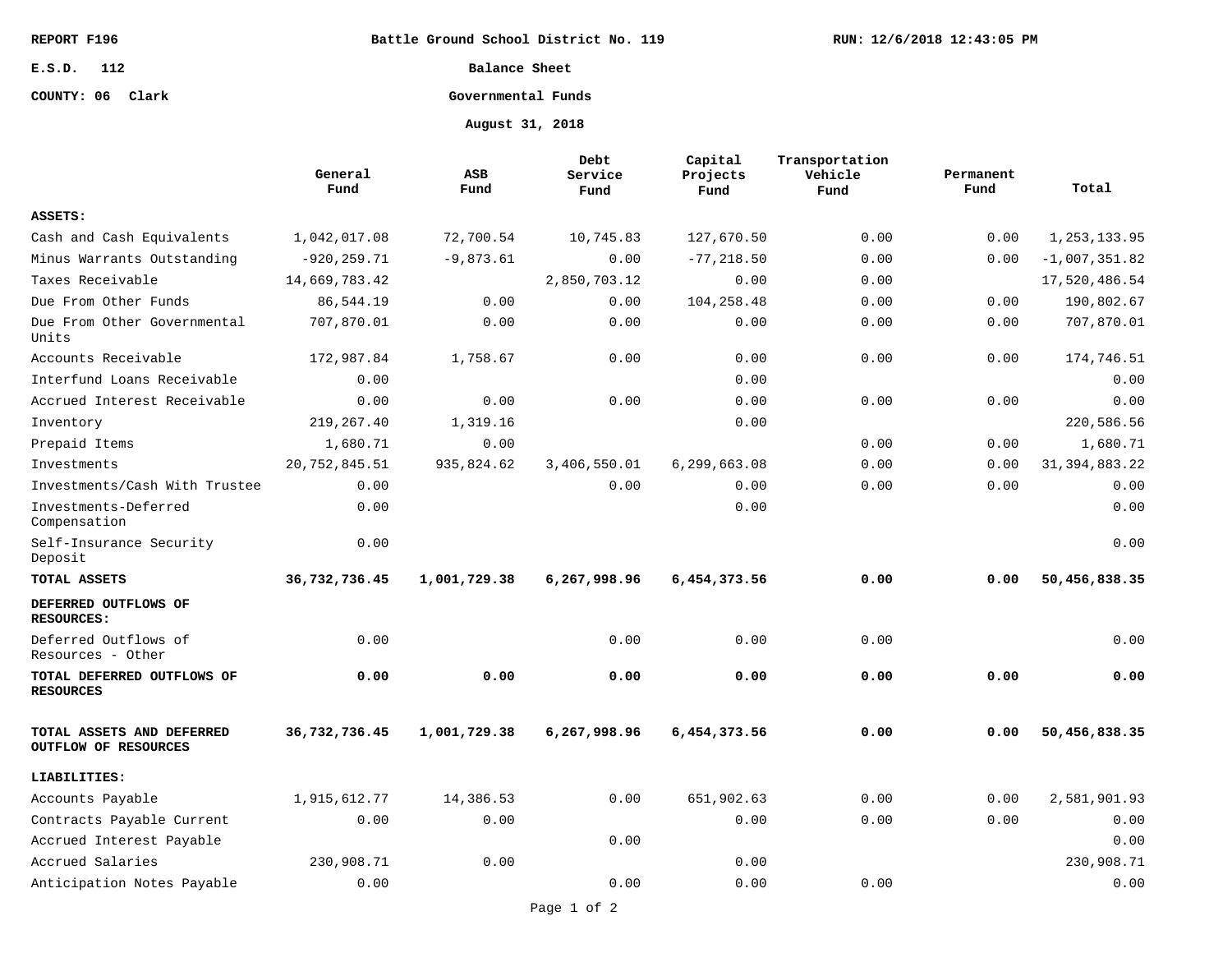REPORT F196 | Battle Ground School District No. 119 | RUN: 12/6/2018 12:43:05 PM

E.S.D. 112

COUNTY: 06 Clark

# Balance Sheet

## Governmental Funds

### August 31, 2018

| | General Fund | ASB Fund | Debt Service Fund | Capital Projects Fund | Transportation Vehicle Fund | Permanent Fund | Total |
|---|---|---|---|---|---|---|---|
| **ASSETS:** | | | | | | | |
| Cash and Cash Equivalents | 1,042,017.08 | 72,700.54 | 10,745.83 | 127,670.50 | 0.00 | 0.00 | 1,253,133.95 |
| Minus Warrants Outstanding | -920,259.71 | -9,873.61 | 0.00 | -77,218.50 | 0.00 | 0.00 | -1,007,351.82 |
| Taxes Receivable | 14,669,783.42 | | 2,850,703.12 | 0.00 | 0.00 | | 17,520,486.54 |
| Due From Other Funds | 86,544.19 | 0.00 | 0.00 | 104,258.48 | 0.00 | 0.00 | 190,802.67 |
| Due From Other Governmental Units | 707,870.01 | 0.00 | 0.00 | 0.00 | 0.00 | 0.00 | 707,870.01 |
| Accounts Receivable | 172,987.84 | 1,758.67 | 0.00 | 0.00 | 0.00 | 0.00 | 174,746.51 |
| Interfund Loans Receivable | 0.00 | | | 0.00 | | | 0.00 |
| Accrued Interest Receivable | 0.00 | 0.00 | 0.00 | 0.00 | 0.00 | 0.00 | 0.00 |
| Inventory | 219,267.40 | 1,319.16 | | 0.00 | | | 220,586.56 |
| Prepaid Items | 1,680.71 | 0.00 | | | 0.00 | 0.00 | 1,680.71 |
| Investments | 20,752,845.51 | 935,824.62 | 3,406,550.01 | 6,299,663.08 | 0.00 | 0.00 | 31,394,883.22 |
| Investments/Cash With Trustee | 0.00 | | 0.00 | 0.00 | 0.00 | 0.00 | 0.00 |
| Investments-Deferred Compensation | 0.00 | | | 0.00 | | | 0.00 |
| Self-Insurance Security Deposit | 0.00 | | | | | | 0.00 |
| **TOTAL ASSETS** | **36,732,736.45** | **1,001,729.38** | **6,267,998.96** | **6,454,373.56** | **0.00** | **0.00** | **50,456,838.35** |
| **DEFERRED OUTFLOWS OF RESOURCES:** | | | | | | | |
| Deferred Outflows of Resources - Other | 0.00 | | 0.00 | 0.00 | 0.00 | | 0.00 |
| **TOTAL DEFERRED OUTFLOWS OF RESOURCES** | **0.00** | **0.00** | **0.00** | **0.00** | **0.00** | **0.00** | **0.00** |
| **TOTAL ASSETS AND DEFERRED OUTFLOW OF RESOURCES** | **36,732,736.45** | **1,001,729.38** | **6,267,998.96** | **6,454,373.56** | **0.00** | **0.00** | **50,456,838.35** |
| **LIABILITIES:** | | | | | | | |
| Accounts Payable | 1,915,612.77 | 14,386.53 | 0.00 | 651,902.63 | 0.00 | 0.00 | 2,581,901.93 |
| Contracts Payable Current | 0.00 | 0.00 | | 0.00 | 0.00 | 0.00 | 0.00 |
| Accrued Interest Payable | | | 0.00 | | | | 0.00 |
| Accrued Salaries | 230,908.71 | 0.00 | | 0.00 | | | 230,908.71 |
| Anticipation Notes Payable | 0.00 | | 0.00 | 0.00 | 0.00 | | 0.00 |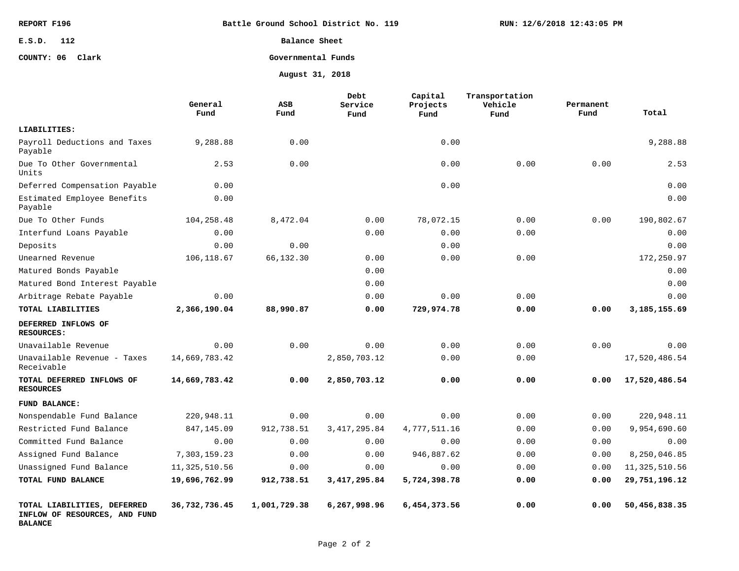REPORT F196

Battle Ground School District No. 119

RUN: 12/6/2018 12:43:05 PM

E.S.D. 112

COUNTY: 06 Clark

**Balance Sheet**

**Governmental Funds**

**August 31, 2018**

| | General Fund | ASB Fund | Debt Service Fund | Capital Projects Fund | Transportation Vehicle Fund | Permanent Fund | Total |
|---|---|---|---|---|---|---|---|
| **LIABILITIES:** | | | | | | | |
| Payroll Deductions and Taxes Payable | 9,288.88 | 0.00 | | 0.00 | | | 9,288.88 |
| Due To Other Governmental Units | 2.53 | 0.00 | | 0.00 | 0.00 | 0.00 | 2.53 |
| Deferred Compensation Payable | 0.00 | | | 0.00 | | | 0.00 |
| Estimated Employee Benefits Payable | 0.00 | | | | | | 0.00 |
| Due To Other Funds | 104,258.48 | 8,472.04 | 0.00 | 78,072.15 | 0.00 | 0.00 | 190,802.67 |
| Interfund Loans Payable | 0.00 | | 0.00 | 0.00 | 0.00 | | 0.00 |
| Deposits | 0.00 | 0.00 | | 0.00 | | | 0.00 |
| Unearned Revenue | 106,118.67 | 66,132.30 | 0.00 | 0.00 | 0.00 | | 172,250.97 |
| Matured Bonds Payable | | | 0.00 | | | | 0.00 |
| Matured Bond Interest Payable | | | 0.00 | | | | 0.00 |
| Arbitrage Rebate Payable | 0.00 | | 0.00 | 0.00 | 0.00 | | 0.00 |
| **TOTAL LIABILITIES** | **2,366,190.04** | **88,990.87** | **0.00** | **729,974.78** | **0.00** | **0.00** | **3,185,155.69** |
| **DEFERRED INFLOWS OF RESOURCES:** | | | | | | | |
| Unavailable Revenue | 0.00 | 0.00 | 0.00 | 0.00 | 0.00 | 0.00 | 0.00 |
| Unavailable Revenue - Taxes Receivable | 14,669,783.42 | | 2,850,703.12 | 0.00 | 0.00 | | 17,520,486.54 |
| **TOTAL DEFERRED INFLOWS OF RESOURCES** | **14,669,783.42** | **0.00** | **2,850,703.12** | **0.00** | **0.00** | **0.00** | **17,520,486.54** |
| **FUND BALANCE:** | | | | | | | |
| Nonspendable Fund Balance | 220,948.11 | 0.00 | 0.00 | 0.00 | 0.00 | 0.00 | 220,948.11 |
| Restricted Fund Balance | 847,145.09 | 912,738.51 | 3,417,295.84 | 4,777,511.16 | 0.00 | 0.00 | 9,954,690.60 |
| Committed Fund Balance | 0.00 | 0.00 | 0.00 | 0.00 | 0.00 | 0.00 | 0.00 |
| Assigned Fund Balance | 7,303,159.23 | 0.00 | 0.00 | 946,887.62 | 0.00 | 0.00 | 8,250,046.85 |
| Unassigned Fund Balance | 11,325,510.56 | 0.00 | 0.00 | 0.00 | 0.00 | 0.00 | 11,325,510.56 |
| **TOTAL FUND BALANCE** | **19,696,762.99** | **912,738.51** | **3,417,295.84** | **5,724,398.78** | **0.00** | **0.00** | **29,751,196.12** |
| **TOTAL LIABILITIES, DEFERRED INFLOW OF RESOURCES, AND FUND BALANCE** | **36,732,736.45** | **1,001,729.38** | **6,267,998.96** | **6,454,373.56** | **0.00** | **0.00** | **50,456,838.35** |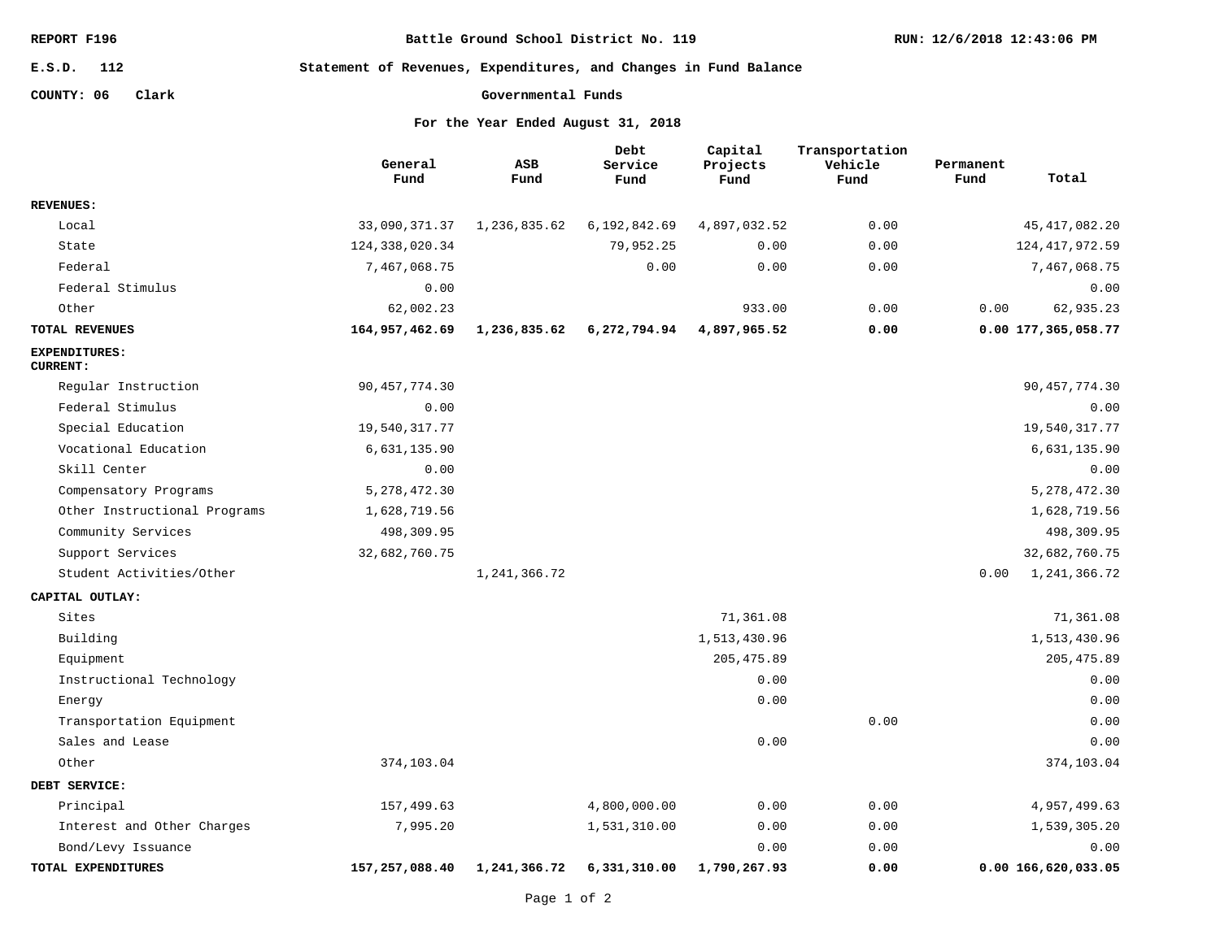REPORT F196 — Battle Ground School District No. 119 — RUN: 12/6/2018 12:43:06 PM

E.S.D. 112

COUNTY: 06 Clark

# Statement of Revenues, Expenditures, and Changes in Fund Balance

## Governmental Funds

### For the Year Ended August 31, 2018

| | General Fund | ASB Fund | Debt Service Fund | Capital Projects Fund | Transportation Vehicle Fund | Permanent Fund | Total |
|---|---|---|---|---|---|---|---|
| **REVENUES:** | | | | | | | |
| Local | 33,090,371.37 | 1,236,835.62 | 6,192,842.69 | 4,897,032.52 | 0.00 | | 45,417,082.20 |
| State | 124,338,020.34 | | 79,952.25 | 0.00 | 0.00 | | 124,417,972.59 |
| Federal | 7,467,068.75 | | 0.00 | 0.00 | 0.00 | | 7,467,068.75 |
| Federal Stimulus | 0.00 | | | | | | 0.00 |
| Other | 62,002.23 | | | 933.00 | 0.00 | 0.00 | 62,935.23 |
| **TOTAL REVENUES** | **164,957,462.69** | **1,236,835.62** | **6,272,794.94** | **4,897,965.52** | **0.00** | **0.00** | **177,365,058.77** |
| **EXPENDITURES:** | | | | | | | |
| **CURRENT:** | | | | | | | |
| Regular Instruction | 90,457,774.30 | | | | | | 90,457,774.30 |
| Federal Stimulus | 0.00 | | | | | | 0.00 |
| Special Education | 19,540,317.77 | | | | | | 19,540,317.77 |
| Vocational Education | 6,631,135.90 | | | | | | 6,631,135.90 |
| Skill Center | 0.00 | | | | | | 0.00 |
| Compensatory Programs | 5,278,472.30 | | | | | | 5,278,472.30 |
| Other Instructional Programs | 1,628,719.56 | | | | | | 1,628,719.56 |
| Community Services | 498,309.95 | | | | | | 498,309.95 |
| Support Services | 32,682,760.75 | | | | | | 32,682,760.75 |
| Student Activities/Other | | 1,241,366.72 | | | | 0.00 | 1,241,366.72 |
| **CAPITAL OUTLAY:** | | | | | | | |
| Sites | | | | 71,361.08 | | | 71,361.08 |
| Building | | | | 1,513,430.96 | | | 1,513,430.96 |
| Equipment | | | | 205,475.89 | | | 205,475.89 |
| Instructional Technology | | | | 0.00 | | | 0.00 |
| Energy | | | | 0.00 | | | 0.00 |
| Transportation Equipment | | | | | 0.00 | | 0.00 |
| Sales and Lease | | | | 0.00 | | | 0.00 |
| Other | 374,103.04 | | | | | | 374,103.04 |
| **DEBT SERVICE:** | | | | | | | |
| Principal | 157,499.63 | | 4,800,000.00 | 0.00 | 0.00 | | 4,957,499.63 |
| Interest and Other Charges | 7,995.20 | | 1,531,310.00 | 0.00 | 0.00 | | 1,539,305.20 |
| Bond/Levy Issuance | | | | 0.00 | 0.00 | | 0.00 |
| **TOTAL EXPENDITURES** | **157,257,088.40** | **1,241,366.72** | **6,331,310.00** | **1,790,267.93** | **0.00** | **0.00** | **166,620,033.05** |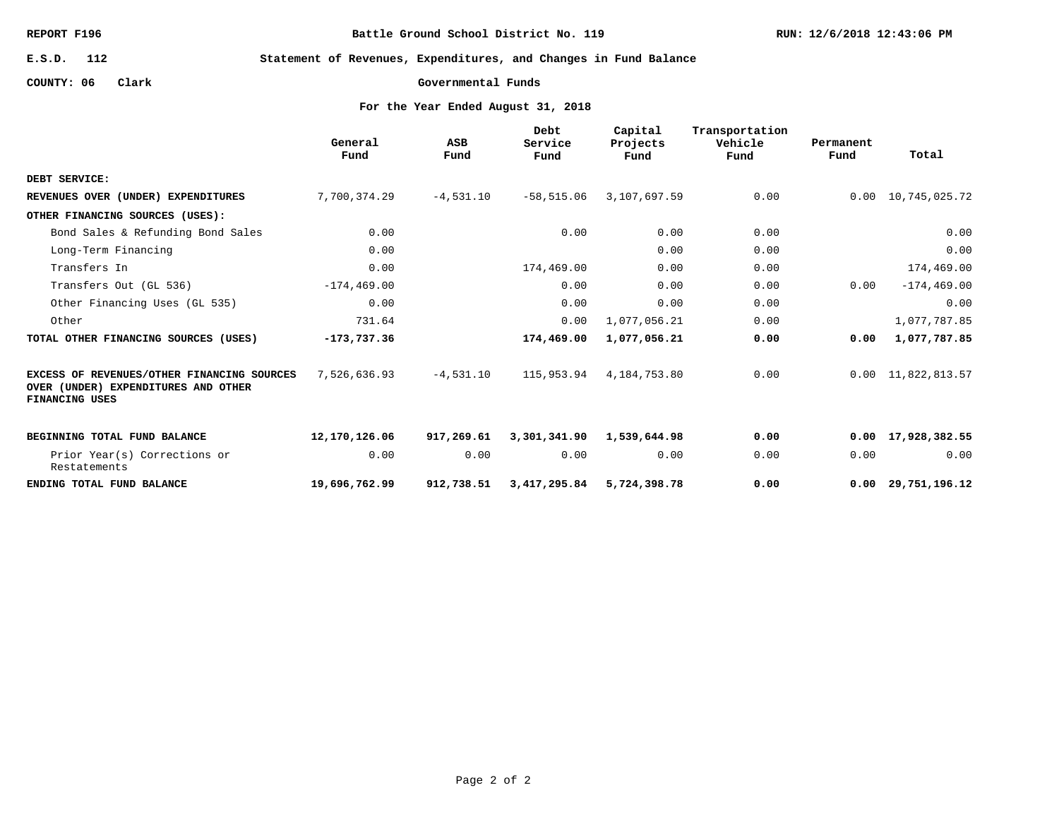REPORT F196 | Battle Ground School District No. 119 | RUN: 12/6/2018 12:43:06 PM

E.S.D. 112

COUNTY: 06 Clark

# Statement of Revenues, Expenditures, and Changes in Fund Balance

## Governmental Funds

### For the Year Ended August 31, 2018

| | General Fund | ASB Fund | Debt Service Fund | Capital Projects Fund | Transportation Vehicle Fund | Permanent Fund | Total |
|---|---|---|---|---|---|---|---|
| **DEBT SERVICE:** | | | | | | | |
| **REVENUES OVER (UNDER) EXPENDITURES** | 7,700,374.29 | -4,531.10 | -58,515.06 | 3,107,697.59 | 0.00 | 0.00 | 10,745,025.72 |
| **OTHER FINANCING SOURCES (USES):** | | | | | | | |
| Bond Sales & Refunding Bond Sales | 0.00 | | 0.00 | 0.00 | 0.00 | | 0.00 |
| Long-Term Financing | 0.00 | | | 0.00 | 0.00 | | 0.00 |
| Transfers In | 0.00 | | 174,469.00 | 0.00 | 0.00 | | 174,469.00 |
| Transfers Out (GL 536) | -174,469.00 | | 0.00 | 0.00 | 0.00 | 0.00 | -174,469.00 |
| Other Financing Uses (GL 535) | 0.00 | | 0.00 | 0.00 | 0.00 | | 0.00 |
| Other | 731.64 | | 0.00 | 1,077,056.21 | 0.00 | | 1,077,787.85 |
| **TOTAL OTHER FINANCING SOURCES (USES)** | **-173,737.36** | | **174,469.00** | **1,077,056.21** | **0.00** | **0.00** | **1,077,787.85** |
| **EXCESS OF REVENUES/OTHER FINANCING SOURCES OVER (UNDER) EXPENDITURES AND OTHER FINANCING USES** | 7,526,636.93 | -4,531.10 | 115,953.94 | 4,184,753.80 | 0.00 | 0.00 | 11,822,813.57 |
| **BEGINNING TOTAL FUND BALANCE** | **12,170,126.06** | **917,269.61** | **3,301,341.90** | **1,539,644.98** | **0.00** | **0.00** | **17,928,382.55** |
| Prior Year(s) Corrections or Restatements | 0.00 | 0.00 | 0.00 | 0.00 | 0.00 | 0.00 | 0.00 |
| **ENDING TOTAL FUND BALANCE** | **19,696,762.99** | **912,738.51** | **3,417,295.84** | **5,724,398.78** | **0.00** | **0.00** | **29,751,196.12** |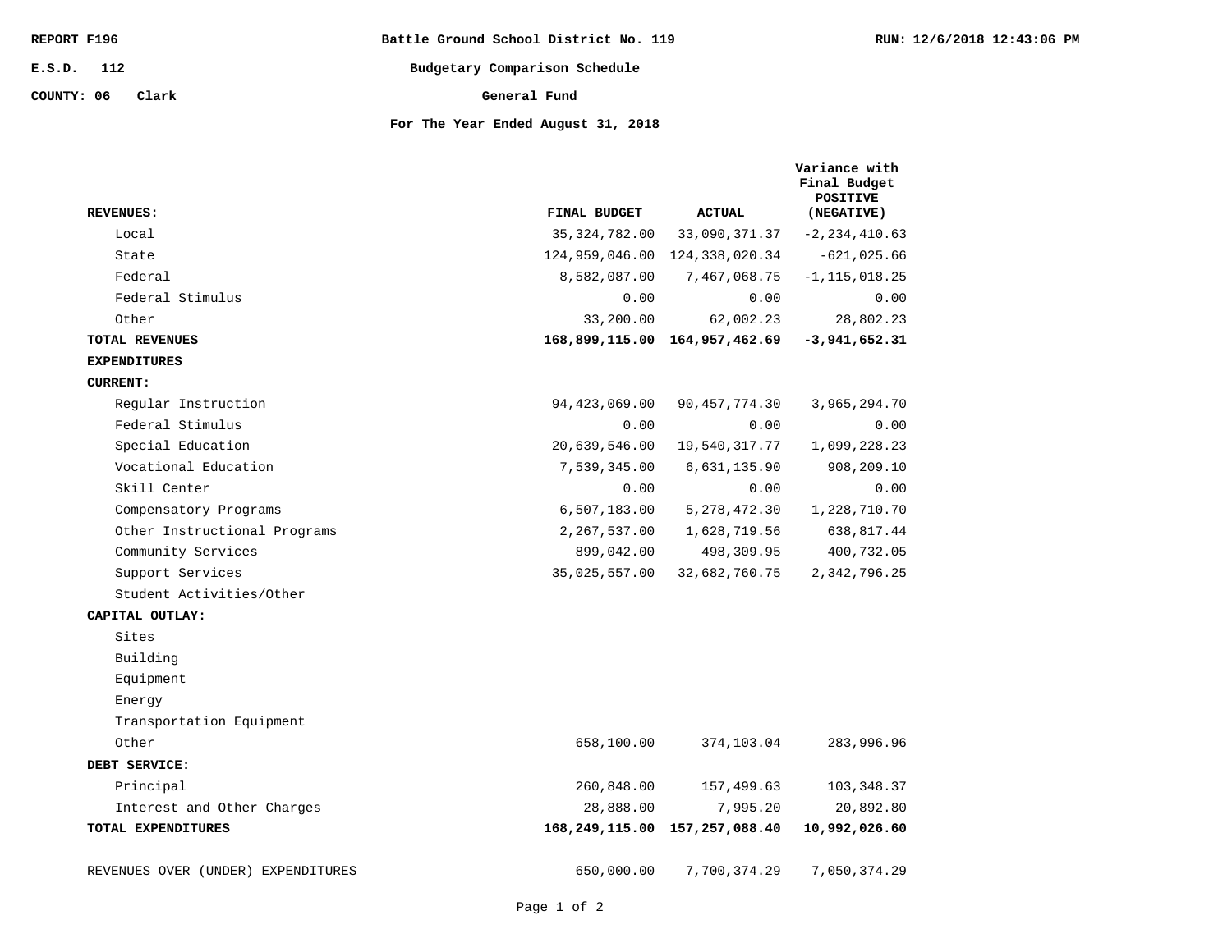REPORT F196 | Battle Ground School District No. 119 | RUN: 12/6/2018 12:43:06 PM

E.S.D. 112

COUNTY: 06 Clark

## Budgetary Comparison Schedule

## General Fund

## For The Year Ended August 31, 2018

| REVENUES: | FINAL BUDGET | ACTUAL | Variance with Final Budget POSITIVE (NEGATIVE) |
|---|---|---|---|
| Local | 35,324,782.00 | 33,090,371.37 | -2,234,410.63 |
| State | 124,959,046.00 | 124,338,020.34 | -621,025.66 |
| Federal | 8,582,087.00 | 7,467,068.75 | -1,115,018.25 |
| Federal Stimulus | 0.00 | 0.00 | 0.00 |
| Other | 33,200.00 | 62,002.23 | 28,802.23 |
| **TOTAL REVENUES** | **168,899,115.00** | **164,957,462.69** | **-3,941,652.31** |
| **EXPENDITURES** | | | |
| **CURRENT:** | | | |
| Regular Instruction | 94,423,069.00 | 90,457,774.30 | 3,965,294.70 |
| Federal Stimulus | 0.00 | 0.00 | 0.00 |
| Special Education | 20,639,546.00 | 19,540,317.77 | 1,099,228.23 |
| Vocational Education | 7,539,345.00 | 6,631,135.90 | 908,209.10 |
| Skill Center | 0.00 | 0.00 | 0.00 |
| Compensatory Programs | 6,507,183.00 | 5,278,472.30 | 1,228,710.70 |
| Other Instructional Programs | 2,267,537.00 | 1,628,719.56 | 638,817.44 |
| Community Services | 899,042.00 | 498,309.95 | 400,732.05 |
| Support Services | 35,025,557.00 | 32,682,760.75 | 2,342,796.25 |
| Student Activities/Other | | | |
| **CAPITAL OUTLAY:** | | | |
| Sites | | | |
| Building | | | |
| Equipment | | | |
| Energy | | | |
| Transportation Equipment | | | |
| Other | 658,100.00 | 374,103.04 | 283,996.96 |
| **DEBT SERVICE:** | | | |
| Principal | 260,848.00 | 157,499.63 | 103,348.37 |
| Interest and Other Charges | 28,888.00 | 7,995.20 | 20,892.80 |
| **TOTAL EXPENDITURES** | **168,249,115.00** | **157,257,088.40** | **10,992,026.60** |
| REVENUES OVER (UNDER) EXPENDITURES | 650,000.00 | 7,700,374.29 | 7,050,374.29 |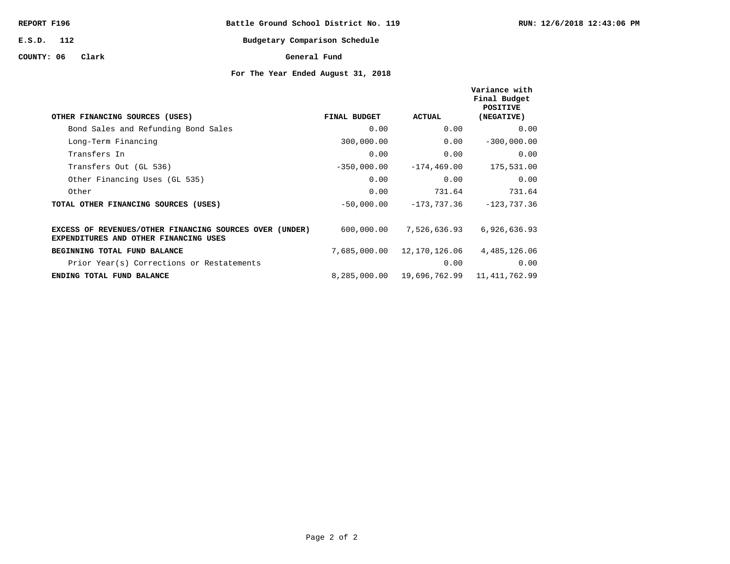REPORT F196 | Battle Ground School District No. 119 | RUN: 12/6/2018 12:43:06 PM

E.S.D. 112

COUNTY: 06 Clark

**Budgetary Comparison Schedule**

**General Fund**

**For The Year Ended August 31, 2018**

| OTHER FINANCING SOURCES (USES) | FINAL BUDGET | ACTUAL | Variance with Final Budget POSITIVE (NEGATIVE) |
|---|---|---|---|
| Bond Sales and Refunding Bond Sales | 0.00 | 0.00 | 0.00 |
| Long-Term Financing | 300,000.00 | 0.00 | -300,000.00 |
| Transfers In | 0.00 | 0.00 | 0.00 |
| Transfers Out (GL 536) | -350,000.00 | -174,469.00 | 175,531.00 |
| Other Financing Uses (GL 535) | 0.00 | 0.00 | 0.00 |
| Other | 0.00 | 731.64 | 731.64 |
| **TOTAL OTHER FINANCING SOURCES (USES)** | -50,000.00 | -173,737.36 | -123,737.36 |
| **EXCESS OF REVENUES/OTHER FINANCING SOURCES OVER (UNDER) EXPENDITURES AND OTHER FINANCING USES** | 600,000.00 | 7,526,636.93 | 6,926,636.93 |
| **BEGINNING TOTAL FUND BALANCE** | 7,685,000.00 | 12,170,126.06 | 4,485,126.06 |
| Prior Year(s) Corrections or Restatements | | 0.00 | 0.00 |
| **ENDING TOTAL FUND BALANCE** | 8,285,000.00 | 19,696,762.99 | 11,411,762.99 |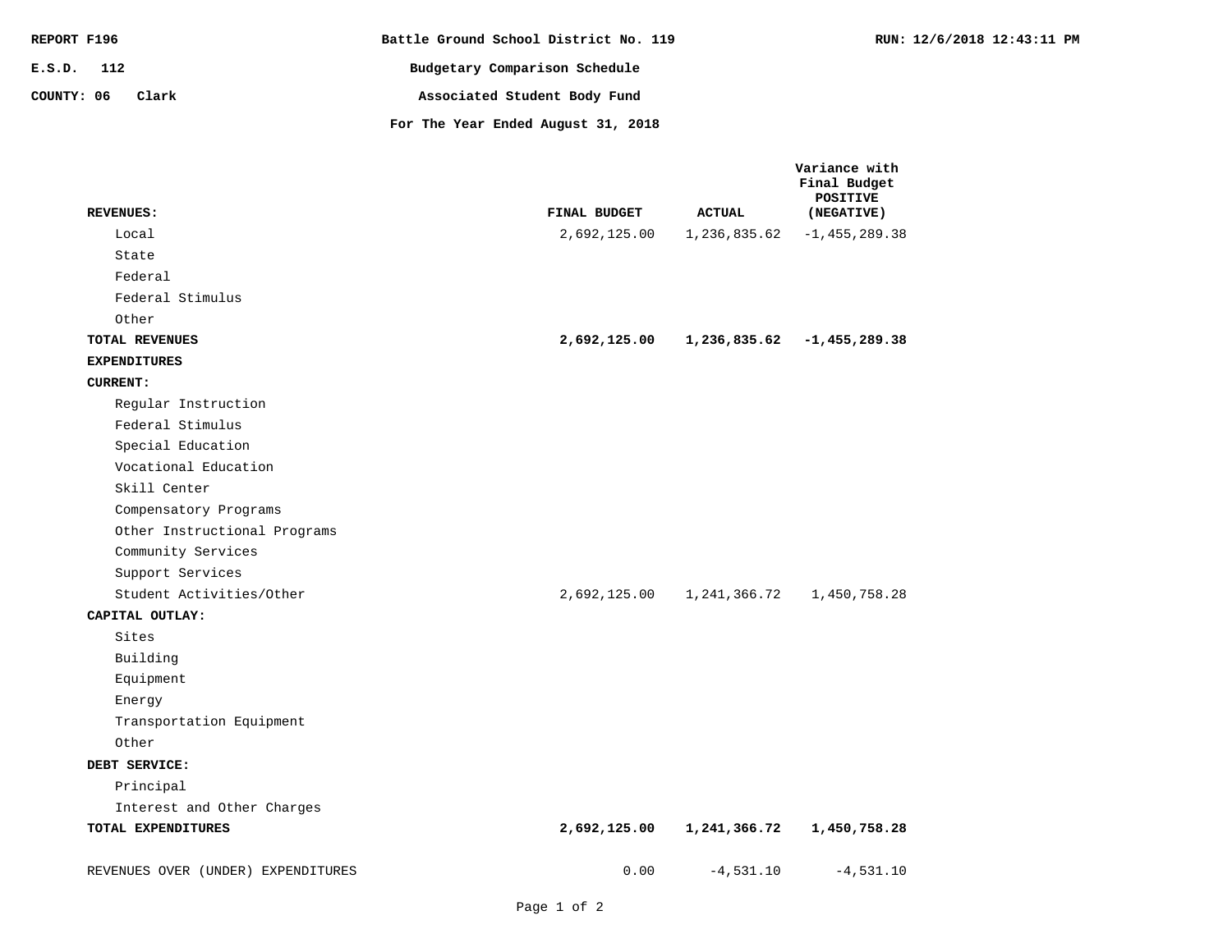REPORT F196

E.S.D. 112

COUNTY: 06 Clark

# Battle Ground School District No. 119

## Budgetary Comparison Schedule

## Associated Student Body Fund

### For The Year Ended August 31, 2018

RUN: 12/6/2018 12:43:11 PM

| REVENUES: | FINAL BUDGET | ACTUAL | Variance with Final Budget POSITIVE (NEGATIVE) |
|---|---|---|---|
| Local | 2,692,125.00 | 1,236,835.62 | -1,455,289.38 |
| State | | | |
| Federal | | | |
| Federal Stimulus | | | |
| Other | | | |
| **TOTAL REVENUES** | **2,692,125.00** | **1,236,835.62** | **-1,455,289.38** |
| **EXPENDITURES** | | | |
| **CURRENT:** | | | |
| Regular Instruction | | | |
| Federal Stimulus | | | |
| Special Education | | | |
| Vocational Education | | | |
| Skill Center | | | |
| Compensatory Programs | | | |
| Other Instructional Programs | | | |
| Community Services | | | |
| Support Services | | | |
| Student Activities/Other | 2,692,125.00 | 1,241,366.72 | 1,450,758.28 |
| **CAPITAL OUTLAY:** | | | |
| Sites | | | |
| Building | | | |
| Equipment | | | |
| Energy | | | |
| Transportation Equipment | | | |
| Other | | | |
| **DEBT SERVICE:** | | | |
| Principal | | | |
| Interest and Other Charges | | | |
| **TOTAL EXPENDITURES** | **2,692,125.00** | **1,241,366.72** | **1,450,758.28** |
| REVENUES OVER (UNDER) EXPENDITURES | 0.00 | -4,531.10 | -4,531.10 |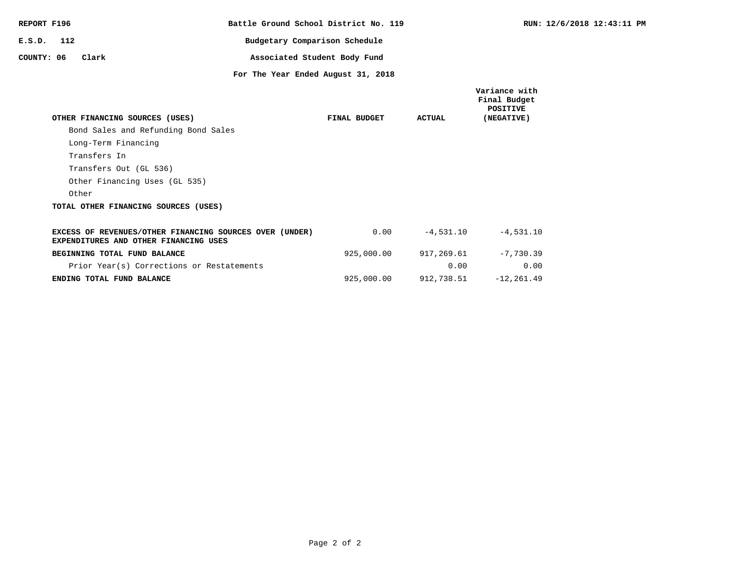REPORT F196

E.S.D. 112

COUNTY: 06 Clark

RUN: 12/6/2018 12:43:11 PM

**Battle Ground School District No. 119**

**Budgetary Comparison Schedule**

**Associated Student Body Fund**

**For The Year Ended August 31, 2018**

| OTHER FINANCING SOURCES (USES) | FINAL BUDGET | ACTUAL | Variance with Final Budget POSITIVE (NEGATIVE) |
|---|---|---|---|
| Bond Sales and Refunding Bond Sales | | | |
| Long-Term Financing | | | |
| Transfers In | | | |
| Transfers Out (GL 536) | | | |
| Other Financing Uses (GL 535) | | | |
| Other | | | |
| **TOTAL OTHER FINANCING SOURCES (USES)** | | | |
| **EXCESS OF REVENUES/OTHER FINANCING SOURCES OVER (UNDER) EXPENDITURES AND OTHER FINANCING USES** | 0.00 | -4,531.10 | -4,531.10 |
| **BEGINNING TOTAL FUND BALANCE** | 925,000.00 | 917,269.61 | -7,730.39 |
| Prior Year(s) Corrections or Restatements | | 0.00 | 0.00 |
| **ENDING TOTAL FUND BALANCE** | 925,000.00 | 912,738.51 | -12,261.49 |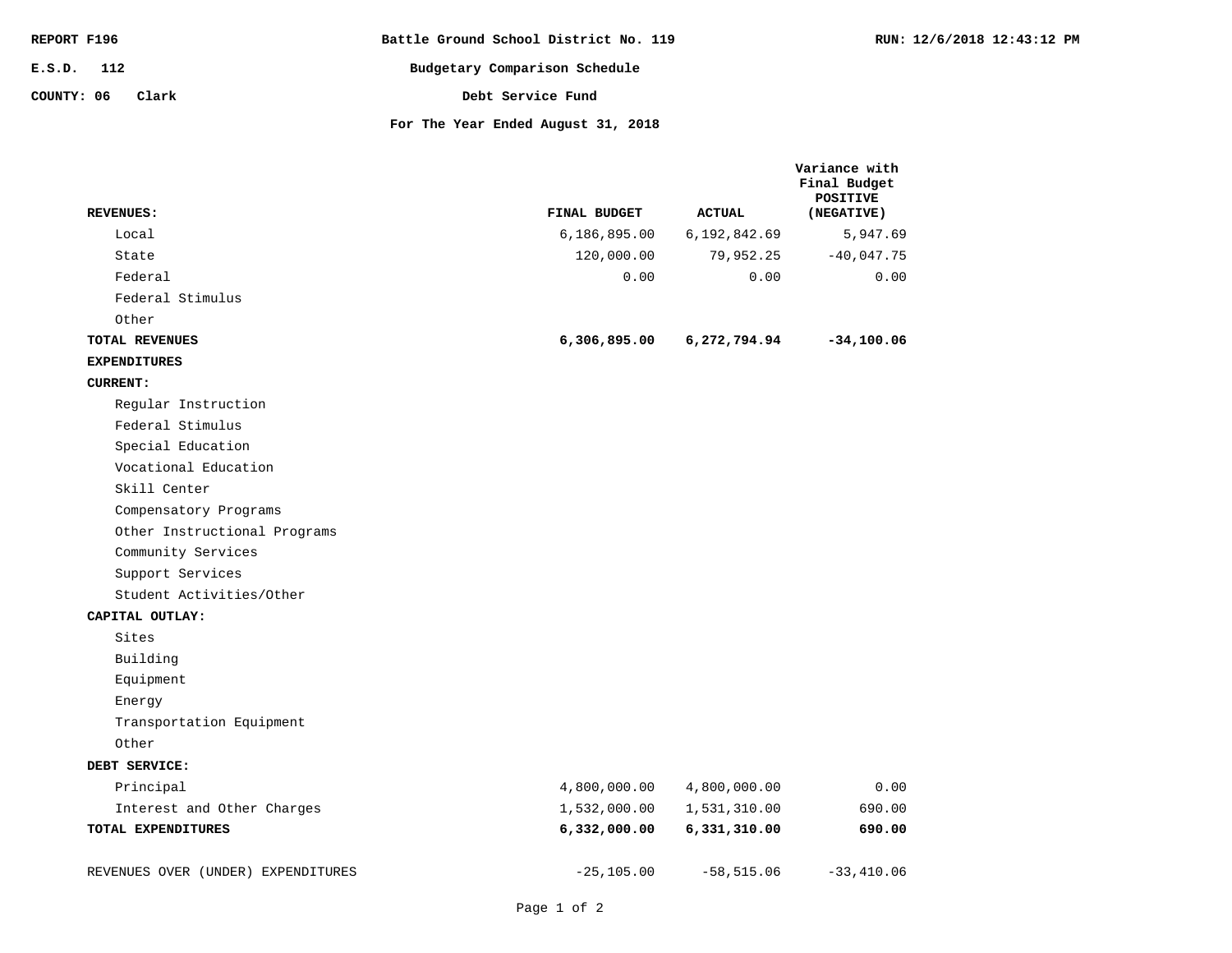REPORT F196

E.S.D. 112

COUNTY: 06 Clark

RUN: 12/6/2018 12:43:12 PM

# Battle Ground School District No. 119

## Budgetary Comparison Schedule

## Debt Service Fund

### For The Year Ended August 31, 2018

| REVENUES: | FINAL BUDGET | ACTUAL | Variance with Final Budget POSITIVE (NEGATIVE) |
|---|---|---|---|
| Local | 6,186,895.00 | 6,192,842.69 | 5,947.69 |
| State | 120,000.00 | 79,952.25 | -40,047.75 |
| Federal | 0.00 | 0.00 | 0.00 |
| Federal Stimulus | | | |
| Other | | | |
| **TOTAL REVENUES** | **6,306,895.00** | **6,272,794.94** | **-34,100.06** |
| **EXPENDITURES** | | | |
| **CURRENT:** | | | |
| Regular Instruction | | | |
| Federal Stimulus | | | |
| Special Education | | | |
| Vocational Education | | | |
| Skill Center | | | |
| Compensatory Programs | | | |
| Other Instructional Programs | | | |
| Community Services | | | |
| Support Services | | | |
| Student Activities/Other | | | |
| **CAPITAL OUTLAY:** | | | |
| Sites | | | |
| Building | | | |
| Equipment | | | |
| Energy | | | |
| Transportation Equipment | | | |
| Other | | | |
| **DEBT SERVICE:** | | | |
| Principal | 4,800,000.00 | 4,800,000.00 | 0.00 |
| Interest and Other Charges | 1,532,000.00 | 1,531,310.00 | 690.00 |
| **TOTAL EXPENDITURES** | **6,332,000.00** | **6,331,310.00** | **690.00** |
| REVENUES OVER (UNDER) EXPENDITURES | -25,105.00 | -58,515.06 | -33,410.06 |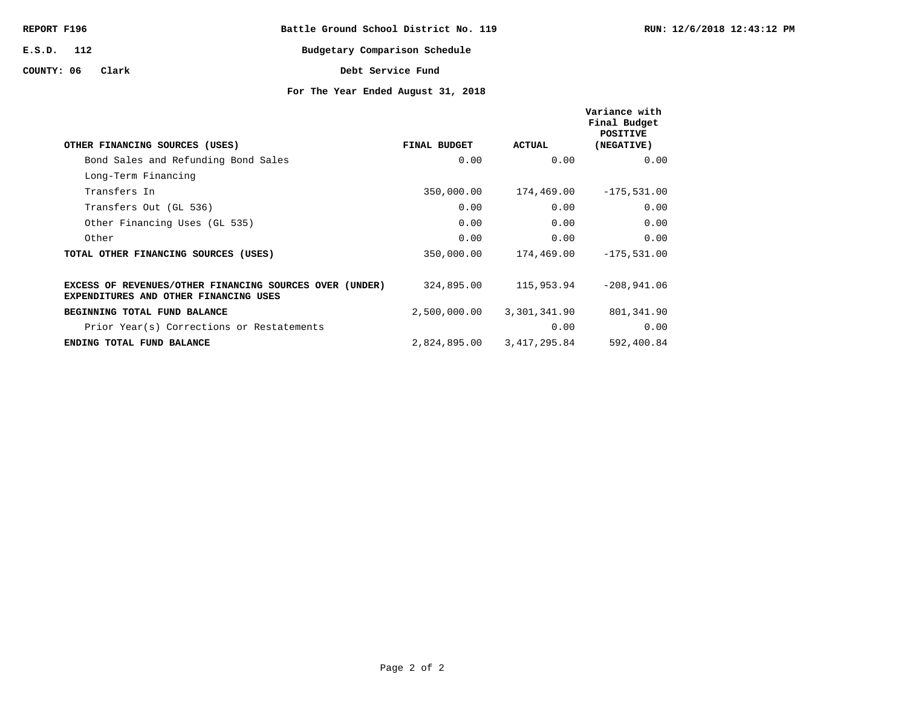REPORT F196 | Battle Ground School District No. 119 | RUN: 12/6/2018 12:43:12 PM

E.S.D. 112

COUNTY: 06 Clark

# Budgetary Comparison Schedule

## Debt Service Fund

### For The Year Ended August 31, 2018

| OTHER FINANCING SOURCES (USES) | FINAL BUDGET | ACTUAL | Variance with Final Budget POSITIVE (NEGATIVE) |
|---|---|---|---|
| Bond Sales and Refunding Bond Sales | 0.00 | 0.00 | 0.00 |
| Long-Term Financing | | | |
| Transfers In | 350,000.00 | 174,469.00 | -175,531.00 |
| Transfers Out (GL 536) | 0.00 | 0.00 | 0.00 |
| Other Financing Uses (GL 535) | 0.00 | 0.00 | 0.00 |
| Other | 0.00 | 0.00 | 0.00 |
| **TOTAL OTHER FINANCING SOURCES (USES)** | 350,000.00 | 174,469.00 | -175,531.00 |
| **EXCESS OF REVENUES/OTHER FINANCING SOURCES OVER (UNDER) EXPENDITURES AND OTHER FINANCING USES** | 324,895.00 | 115,953.94 | -208,941.06 |
| **BEGINNING TOTAL FUND BALANCE** | 2,500,000.00 | 3,301,341.90 | 801,341.90 |
| Prior Year(s) Corrections or Restatements | | 0.00 | 0.00 |
| **ENDING TOTAL FUND BALANCE** | 2,824,895.00 | 3,417,295.84 | 592,400.84 |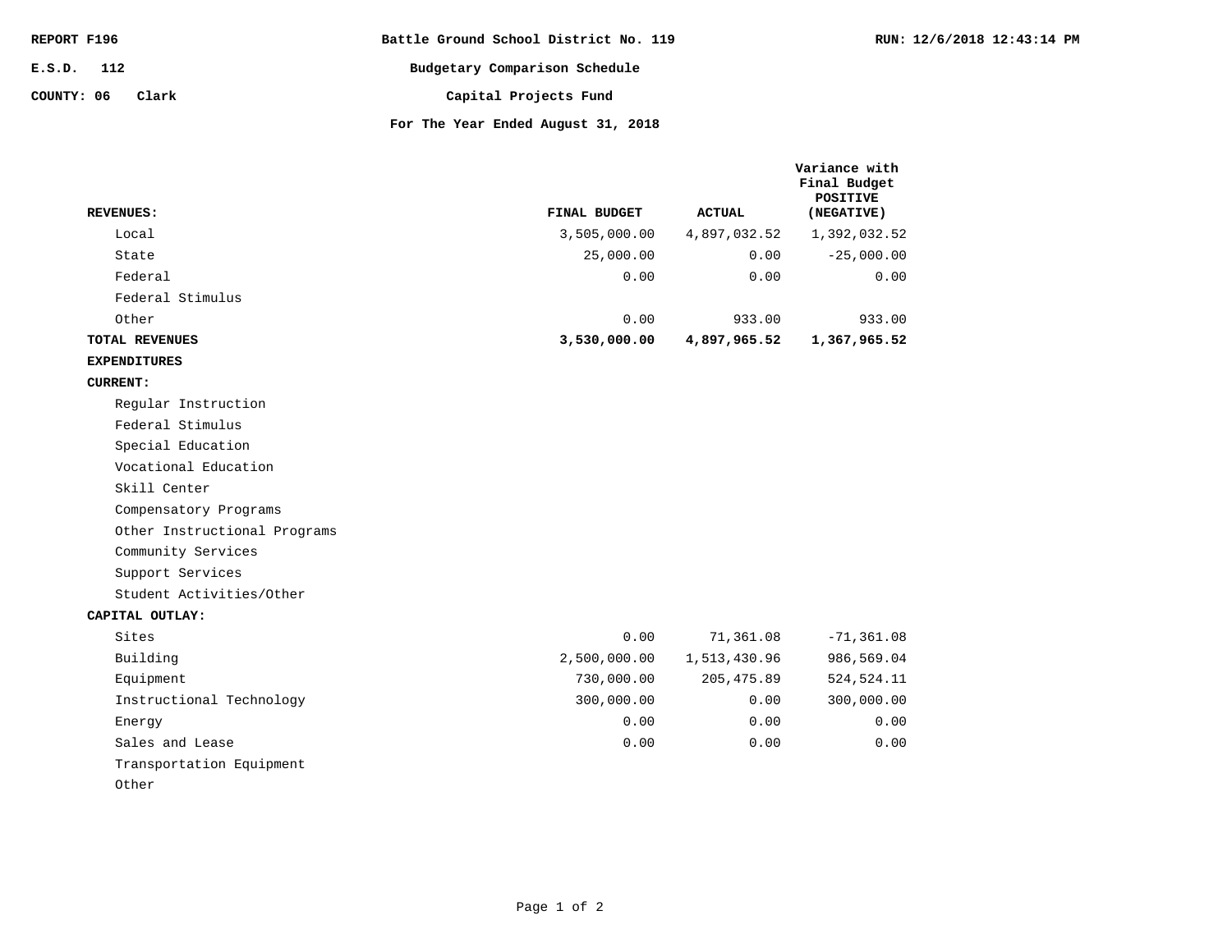REPORT F196 | E.S.D. 112 | COUNTY: 06 Clark | RUN: 12/6/2018 12:43:14 PM

# Battle Ground School District No. 119

## Budgetary Comparison Schedule

## Capital Projects Fund

### For The Year Ended August 31, 2018

| REVENUES: | FINAL BUDGET | ACTUAL | Variance with Final Budget POSITIVE (NEGATIVE) |
|---|---|---|---|
| Local | 3,505,000.00 | 4,897,032.52 | 1,392,032.52 |
| State | 25,000.00 | 0.00 | -25,000.00 |
| Federal | 0.00 | 0.00 | 0.00 |
| Federal Stimulus | | | |
| Other | 0.00 | 933.00 | 933.00 |
| **TOTAL REVENUES** | **3,530,000.00** | **4,897,965.52** | **1,367,965.52** |
| **EXPENDITURES** | | | |
| **CURRENT:** | | | |
| Regular Instruction | | | |
| Federal Stimulus | | | |
| Special Education | | | |
| Vocational Education | | | |
| Skill Center | | | |
| Compensatory Programs | | | |
| Other Instructional Programs | | | |
| Community Services | | | |
| Support Services | | | |
| Student Activities/Other | | | |
| **CAPITAL OUTLAY:** | | | |
| Sites | 0.00 | 71,361.08 | -71,361.08 |
| Building | 2,500,000.00 | 1,513,430.96 | 986,569.04 |
| Equipment | 730,000.00 | 205,475.89 | 524,524.11 |
| Instructional Technology | 300,000.00 | 0.00 | 300,000.00 |
| Energy | 0.00 | 0.00 | 0.00 |
| Sales and Lease | 0.00 | 0.00 | 0.00 |
| Transportation Equipment | | | |
| Other | | | |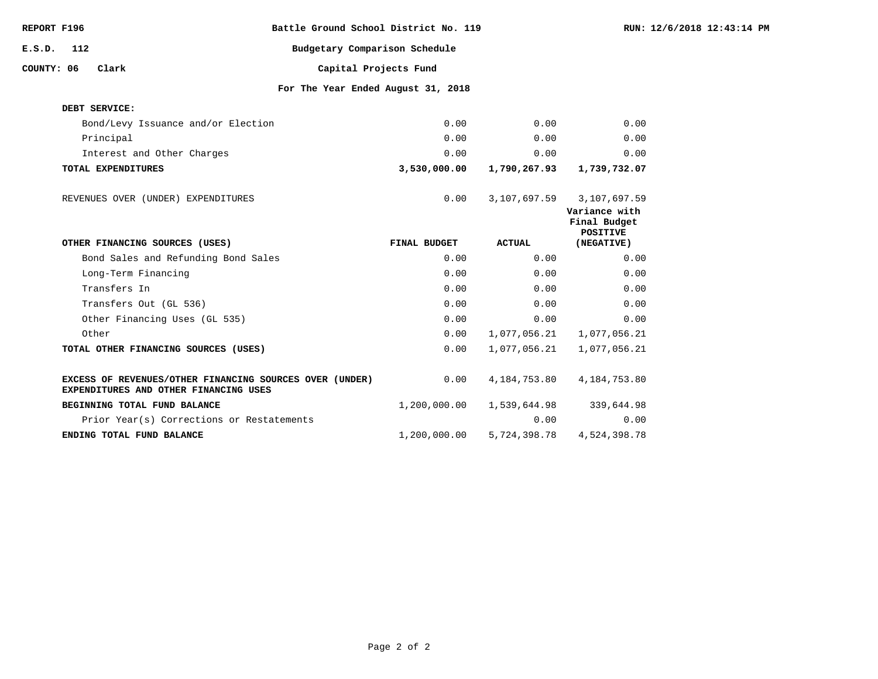REPORT F196 | Battle Ground School District No. 119 | RUN: 12/6/2018 12:43:14 PM

E.S.D. 112

COUNTY: 06 Clark

**Budgetary Comparison Schedule**

**Capital Projects Fund**

**For The Year Ended August 31, 2018**

| | | | |
|---|---|---|---|
| **DEBT SERVICE:** | | | |
| Bond/Levy Issuance and/or Election | 0.00 | 0.00 | 0.00 |
| Principal | 0.00 | 0.00 | 0.00 |
| Interest and Other Charges | 0.00 | 0.00 | 0.00 |
| **TOTAL EXPENDITURES** | **3,530,000.00** | **1,790,267.93** | **1,739,732.07** |
| REVENUES OVER (UNDER) EXPENDITURES | 0.00 | 3,107,697.59 | 3,107,697.59 |

| OTHER FINANCING SOURCES (USES) | FINAL BUDGET | ACTUAL | Variance with Final Budget POSITIVE (NEGATIVE) |
|---|---|---|---|
| Bond Sales and Refunding Bond Sales | 0.00 | 0.00 | 0.00 |
| Long-Term Financing | 0.00 | 0.00 | 0.00 |
| Transfers In | 0.00 | 0.00 | 0.00 |
| Transfers Out (GL 536) | 0.00 | 0.00 | 0.00 |
| Other Financing Uses (GL 535) | 0.00 | 0.00 | 0.00 |
| Other | 0.00 | 1,077,056.21 | 1,077,056.21 |
| **TOTAL OTHER FINANCING SOURCES (USES)** | 0.00 | 1,077,056.21 | 1,077,056.21 |
| **EXCESS OF REVENUES/OTHER FINANCING SOURCES OVER (UNDER) EXPENDITURES AND OTHER FINANCING USES** | 0.00 | 4,184,753.80 | 4,184,753.80 |
| **BEGINNING TOTAL FUND BALANCE** | 1,200,000.00 | 1,539,644.98 | 339,644.98 |
| Prior Year(s) Corrections or Restatements | | 0.00 | 0.00 |
| **ENDING TOTAL FUND BALANCE** | 1,200,000.00 | 5,724,398.78 | 4,524,398.78 |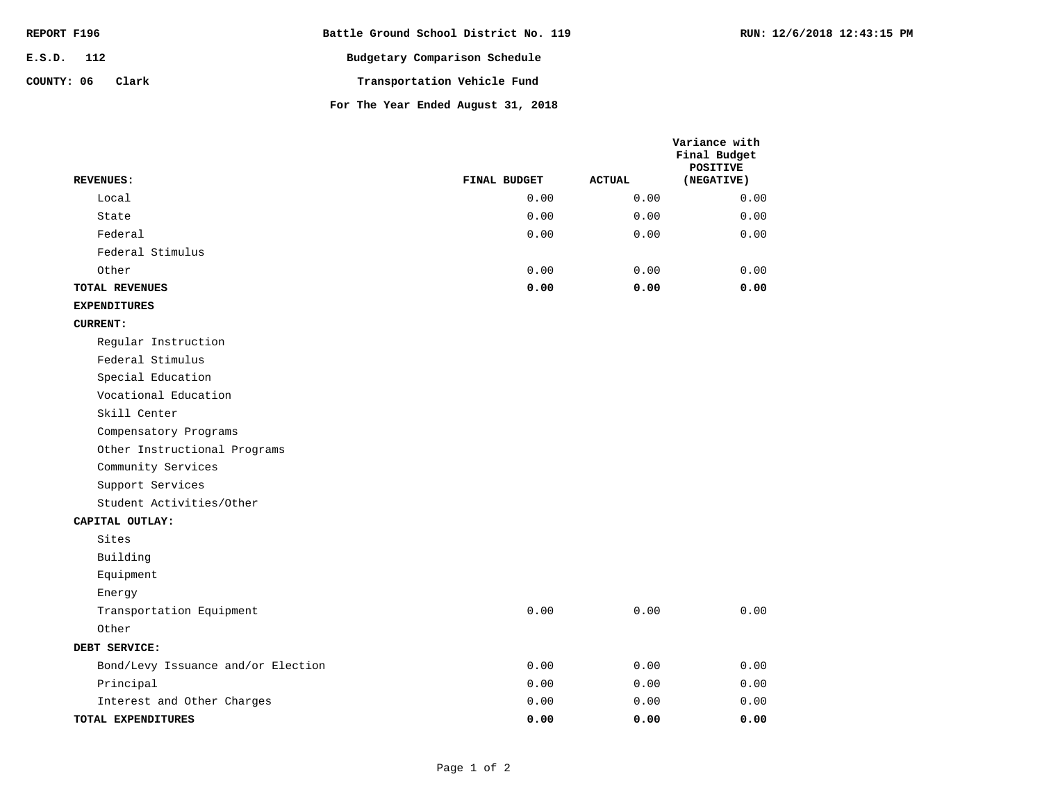REPORT F196

E.S.D. 112

COUNTY: 06 Clark

# Battle Ground School District No. 119

## Budgetary Comparison Schedule

## Transportation Vehicle Fund

## For The Year Ended August 31, 2018

RUN: 12/6/2018 12:43:15 PM

| REVENUES: | FINAL BUDGET | ACTUAL | Variance with Final Budget POSITIVE (NEGATIVE) |
|---|---|---|---|
| Local | 0.00 | 0.00 | 0.00 |
| State | 0.00 | 0.00 | 0.00 |
| Federal | 0.00 | 0.00 | 0.00 |
| Federal Stimulus | | | |
| Other | 0.00 | 0.00 | 0.00 |
| **TOTAL REVENUES** | **0.00** | **0.00** | **0.00** |
| **EXPENDITURES** | | | |
| **CURRENT:** | | | |
| Regular Instruction | | | |
| Federal Stimulus | | | |
| Special Education | | | |
| Vocational Education | | | |
| Skill Center | | | |
| Compensatory Programs | | | |
| Other Instructional Programs | | | |
| Community Services | | | |
| Support Services | | | |
| Student Activities/Other | | | |
| **CAPITAL OUTLAY:** | | | |
| Sites | | | |
| Building | | | |
| Equipment | | | |
| Energy | | | |
| Transportation Equipment | 0.00 | 0.00 | 0.00 |
| Other | | | |
| **DEBT SERVICE:** | | | |
| Bond/Levy Issuance and/or Election | 0.00 | 0.00 | 0.00 |
| Principal | 0.00 | 0.00 | 0.00 |
| Interest and Other Charges | 0.00 | 0.00 | 0.00 |
| **TOTAL EXPENDITURES** | **0.00** | **0.00** | **0.00** |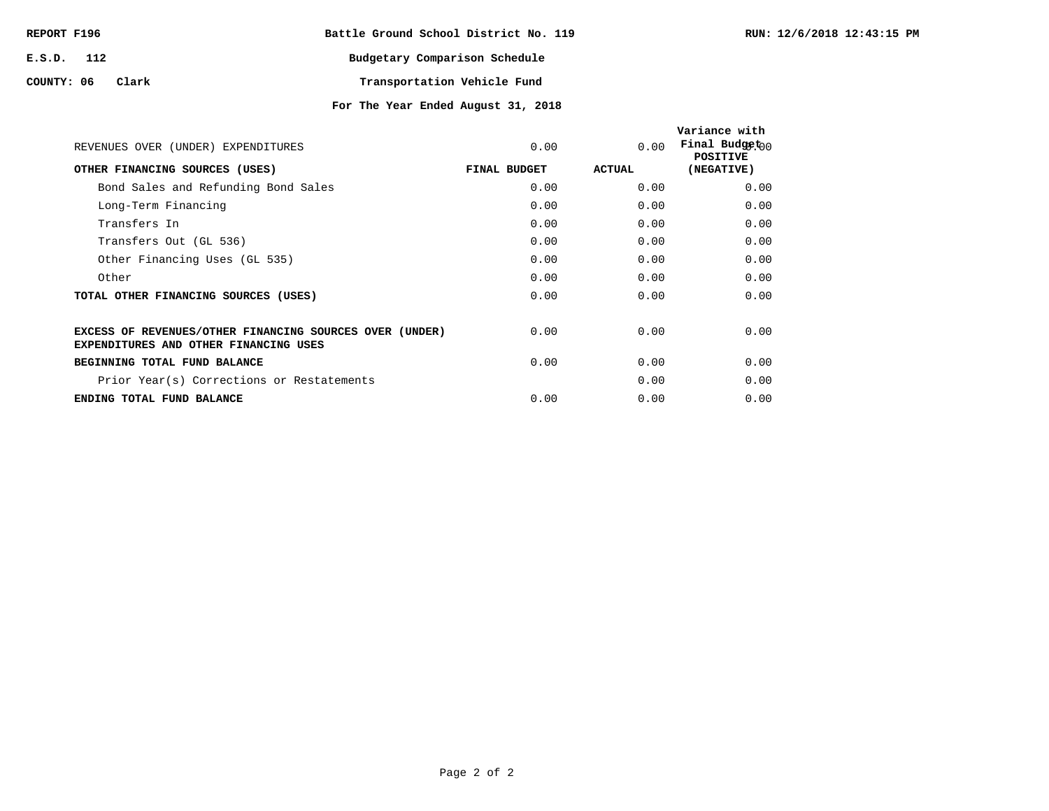REPORT F196

E.S.D. 112

COUNTY: 06 Clark

RUN: 12/6/2018 12:43:15 PM

# Battle Ground School District No. 119

## Budgetary Comparison Schedule

## Transportation Vehicle Fund

### For The Year Ended August 31, 2018

| | | | |
|---|---|---|---|
| REVENUES OVER (UNDER) EXPENDITURES | 0.00 | 0.00 | 0.00 |
| **OTHER FINANCING SOURCES (USES)** | **FINAL BUDGET** | **ACTUAL** | **Variance with Final Budget POSITIVE (NEGATIVE)** |
| Bond Sales and Refunding Bond Sales | 0.00 | 0.00 | 0.00 |
| Long-Term Financing | 0.00 | 0.00 | 0.00 |
| Transfers In | 0.00 | 0.00 | 0.00 |
| Transfers Out (GL 536) | 0.00 | 0.00 | 0.00 |
| Other Financing Uses (GL 535) | 0.00 | 0.00 | 0.00 |
| Other | 0.00 | 0.00 | 0.00 |
| **TOTAL OTHER FINANCING SOURCES (USES)** | 0.00 | 0.00 | 0.00 |
| **EXCESS OF REVENUES/OTHER FINANCING SOURCES OVER (UNDER) EXPENDITURES AND OTHER FINANCING USES** | 0.00 | 0.00 | 0.00 |
| **BEGINNING TOTAL FUND BALANCE** | 0.00 | 0.00 | 0.00 |
| Prior Year(s) Corrections or Restatements | | 0.00 | 0.00 |
| **ENDING TOTAL FUND BALANCE** | 0.00 | 0.00 | 0.00 |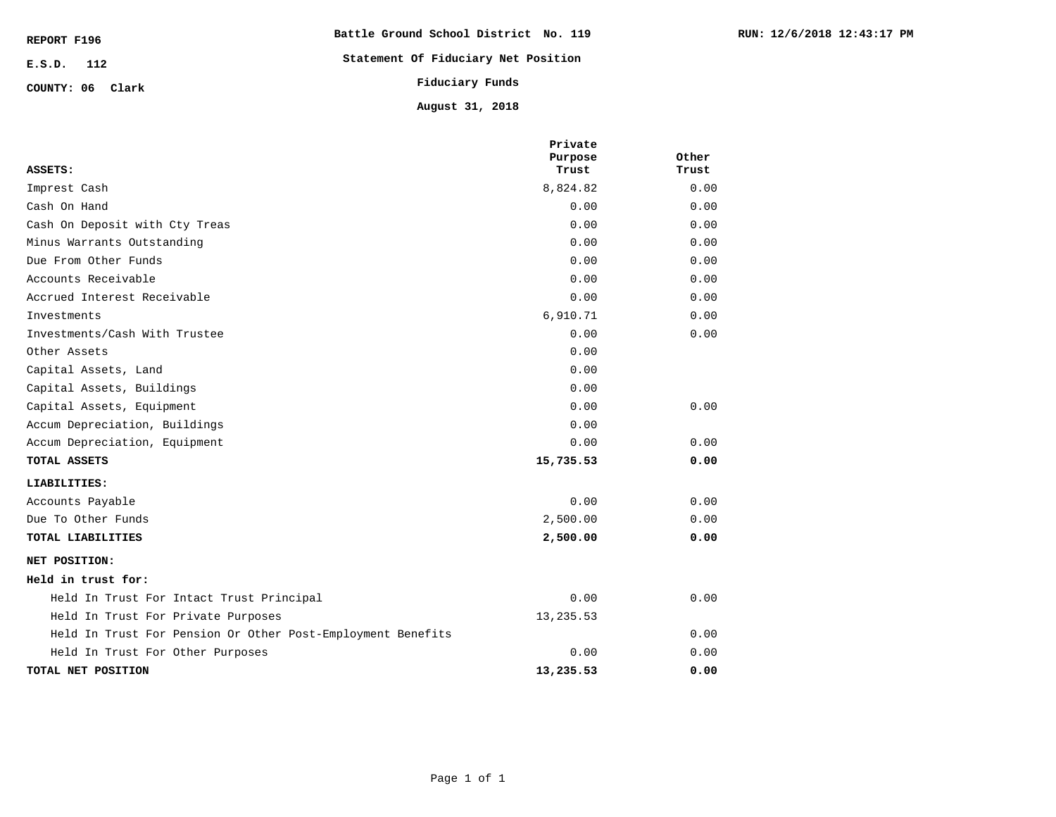REPORT F196

E.S.D. 112

COUNTY: 06 Clark

**Battle Ground School District No. 119**

**Statement Of Fiduciary Net Position**

**Fiduciary Funds**

**August 31, 2018**

RUN: 12/6/2018 12:43:17 PM

| ASSETS: | Private Purpose Trust | Other Trust |
|---|---|---|
| Imprest Cash | 8,824.82 | 0.00 |
| Cash On Hand | 0.00 | 0.00 |
| Cash On Deposit with Cty Treas | 0.00 | 0.00 |
| Minus Warrants Outstanding | 0.00 | 0.00 |
| Due From Other Funds | 0.00 | 0.00 |
| Accounts Receivable | 0.00 | 0.00 |
| Accrued Interest Receivable | 0.00 | 0.00 |
| Investments | 6,910.71 | 0.00 |
| Investments/Cash With Trustee | 0.00 | 0.00 |
| Other Assets | 0.00 | |
| Capital Assets, Land | 0.00 | |
| Capital Assets, Buildings | 0.00 | |
| Capital Assets, Equipment | 0.00 | 0.00 |
| Accum Depreciation, Buildings | 0.00 | |
| Accum Depreciation, Equipment | 0.00 | 0.00 |
| **TOTAL ASSETS** | **15,735.53** | **0.00** |
| **LIABILITIES:** | | |
| Accounts Payable | 0.00 | 0.00 |
| Due To Other Funds | 2,500.00 | 0.00 |
| **TOTAL LIABILITIES** | **2,500.00** | **0.00** |
| **NET POSITION:** | | |
| **Held in trust for:** | | |
| Held In Trust For Intact Trust Principal | 0.00 | 0.00 |
| Held In Trust For Private Purposes | 13,235.53 | |
| Held In Trust For Pension Or Other Post-Employment Benefits | | 0.00 |
| Held In Trust For Other Purposes | 0.00 | 0.00 |
| **TOTAL NET POSITION** | **13,235.53** | **0.00** |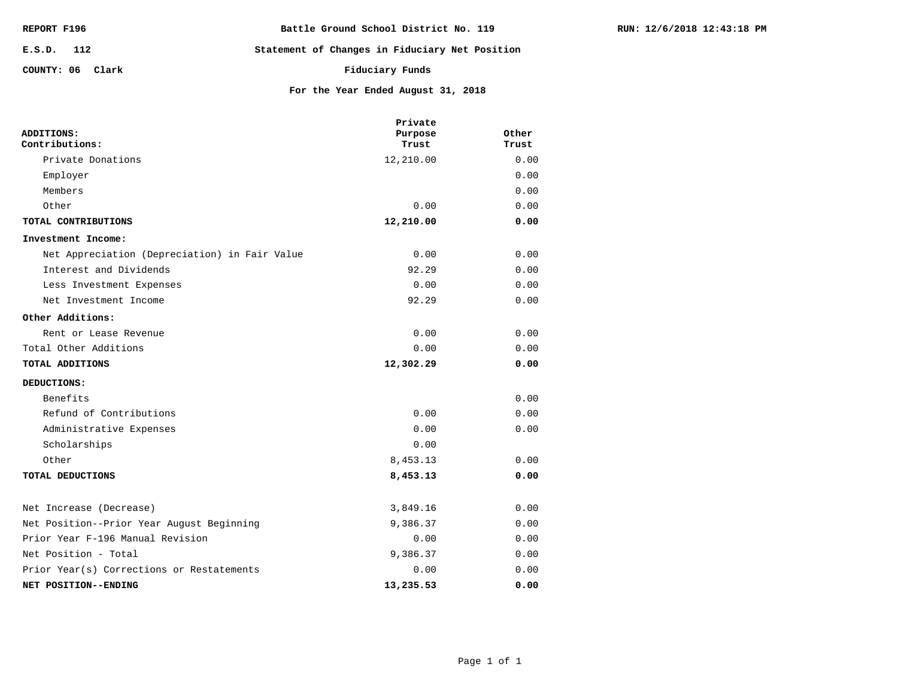REPORT F196 | Battle Ground School District No. 119 | RUN: 12/6/2018 12:43:18 PM

E.S.D. 112

COUNTY: 06 Clark

# Statement of Changes in Fiduciary Net Position

## Fiduciary Funds

### For the Year Ended August 31, 2018

| | Private Purpose Trust | Other Trust |
|---|---|---|
| **ADDITIONS:** | | |
| **Contributions:** | | |
| Private Donations | 12,210.00 | 0.00 |
| Employer | | 0.00 |
| Members | | 0.00 |
| Other | 0.00 | 0.00 |
| **TOTAL CONTRIBUTIONS** | **12,210.00** | **0.00** |
| **Investment Income:** | | |
| Net Appreciation (Depreciation) in Fair Value | 0.00 | 0.00 |
| Interest and Dividends | 92.29 | 0.00 |
| Less Investment Expenses | 0.00 | 0.00 |
| Net Investment Income | 92.29 | 0.00 |
| **Other Additions:** | | |
| Rent or Lease Revenue | 0.00 | 0.00 |
| Total Other Additions | 0.00 | 0.00 |
| **TOTAL ADDITIONS** | **12,302.29** | **0.00** |
| **DEDUCTIONS:** | | |
| Benefits | | 0.00 |
| Refund of Contributions | 0.00 | 0.00 |
| Administrative Expenses | 0.00 | 0.00 |
| Scholarships | 0.00 | |
| Other | 8,453.13 | 0.00 |
| **TOTAL DEDUCTIONS** | **8,453.13** | **0.00** |
| Net Increase (Decrease) | 3,849.16 | 0.00 |
| Net Position--Prior Year August Beginning | 9,386.37 | 0.00 |
| Prior Year F-196 Manual Revision | 0.00 | 0.00 |
| Net Position - Total | 9,386.37 | 0.00 |
| Prior Year(s) Corrections or Restatements | 0.00 | 0.00 |
| **NET POSITION--ENDING** | **13,235.53** | **0.00** |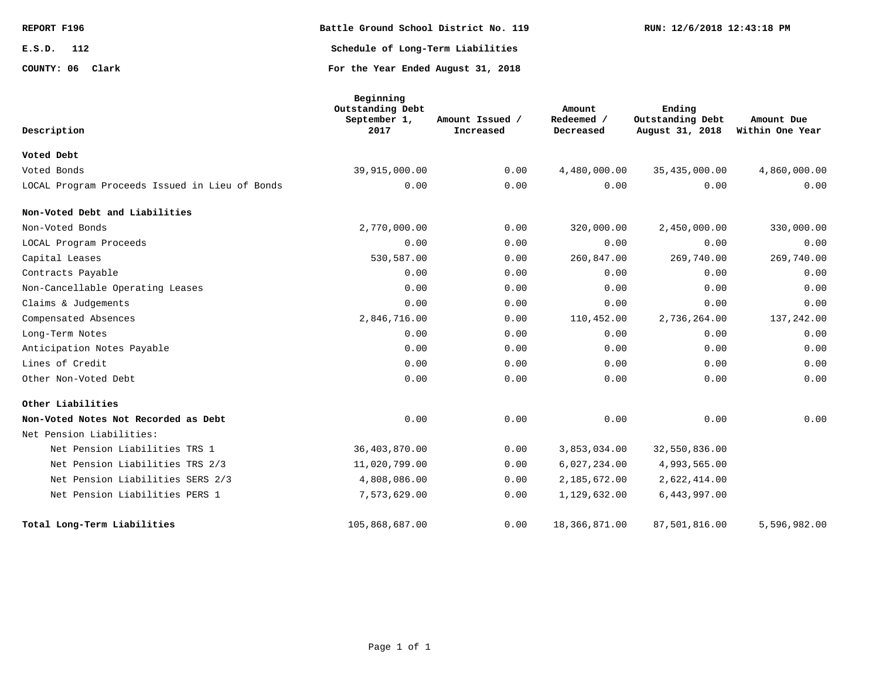**REPORT F196** | **Battle Ground School District No. 119** | **RUN: 12/6/2018 12:43:18 PM**

**E.S.D. 112**

**COUNTY: 06 Clark**

## Schedule of Long-Term Liabilities

### For the Year Ended August 31, 2018

| Description | Beginning Outstanding Debt September 1, 2017 | Amount Issued / Increased | Amount Redeemed / Decreased | Ending Outstanding Debt August 31, 2018 | Amount Due Within One Year |
|---|---|---|---|---|---|
| **Voted Debt** | | | | | |
| Voted Bonds | 39,915,000.00 | 0.00 | 4,480,000.00 | 35,435,000.00 | 4,860,000.00 |
| LOCAL Program Proceeds Issued in Lieu of Bonds | 0.00 | 0.00 | 0.00 | 0.00 | 0.00 |
| **Non-Voted Debt and Liabilities** | | | | | |
| Non-Voted Bonds | 2,770,000.00 | 0.00 | 320,000.00 | 2,450,000.00 | 330,000.00 |
| LOCAL Program Proceeds | 0.00 | 0.00 | 0.00 | 0.00 | 0.00 |
| Capital Leases | 530,587.00 | 0.00 | 260,847.00 | 269,740.00 | 269,740.00 |
| Contracts Payable | 0.00 | 0.00 | 0.00 | 0.00 | 0.00 |
| Non-Cancellable Operating Leases | 0.00 | 0.00 | 0.00 | 0.00 | 0.00 |
| Claims & Judgements | 0.00 | 0.00 | 0.00 | 0.00 | 0.00 |
| Compensated Absences | 2,846,716.00 | 0.00 | 110,452.00 | 2,736,264.00 | 137,242.00 |
| Long-Term Notes | 0.00 | 0.00 | 0.00 | 0.00 | 0.00 |
| Anticipation Notes Payable | 0.00 | 0.00 | 0.00 | 0.00 | 0.00 |
| Lines of Credit | 0.00 | 0.00 | 0.00 | 0.00 | 0.00 |
| Other Non-Voted Debt | 0.00 | 0.00 | 0.00 | 0.00 | 0.00 |
| **Other Liabilities** | | | | | |
| **Non-Voted Notes Not Recorded as Debt** | 0.00 | 0.00 | 0.00 | 0.00 | 0.00 |
| Net Pension Liabilities: | | | | | |
| Net Pension Liabilities TRS 1 | 36,403,870.00 | 0.00 | 3,853,034.00 | 32,550,836.00 | |
| Net Pension Liabilities TRS 2/3 | 11,020,799.00 | 0.00 | 6,027,234.00 | 4,993,565.00 | |
| Net Pension Liabilities SERS 2/3 | 4,808,086.00 | 0.00 | 2,185,672.00 | 2,622,414.00 | |
| Net Pension Liabilities PERS 1 | 7,573,629.00 | 0.00 | 1,129,632.00 | 6,443,997.00 | |
| **Total Long-Term Liabilities** | 105,868,687.00 | 0.00 | 18,366,871.00 | 87,501,816.00 | 5,596,982.00 |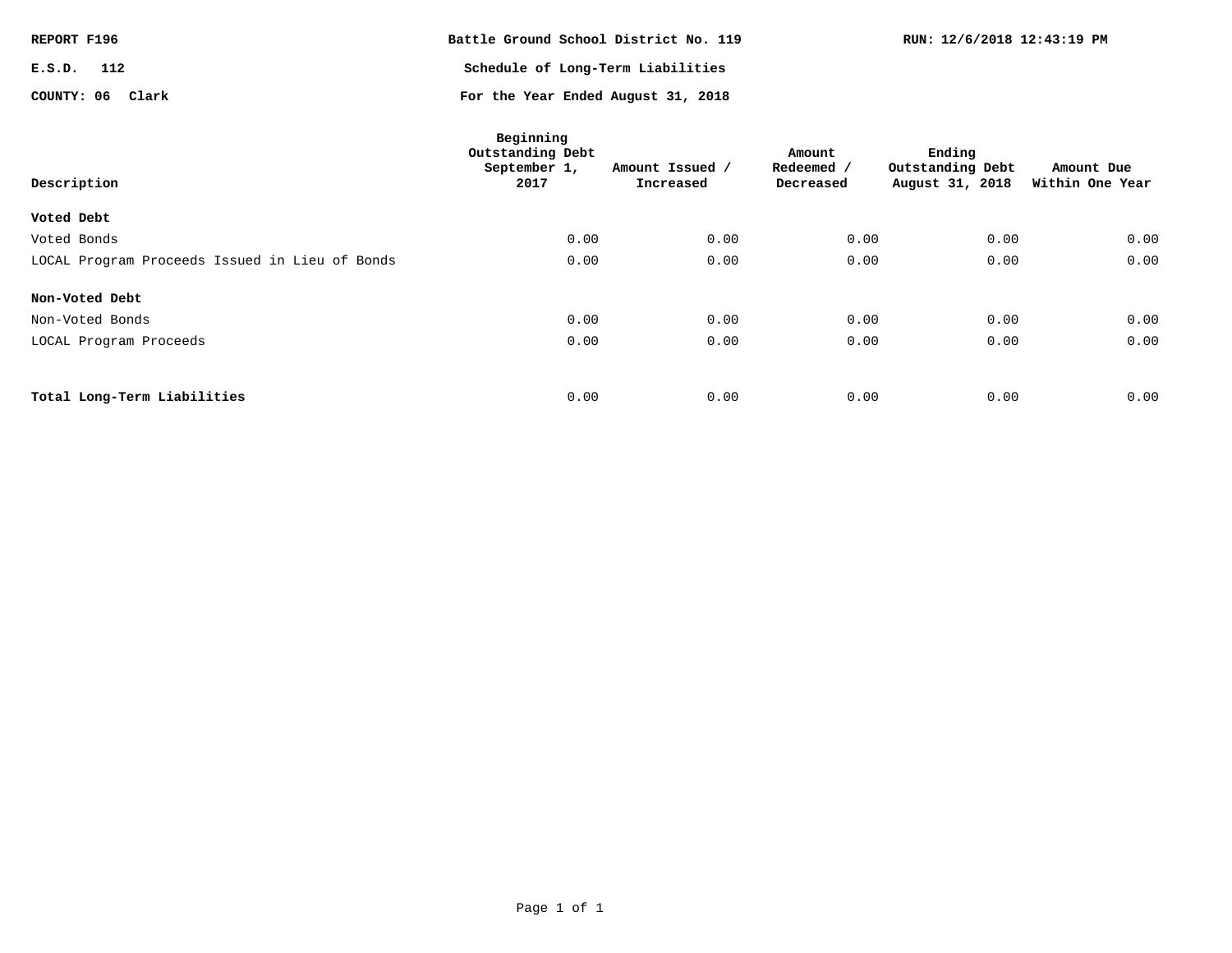REPORT F196

E.S.D. 112

COUNTY: 06 Clark

**Battle Ground School District No. 119**

**Schedule of Long-Term Liabilities**

**For the Year Ended August 31, 2018**

RUN: 12/6/2018 12:43:19 PM

| Description | Beginning Outstanding Debt September 1, 2017 | Amount Issued / Increased | Amount Redeemed / Decreased | Ending Outstanding Debt August 31, 2018 | Amount Due Within One Year |
|---|---|---|---|---|---|
| **Voted Debt** | | | | | |
| Voted Bonds | 0.00 | 0.00 | 0.00 | 0.00 | 0.00 |
| LOCAL Program Proceeds Issued in Lieu of Bonds | 0.00 | 0.00 | 0.00 | 0.00 | 0.00 |
| **Non-Voted Debt** | | | | | |
| Non-Voted Bonds | 0.00 | 0.00 | 0.00 | 0.00 | 0.00 |
| LOCAL Program Proceeds | 0.00 | 0.00 | 0.00 | 0.00 | 0.00 |
| **Total Long-Term Liabilities** | 0.00 | 0.00 | 0.00 | 0.00 | 0.00 |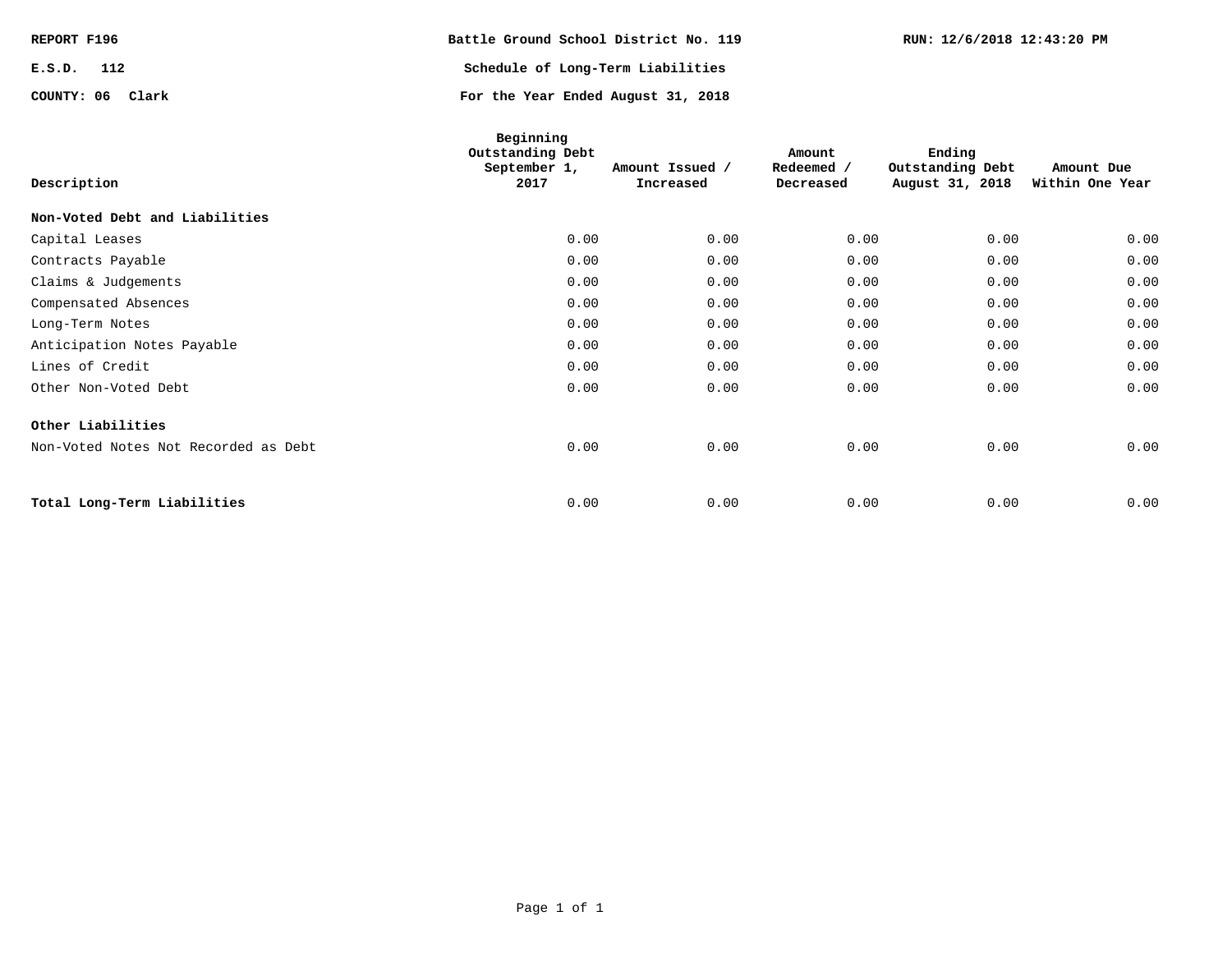REPORT F196

E.S.D. 112

COUNTY: 06 Clark

**Battle Ground School District No. 119**

**Schedule of Long-Term Liabilities**

**For the Year Ended August 31, 2018**

RUN: 12/6/2018 12:43:20 PM

| Description | Beginning Outstanding Debt September 1, 2017 | Amount Issued / Increased | Amount Redeemed / Decreased | Ending Outstanding Debt August 31, 2018 | Amount Due Within One Year |
|---|---|---|---|---|---|
| **Non-Voted Debt and Liabilities** | | | | | |
| Capital Leases | 0.00 | 0.00 | 0.00 | 0.00 | 0.00 |
| Contracts Payable | 0.00 | 0.00 | 0.00 | 0.00 | 0.00 |
| Claims & Judgements | 0.00 | 0.00 | 0.00 | 0.00 | 0.00 |
| Compensated Absences | 0.00 | 0.00 | 0.00 | 0.00 | 0.00 |
| Long-Term Notes | 0.00 | 0.00 | 0.00 | 0.00 | 0.00 |
| Anticipation Notes Payable | 0.00 | 0.00 | 0.00 | 0.00 | 0.00 |
| Lines of Credit | 0.00 | 0.00 | 0.00 | 0.00 | 0.00 |
| Other Non-Voted Debt | 0.00 | 0.00 | 0.00 | 0.00 | 0.00 |
| **Other Liabilities** | | | | | |
| Non-Voted Notes Not Recorded as Debt | 0.00 | 0.00 | 0.00 | 0.00 | 0.00 |
| **Total Long-Term Liabilities** | 0.00 | 0.00 | 0.00 | 0.00 | 0.00 |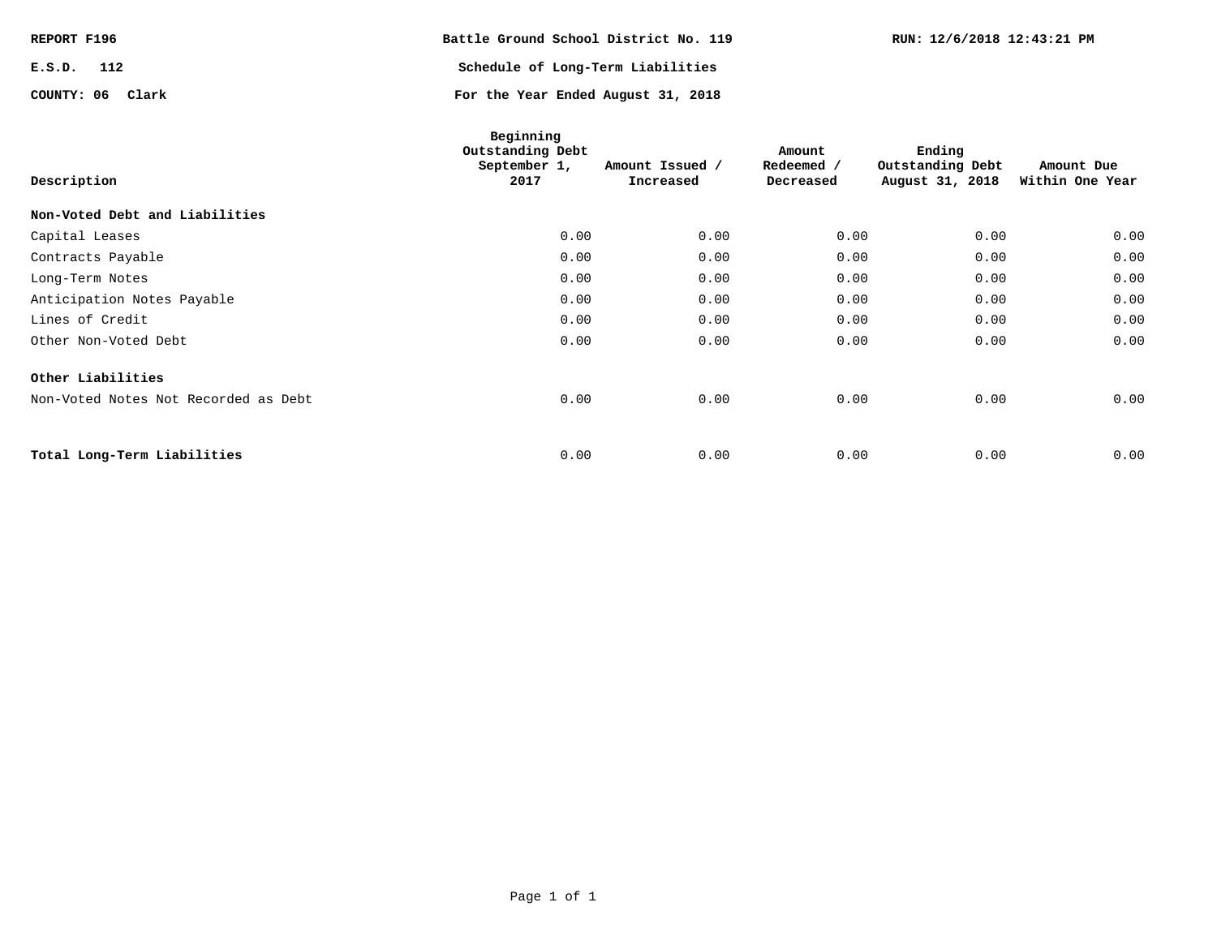REPORT F196

E.S.D. 112

COUNTY: 06 Clark

**Battle Ground School District No. 119**

**Schedule of Long-Term Liabilities**

**For the Year Ended August 31, 2018**

RUN: 12/6/2018 12:43:21 PM

| Description | Beginning Outstanding Debt September 1, 2017 | Amount Issued / Increased | Amount Redeemed / Decreased | Ending Outstanding Debt August 31, 2018 | Amount Due Within One Year |
|---|---|---|---|---|---|
| **Non-Voted Debt and Liabilities** | | | | | |
| Capital Leases | 0.00 | 0.00 | 0.00 | 0.00 | 0.00 |
| Contracts Payable | 0.00 | 0.00 | 0.00 | 0.00 | 0.00 |
| Long-Term Notes | 0.00 | 0.00 | 0.00 | 0.00 | 0.00 |
| Anticipation Notes Payable | 0.00 | 0.00 | 0.00 | 0.00 | 0.00 |
| Lines of Credit | 0.00 | 0.00 | 0.00 | 0.00 | 0.00 |
| Other Non-Voted Debt | 0.00 | 0.00 | 0.00 | 0.00 | 0.00 |
| **Other Liabilities** | | | | | |
| Non-Voted Notes Not Recorded as Debt | 0.00 | 0.00 | 0.00 | 0.00 | 0.00 |
| **Total Long-Term Liabilities** | 0.00 | 0.00 | 0.00 | 0.00 | 0.00 |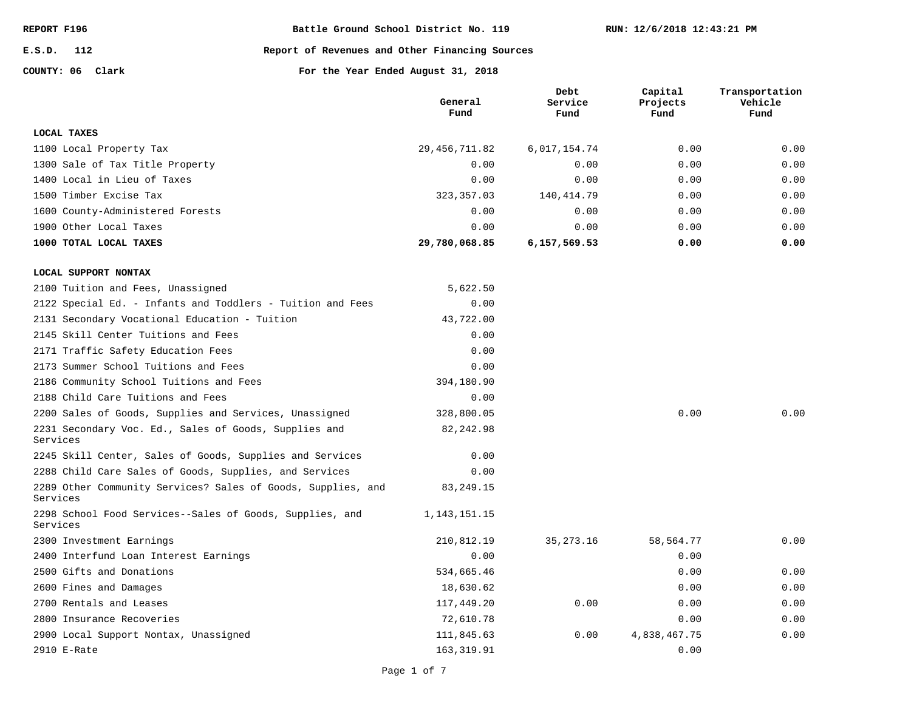REPORT F196 — Battle Ground School District No. 119 — RUN: 12/6/2018 12:43:21 PM

E.S.D. 112 — Report of Revenues and Other Financing Sources

COUNTY: 06 Clark — For the Year Ended August 31, 2018

| | General Fund | Debt Service Fund | Capital Projects Fund | Transportation Vehicle Fund |
|---|---|---|---|---|
| **LOCAL TAXES** | | | | |
| 1100 Local Property Tax | 29,456,711.82 | 6,017,154.74 | 0.00 | 0.00 |
| 1300 Sale of Tax Title Property | 0.00 | 0.00 | 0.00 | 0.00 |
| 1400 Local in Lieu of Taxes | 0.00 | 0.00 | 0.00 | 0.00 |
| 1500 Timber Excise Tax | 323,357.03 | 140,414.79 | 0.00 | 0.00 |
| 1600 County-Administered Forests | 0.00 | 0.00 | 0.00 | 0.00 |
| 1900 Other Local Taxes | 0.00 | 0.00 | 0.00 | 0.00 |
| **1000 TOTAL LOCAL TAXES** | **29,780,068.85** | **6,157,569.53** | **0.00** | **0.00** |
| **LOCAL SUPPORT NONTAX** | | | | |
| 2100 Tuition and Fees, Unassigned | 5,622.50 | | | |
| 2122 Special Ed. - Infants and Toddlers - Tuition and Fees | 0.00 | | | |
| 2131 Secondary Vocational Education - Tuition | 43,722.00 | | | |
| 2145 Skill Center Tuitions and Fees | 0.00 | | | |
| 2171 Traffic Safety Education Fees | 0.00 | | | |
| 2173 Summer School Tuitions and Fees | 0.00 | | | |
| 2186 Community School Tuitions and Fees | 394,180.90 | | | |
| 2188 Child Care Tuitions and Fees | 0.00 | | | |
| 2200 Sales of Goods, Supplies and Services, Unassigned | 328,800.05 | | 0.00 | 0.00 |
| 2231 Secondary Voc. Ed., Sales of Goods, Supplies and Services | 82,242.98 | | | |
| 2245 Skill Center, Sales of Goods, Supplies and Services | 0.00 | | | |
| 2288 Child Care Sales of Goods, Supplies, and Services | 0.00 | | | |
| 2289 Other Community Services? Sales of Goods, Supplies, and Services | 83,249.15 | | | |
| 2298 School Food Services--Sales of Goods, Supplies, and Services | 1,143,151.15 | | | |
| 2300 Investment Earnings | 210,812.19 | 35,273.16 | 58,564.77 | 0.00 |
| 2400 Interfund Loan Interest Earnings | 0.00 | | 0.00 | |
| 2500 Gifts and Donations | 534,665.46 | | 0.00 | 0.00 |
| 2600 Fines and Damages | 18,630.62 | | 0.00 | 0.00 |
| 2700 Rentals and Leases | 117,449.20 | 0.00 | 0.00 | 0.00 |
| 2800 Insurance Recoveries | 72,610.78 | | 0.00 | 0.00 |
| 2900 Local Support Nontax, Unassigned | 111,845.63 | 0.00 | 4,838,467.75 | 0.00 |
| 2910 E-Rate | 163,319.91 | | 0.00 | |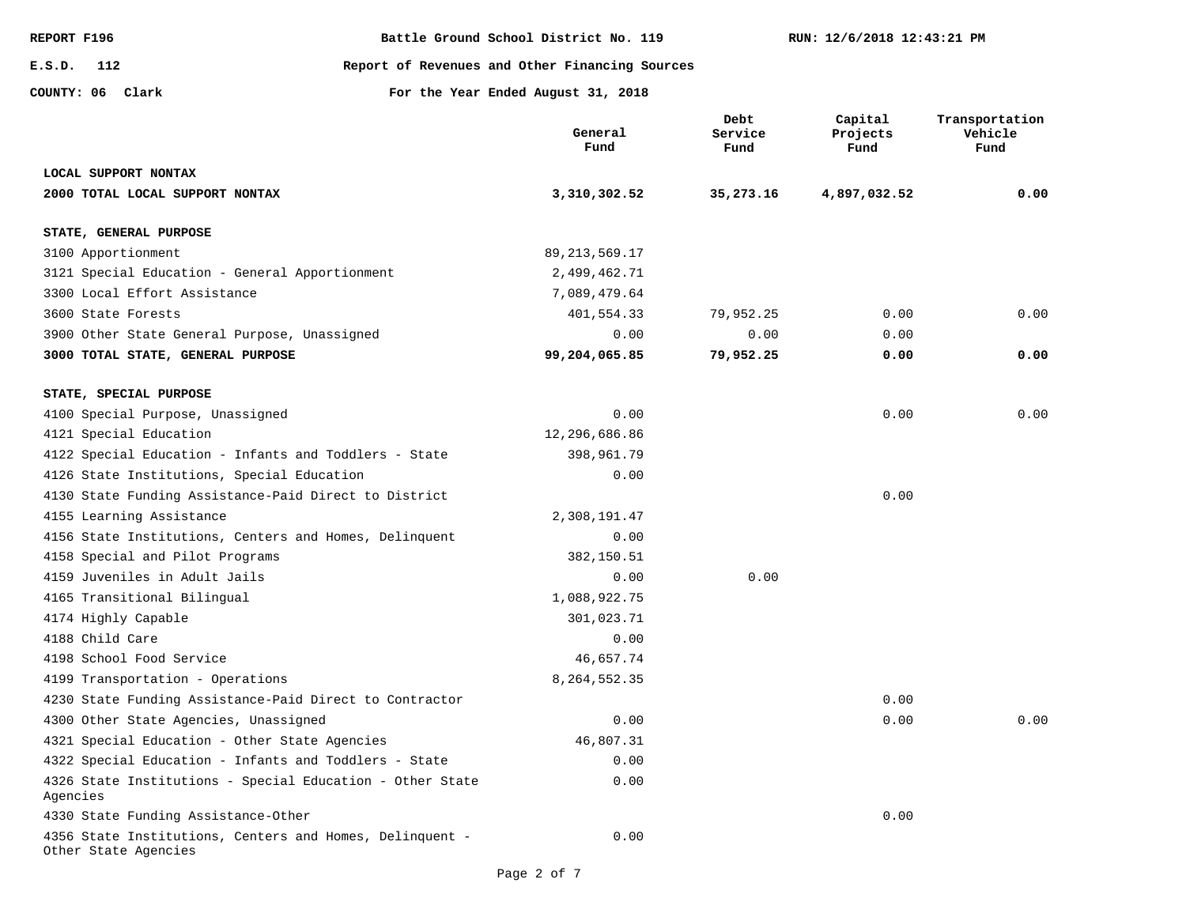REPORT F196 — Battle Ground School District No. 119 — RUN: 12/6/2018 12:43:21 PM

E.S.D. 112 — Report of Revenues and Other Financing Sources

COUNTY: 06 Clark — For the Year Ended August 31, 2018

| | General Fund | Debt Service Fund | Capital Projects Fund | Transportation Vehicle Fund |
|---|---|---|---|---|
| **LOCAL SUPPORT NONTAX** | | | | |
| **2000 TOTAL LOCAL SUPPORT NONTAX** | **3,310,302.52** | **35,273.16** | **4,897,032.52** | **0.00** |
| **STATE, GENERAL PURPOSE** | | | | |
| 3100 Apportionment | 89,213,569.17 | | | |
| 3121 Special Education - General Apportionment | 2,499,462.71 | | | |
| 3300 Local Effort Assistance | 7,089,479.64 | | | |
| 3600 State Forests | 401,554.33 | 79,952.25 | 0.00 | 0.00 |
| 3900 Other State General Purpose, Unassigned | 0.00 | 0.00 | 0.00 | |
| **3000 TOTAL STATE, GENERAL PURPOSE** | **99,204,065.85** | **79,952.25** | **0.00** | **0.00** |
| **STATE, SPECIAL PURPOSE** | | | | |
| 4100 Special Purpose, Unassigned | 0.00 | | 0.00 | 0.00 |
| 4121 Special Education | 12,296,686.86 | | | |
| 4122 Special Education - Infants and Toddlers - State | 398,961.79 | | | |
| 4126 State Institutions, Special Education | 0.00 | | | |
| 4130 State Funding Assistance-Paid Direct to District | | | 0.00 | |
| 4155 Learning Assistance | 2,308,191.47 | | | |
| 4156 State Institutions, Centers and Homes, Delinquent | 0.00 | | | |
| 4158 Special and Pilot Programs | 382,150.51 | | | |
| 4159 Juveniles in Adult Jails | 0.00 | 0.00 | | |
| 4165 Transitional Bilingual | 1,088,922.75 | | | |
| 4174 Highly Capable | 301,023.71 | | | |
| 4188 Child Care | 0.00 | | | |
| 4198 School Food Service | 46,657.74 | | | |
| 4199 Transportation - Operations | 8,264,552.35 | | | |
| 4230 State Funding Assistance-Paid Direct to Contractor | | | 0.00 | |
| 4300 Other State Agencies, Unassigned | 0.00 | | 0.00 | 0.00 |
| 4321 Special Education - Other State Agencies | 46,807.31 | | | |
| 4322 Special Education - Infants and Toddlers - State | 0.00 | | | |
| 4326 State Institutions - Special Education - Other State Agencies | 0.00 | | | |
| 4330 State Funding Assistance-Other | | | 0.00 | |
| 4356 State Institutions, Centers and Homes, Delinquent - Other State Agencies | 0.00 | | | |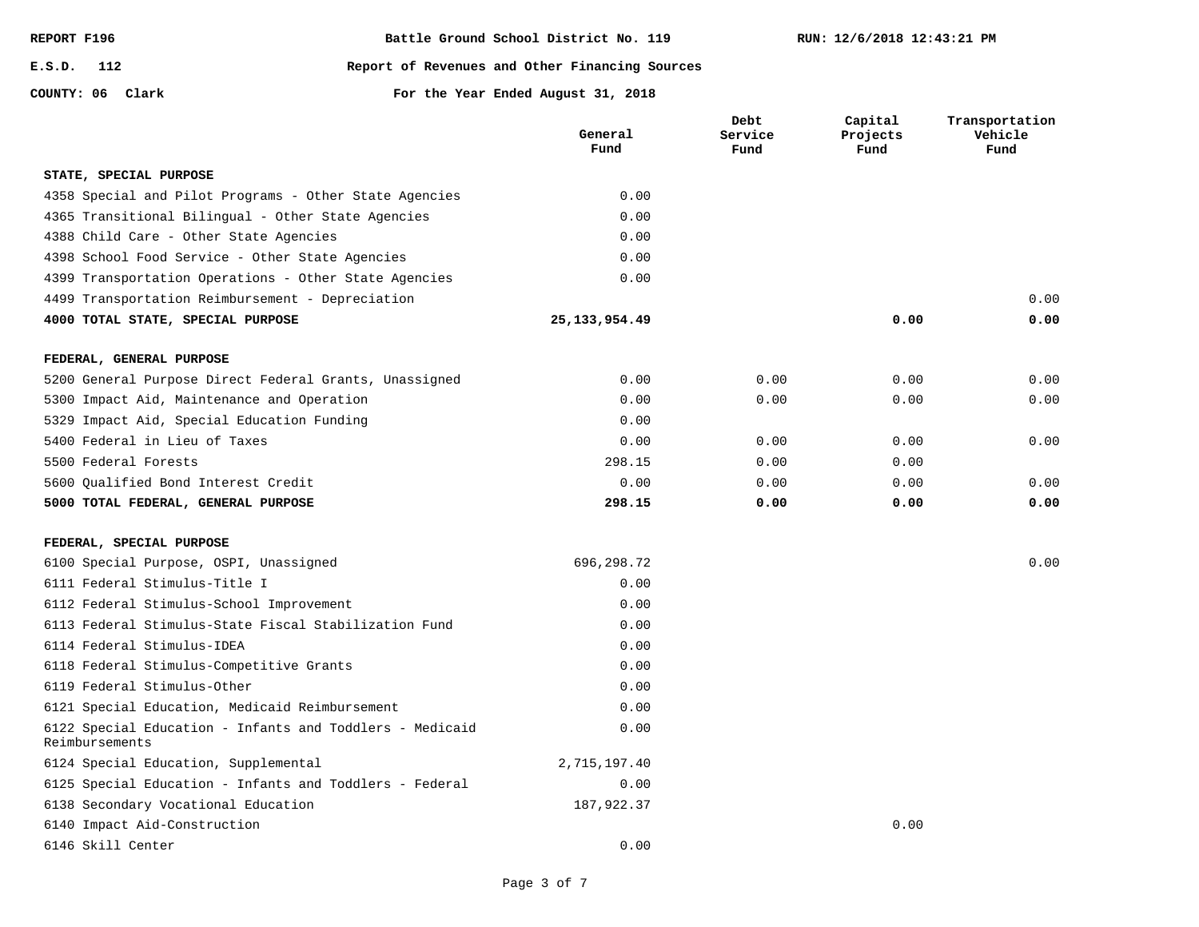REPORT F196 — Battle Ground School District No. 119 — RUN: 12/6/2018 12:43:21 PM

E.S.D. 112 — Report of Revenues and Other Financing Sources

COUNTY: 06 Clark — For the Year Ended August 31, 2018

| | General Fund | Debt Service Fund | Capital Projects Fund | Transportation Vehicle Fund |
|---|---|---|---|---|
| **STATE, SPECIAL PURPOSE** | | | | |
| 4358 Special and Pilot Programs - Other State Agencies | 0.00 | | | |
| 4365 Transitional Bilingual - Other State Agencies | 0.00 | | | |
| 4388 Child Care - Other State Agencies | 0.00 | | | |
| 4398 School Food Service - Other State Agencies | 0.00 | | | |
| 4399 Transportation Operations - Other State Agencies | 0.00 | | | |
| 4499 Transportation Reimbursement - Depreciation | | | | 0.00 |
| **4000 TOTAL STATE, SPECIAL PURPOSE** | **25,133,954.49** | | **0.00** | **0.00** |
| **FEDERAL, GENERAL PURPOSE** | | | | |
| 5200 General Purpose Direct Federal Grants, Unassigned | 0.00 | 0.00 | 0.00 | 0.00 |
| 5300 Impact Aid, Maintenance and Operation | 0.00 | 0.00 | 0.00 | 0.00 |
| 5329 Impact Aid, Special Education Funding | 0.00 | | | |
| 5400 Federal in Lieu of Taxes | 0.00 | 0.00 | 0.00 | 0.00 |
| 5500 Federal Forests | 298.15 | 0.00 | 0.00 | |
| 5600 Qualified Bond Interest Credit | 0.00 | 0.00 | 0.00 | 0.00 |
| **5000 TOTAL FEDERAL, GENERAL PURPOSE** | **298.15** | **0.00** | **0.00** | **0.00** |
| **FEDERAL, SPECIAL PURPOSE** | | | | |
| 6100 Special Purpose, OSPI, Unassigned | 696,298.72 | | | 0.00 |
| 6111 Federal Stimulus-Title I | 0.00 | | | |
| 6112 Federal Stimulus-School Improvement | 0.00 | | | |
| 6113 Federal Stimulus-State Fiscal Stabilization Fund | 0.00 | | | |
| 6114 Federal Stimulus-IDEA | 0.00 | | | |
| 6118 Federal Stimulus-Competitive Grants | 0.00 | | | |
| 6119 Federal Stimulus-Other | 0.00 | | | |
| 6121 Special Education, Medicaid Reimbursement | 0.00 | | | |
| 6122 Special Education - Infants and Toddlers - Medicaid Reimbursements | 0.00 | | | |
| 6124 Special Education, Supplemental | 2,715,197.40 | | | |
| 6125 Special Education - Infants and Toddlers - Federal | 0.00 | | | |
| 6138 Secondary Vocational Education | 187,922.37 | | | |
| 6140 Impact Aid-Construction | | | 0.00 | |
| 6146 Skill Center | 0.00 | | | |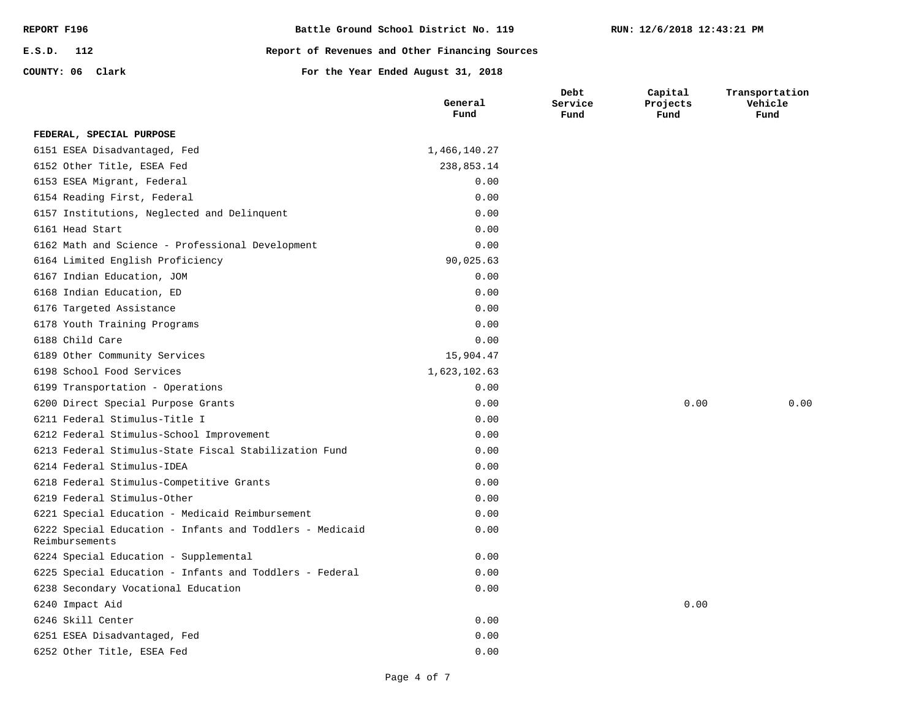REPORT F196 | Battle Ground School District No. 119 | RUN: 12/6/2018 12:43:21 PM

E.S.D. 112 | Report of Revenues and Other Financing Sources

COUNTY: 06 Clark | For the Year Ended August 31, 2018

| | General Fund | Debt Service Fund | Capital Projects Fund | Transportation Vehicle Fund |
|---|---|---|---|---|
| **FEDERAL, SPECIAL PURPOSE** | | | | |
| 6151 ESEA Disadvantaged, Fed | 1,466,140.27 | | | |
| 6152 Other Title, ESEA Fed | 238,853.14 | | | |
| 6153 ESEA Migrant, Federal | 0.00 | | | |
| 6154 Reading First, Federal | 0.00 | | | |
| 6157 Institutions, Neglected and Delinquent | 0.00 | | | |
| 6161 Head Start | 0.00 | | | |
| 6162 Math and Science - Professional Development | 0.00 | | | |
| 6164 Limited English Proficiency | 90,025.63 | | | |
| 6167 Indian Education, JOM | 0.00 | | | |
| 6168 Indian Education, ED | 0.00 | | | |
| 6176 Targeted Assistance | 0.00 | | | |
| 6178 Youth Training Programs | 0.00 | | | |
| 6188 Child Care | 0.00 | | | |
| 6189 Other Community Services | 15,904.47 | | | |
| 6198 School Food Services | 1,623,102.63 | | | |
| 6199 Transportation - Operations | 0.00 | | | |
| 6200 Direct Special Purpose Grants | 0.00 | | 0.00 | 0.00 |
| 6211 Federal Stimulus-Title I | 0.00 | | | |
| 6212 Federal Stimulus-School Improvement | 0.00 | | | |
| 6213 Federal Stimulus-State Fiscal Stabilization Fund | 0.00 | | | |
| 6214 Federal Stimulus-IDEA | 0.00 | | | |
| 6218 Federal Stimulus-Competitive Grants | 0.00 | | | |
| 6219 Federal Stimulus-Other | 0.00 | | | |
| 6221 Special Education - Medicaid Reimbursement | 0.00 | | | |
| 6222 Special Education - Infants and Toddlers - Medicaid Reimbursements | 0.00 | | | |
| 6224 Special Education - Supplemental | 0.00 | | | |
| 6225 Special Education - Infants and Toddlers - Federal | 0.00 | | | |
| 6238 Secondary Vocational Education | 0.00 | | | |
| 6240 Impact Aid | | | 0.00 | |
| 6246 Skill Center | 0.00 | | | |
| 6251 ESEA Disadvantaged, Fed | 0.00 | | | |
| 6252 Other Title, ESEA Fed | 0.00 | | | |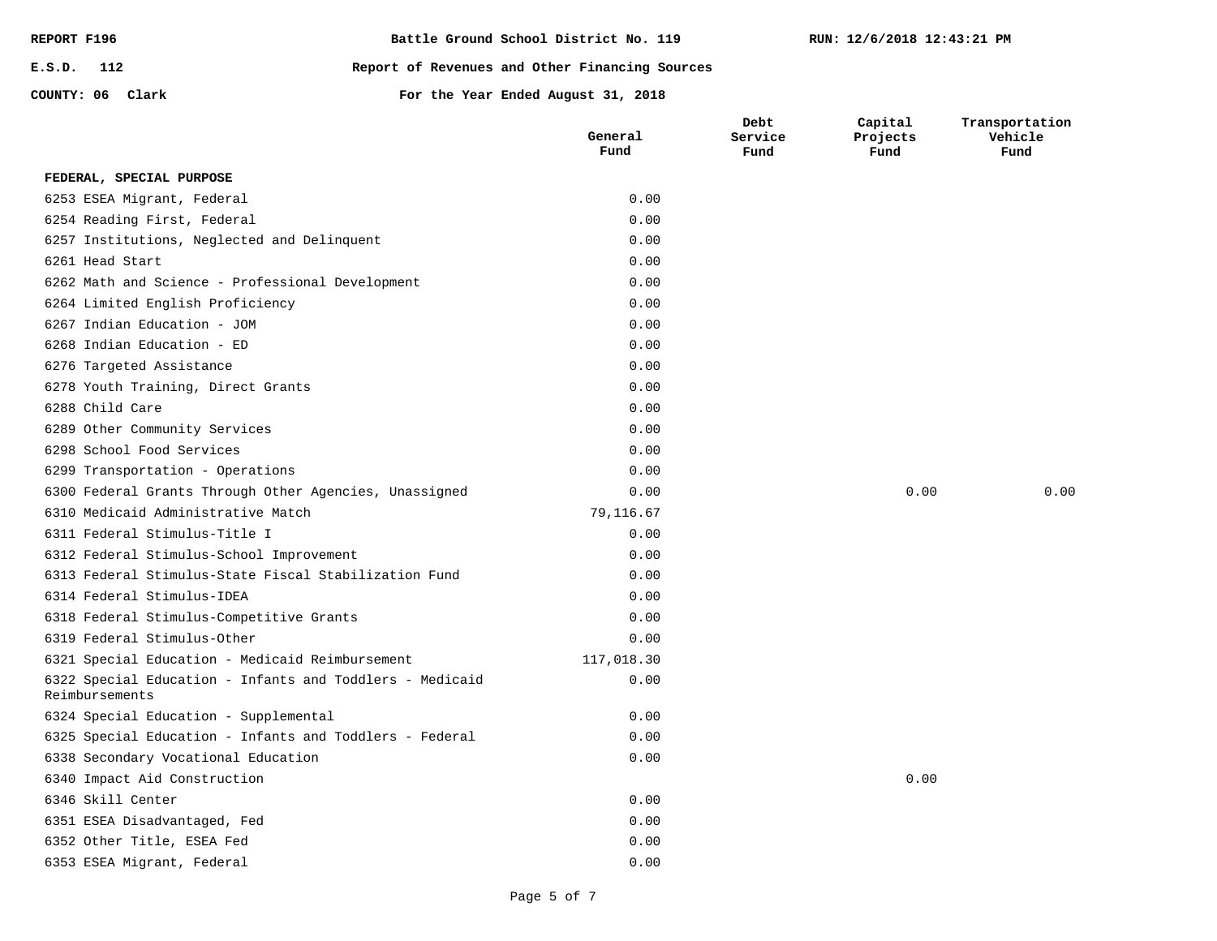REPORT F196 | Battle Ground School District No. 119 | RUN: 12/6/2018 12:43:21 PM

E.S.D. 112 | Report of Revenues and Other Financing Sources

COUNTY: 06 Clark | For the Year Ended August 31, 2018

| | General Fund | Debt Service Fund | Capital Projects Fund | Transportation Vehicle Fund |
|---|---|---|---|---|
| **FEDERAL, SPECIAL PURPOSE** | | | | |
| 6253 ESEA Migrant, Federal | 0.00 | | | |
| 6254 Reading First, Federal | 0.00 | | | |
| 6257 Institutions, Neglected and Delinquent | 0.00 | | | |
| 6261 Head Start | 0.00 | | | |
| 6262 Math and Science - Professional Development | 0.00 | | | |
| 6264 Limited English Proficiency | 0.00 | | | |
| 6267 Indian Education - JOM | 0.00 | | | |
| 6268 Indian Education - ED | 0.00 | | | |
| 6276 Targeted Assistance | 0.00 | | | |
| 6278 Youth Training, Direct Grants | 0.00 | | | |
| 6288 Child Care | 0.00 | | | |
| 6289 Other Community Services | 0.00 | | | |
| 6298 School Food Services | 0.00 | | | |
| 6299 Transportation - Operations | 0.00 | | | |
| 6300 Federal Grants Through Other Agencies, Unassigned | 0.00 | | 0.00 | 0.00 |
| 6310 Medicaid Administrative Match | 79,116.67 | | | |
| 6311 Federal Stimulus-Title I | 0.00 | | | |
| 6312 Federal Stimulus-School Improvement | 0.00 | | | |
| 6313 Federal Stimulus-State Fiscal Stabilization Fund | 0.00 | | | |
| 6314 Federal Stimulus-IDEA | 0.00 | | | |
| 6318 Federal Stimulus-Competitive Grants | 0.00 | | | |
| 6319 Federal Stimulus-Other | 0.00 | | | |
| 6321 Special Education - Medicaid Reimbursement | 117,018.30 | | | |
| 6322 Special Education - Infants and Toddlers - Medicaid Reimbursements | 0.00 | | | |
| 6324 Special Education - Supplemental | 0.00 | | | |
| 6325 Special Education - Infants and Toddlers - Federal | 0.00 | | | |
| 6338 Secondary Vocational Education | 0.00 | | | |
| 6340 Impact Aid Construction | | | 0.00 | |
| 6346 Skill Center | 0.00 | | | |
| 6351 ESEA Disadvantaged, Fed | 0.00 | | | |
| 6352 Other Title, ESEA Fed | 0.00 | | | |
| 6353 ESEA Migrant, Federal | 0.00 | | | |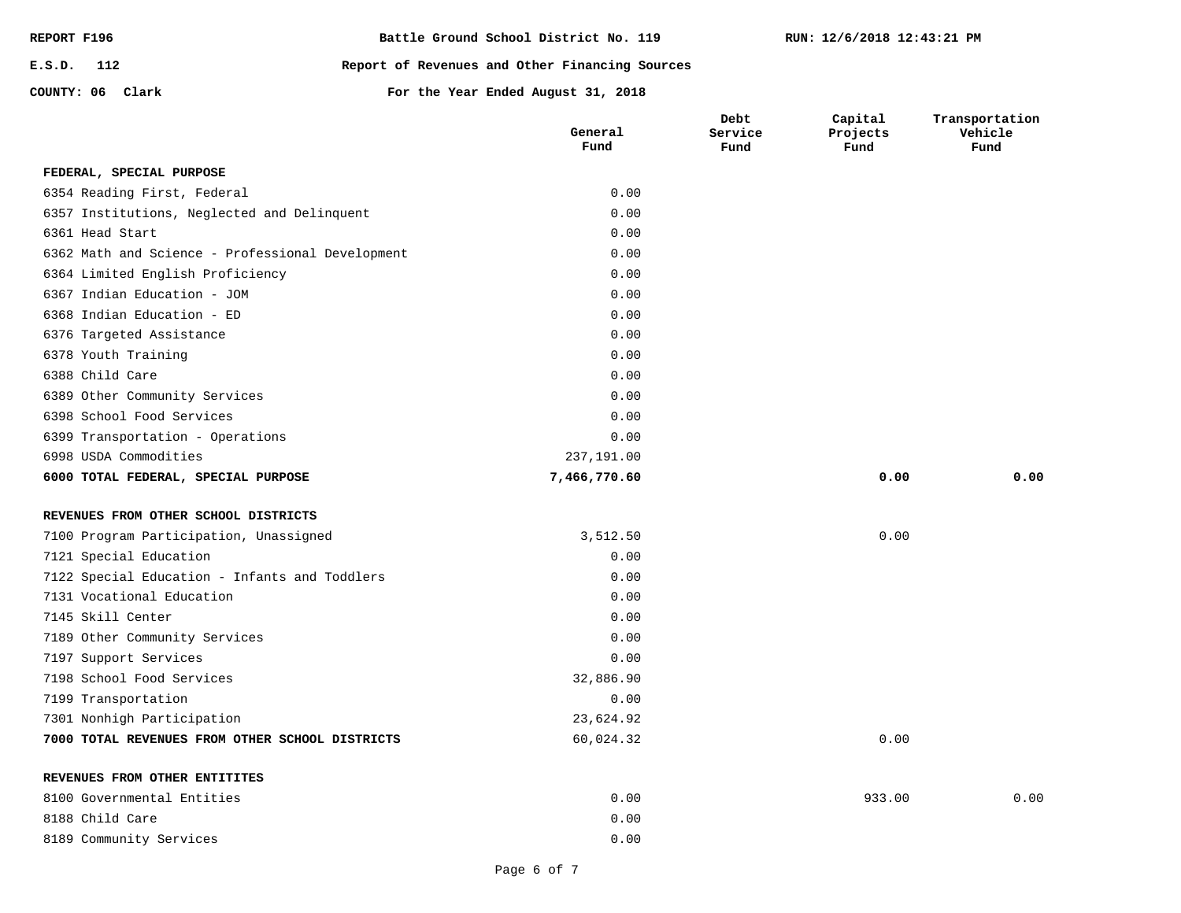| REPORT F196 | Battle Ground School District No. 119 | RUN: 12/6/2018 12:43:21 PM |
|---|---|---|
| E.S.D. 112 | Report of Revenues and Other Financing Sources | |
| COUNTY: 06 Clark | For the Year Ended August 31, 2018 | |

| | General Fund | Debt Service Fund | Capital Projects Fund | Transportation Vehicle Fund |
|---|---|---|---|---|
| **FEDERAL, SPECIAL PURPOSE** | | | | |
| 6354 Reading First, Federal | 0.00 | | | |
| 6357 Institutions, Neglected and Delinquent | 0.00 | | | |
| 6361 Head Start | 0.00 | | | |
| 6362 Math and Science - Professional Development | 0.00 | | | |
| 6364 Limited English Proficiency | 0.00 | | | |
| 6367 Indian Education - JOM | 0.00 | | | |
| 6368 Indian Education - ED | 0.00 | | | |
| 6376 Targeted Assistance | 0.00 | | | |
| 6378 Youth Training | 0.00 | | | |
| 6388 Child Care | 0.00 | | | |
| 6389 Other Community Services | 0.00 | | | |
| 6398 School Food Services | 0.00 | | | |
| 6399 Transportation - Operations | 0.00 | | | |
| 6998 USDA Commodities | 237,191.00 | | | |
| **6000 TOTAL FEDERAL, SPECIAL PURPOSE** | **7,466,770.60** | | **0.00** | **0.00** |
| **REVENUES FROM OTHER SCHOOL DISTRICTS** | | | | |
| 7100 Program Participation, Unassigned | 3,512.50 | | 0.00 | |
| 7121 Special Education | 0.00 | | | |
| 7122 Special Education - Infants and Toddlers | 0.00 | | | |
| 7131 Vocational Education | 0.00 | | | |
| 7145 Skill Center | 0.00 | | | |
| 7189 Other Community Services | 0.00 | | | |
| 7197 Support Services | 0.00 | | | |
| 7198 School Food Services | 32,886.90 | | | |
| 7199 Transportation | 0.00 | | | |
| 7301 Nonhigh Participation | 23,624.92 | | | |
| **7000 TOTAL REVENUES FROM OTHER SCHOOL DISTRICTS** | 60,024.32 | | 0.00 | |
| **REVENUES FROM OTHER ENTITITES** | | | | |
| 8100 Governmental Entities | 0.00 | | 933.00 | 0.00 |
| 8188 Child Care | 0.00 | | | |
| 8189 Community Services | 0.00 | | | |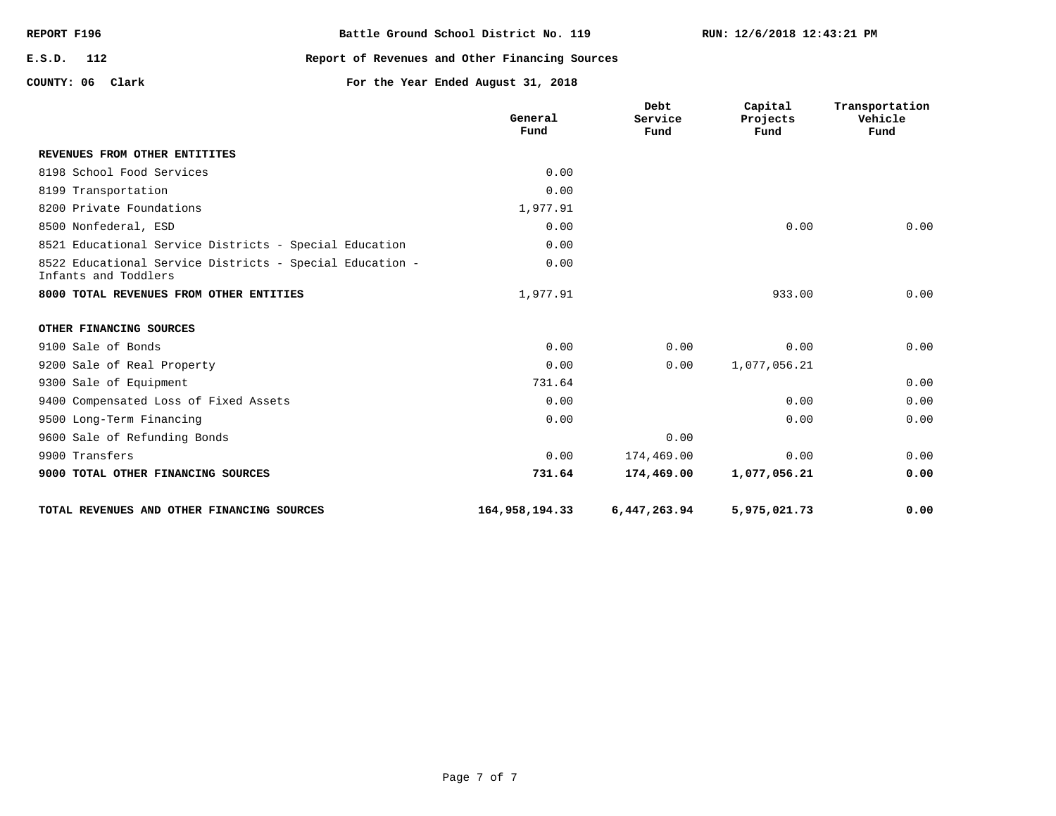REPORT F196 | Battle Ground School District No. 119 | RUN: 12/6/2018 12:43:21 PM

E.S.D. 112 | Report of Revenues and Other Financing Sources

COUNTY: 06 Clark | For the Year Ended August 31, 2018

| | General Fund | Debt Service Fund | Capital Projects Fund | Transportation Vehicle Fund |
|---|---|---|---|---|
| **REVENUES FROM OTHER ENTITITES** | | | | |
| 8198 School Food Services | 0.00 | | | |
| 8199 Transportation | 0.00 | | | |
| 8200 Private Foundations | 1,977.91 | | | |
| 8500 Nonfederal, ESD | 0.00 | | 0.00 | 0.00 |
| 8521 Educational Service Districts - Special Education | 0.00 | | | |
| 8522 Educational Service Districts - Special Education - Infants and Toddlers | 0.00 | | | |
| **8000 TOTAL REVENUES FROM OTHER ENTITIES** | 1,977.91 | | 933.00 | 0.00 |
| **OTHER FINANCING SOURCES** | | | | |
| 9100 Sale of Bonds | 0.00 | 0.00 | 0.00 | 0.00 |
| 9200 Sale of Real Property | 0.00 | 0.00 | 1,077,056.21 | |
| 9300 Sale of Equipment | 731.64 | | | 0.00 |
| 9400 Compensated Loss of Fixed Assets | 0.00 | | 0.00 | 0.00 |
| 9500 Long-Term Financing | 0.00 | | 0.00 | 0.00 |
| 9600 Sale of Refunding Bonds | | 0.00 | | |
| 9900 Transfers | 0.00 | 174,469.00 | 0.00 | 0.00 |
| **9000 TOTAL OTHER FINANCING SOURCES** | **731.64** | **174,469.00** | **1,077,056.21** | **0.00** |
| **TOTAL REVENUES AND OTHER FINANCING SOURCES** | **164,958,194.33** | **6,447,263.94** | **5,975,021.73** | **0.00** |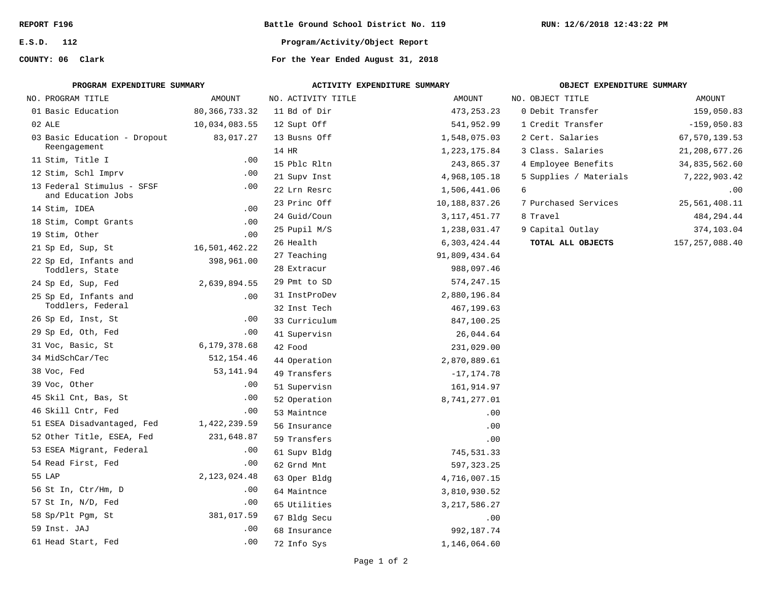REPORT F196

E.S.D. 112

COUNTY: 06 Clark

# Battle Ground School District No. 119

## Program/Activity/Object Report

### For the Year Ended August 31, 2018

RUN: 12/6/2018 12:43:22 PM

### PROGRAM EXPENDITURE SUMMARY

| NO. | PROGRAM TITLE | AMOUNT |
|---|---|---|
| 01 | Basic Education | 80,366,733.32 |
| 02 | ALE | 10,034,083.55 |
| 03 | Basic Education - Dropout Reengagement | 83,017.27 |
| 11 | Stim, Title I | .00 |
| 12 | Stim, Schl Imprv | .00 |
| 13 | Federal Stimulus - SFSF and Education Jobs | .00 |
| 14 | Stim, IDEA | .00 |
| 18 | Stim, Compt Grants | .00 |
| 19 | Stim, Other | .00 |
| 21 | Sp Ed, Sup, St | 16,501,462.22 |
| 22 | Sp Ed, Infants and Toddlers, State | 398,961.00 |
| 24 | Sp Ed, Sup, Fed | 2,639,894.55 |
| 25 | Sp Ed, Infants and Toddlers, Federal | .00 |
| 26 | Sp Ed, Inst, St | .00 |
| 29 | Sp Ed, Oth, Fed | .00 |
| 31 | Voc, Basic, St | 6,179,378.68 |
| 34 | MidSchCar/Tec | 512,154.46 |
| 38 | Voc, Fed | 53,141.94 |
| 39 | Voc, Other | .00 |
| 45 | Skil Cnt, Bas, St | .00 |
| 46 | Skill Cntr, Fed | .00 |
| 51 | ESEA Disadvantaged, Fed | 1,422,239.59 |
| 52 | Other Title, ESEA, Fed | 231,648.87 |
| 53 | ESEA Migrant, Federal | .00 |
| 54 | Read First, Fed | .00 |
| 55 | LAP | 2,123,024.48 |
| 56 | St In, Ctr/Hm, D | .00 |
| 57 | St In, N/D, Fed | .00 |
| 58 | Sp/Plt Pgm, St | 381,017.59 |
| 59 | Inst. JAJ | .00 |
| 61 | Head Start, Fed | .00 |

### ACTIVITY EXPENDITURE SUMMARY

| NO. | ACTIVITY TITLE | AMOUNT |
|---|---|---|
| 11 | Bd of Dir | 473,253.23 |
| 12 | Supt Off | 541,952.99 |
| 13 | Busns Off | 1,548,075.03 |
| 14 | HR | 1,223,175.84 |
| 15 | Pblc Rltn | 243,865.37 |
| 21 | Supv Inst | 4,968,105.18 |
| 22 | Lrn Resrc | 1,506,441.06 |
| 23 | Princ Off | 10,188,837.26 |
| 24 | Guid/Coun | 3,117,451.77 |
| 25 | Pupil M/S | 1,238,031.47 |
| 26 | Health | 6,303,424.44 |
| 27 | Teaching | 91,809,434.64 |
| 28 | Extracur | 988,097.46 |
| 29 | Pmt to SD | 574,247.15 |
| 31 | InstProDev | 2,880,196.84 |
| 32 | Inst Tech | 467,199.63 |
| 33 | Curriculum | 847,100.25 |
| 41 | Supervisn | 26,044.64 |
| 42 | Food | 231,029.00 |
| 44 | Operation | 2,870,889.61 |
| 49 | Transfers | -17,174.78 |
| 51 | Supervisn | 161,914.97 |
| 52 | Operation | 8,741,277.01 |
| 53 | Maintnce | .00 |
| 56 | Insurance | .00 |
| 59 | Transfers | .00 |
| 61 | Supv Bldg | 745,531.33 |
| 62 | Grnd Mnt | 597,323.25 |
| 63 | Oper Bldg | 4,716,007.15 |
| 64 | Maintnce | 3,810,930.52 |
| 65 | Utilities | 3,217,586.27 |
| 67 | Bldg Secu | .00 |
| 68 | Insurance | 992,187.74 |
| 72 | Info Sys | 1,146,064.60 |

### OBJECT EXPENDITURE SUMMARY

| NO. | OBJECT TITLE | AMOUNT |
|---|---|---|
| 0 | Debit Transfer | 159,050.83 |
| 1 | Credit Transfer | -159,050.83 |
| 2 | Cert. Salaries | 67,570,139.53 |
| 3 | Class. Salaries | 21,208,677.26 |
| 4 | Employee Benefits | 34,835,562.60 |
| 5 | Supplies / Materials | 7,222,903.42 |
| 6 | | .00 |
| 7 | Purchased Services | 25,561,408.11 |
| 8 | Travel | 484,294.44 |
| 9 | Capital Outlay | 374,103.04 |
| | **TOTAL ALL OBJECTS** | **157,257,088.40** |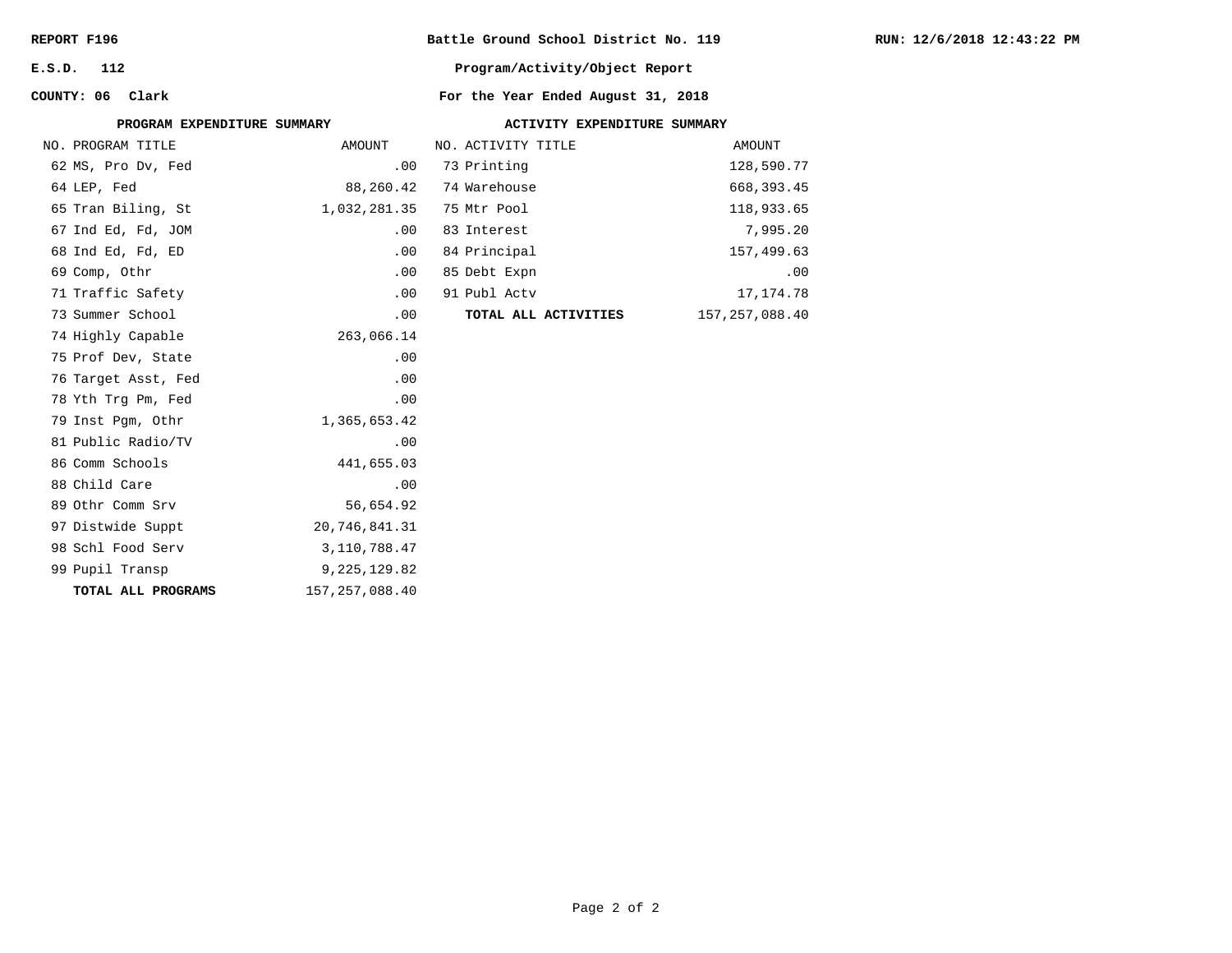**REPORT F196** | **Battle Ground School District No. 119** | **RUN: 12/6/2018 12:43:22 PM**

**E.S.D. 112** | **Program/Activity/Object Report**

**COUNTY: 06 Clark** | **For the Year Ended August 31, 2018**

## PROGRAM EXPENDITURE SUMMARY

| NO. | PROGRAM TITLE | AMOUNT |
|---|---|---|
| 62 | MS, Pro Dv, Fed | .00 |
| 64 | LEP, Fed | 88,260.42 |
| 65 | Tran Biling, St | 1,032,281.35 |
| 67 | Ind Ed, Fd, JOM | .00 |
| 68 | Ind Ed, Fd, ED | .00 |
| 69 | Comp, Othr | .00 |
| 71 | Traffic Safety | .00 |
| 73 | Summer School | .00 |
| 74 | Highly Capable | 263,066.14 |
| 75 | Prof Dev, State | .00 |
| 76 | Target Asst, Fed | .00 |
| 78 | Yth Trg Pm, Fed | .00 |
| 79 | Inst Pgm, Othr | 1,365,653.42 |
| 81 | Public Radio/TV | .00 |
| 86 | Comm Schools | 441,655.03 |
| 88 | Child Care | .00 |
| 89 | Othr Comm Srv | 56,654.92 |
| 97 | Distwide Suppt | 20,746,841.31 |
| 98 | Schl Food Serv | 3,110,788.47 |
| 99 | Pupil Transp | 9,225,129.82 |
| | **TOTAL ALL PROGRAMS** | 157,257,088.40 |

## ACTIVITY EXPENDITURE SUMMARY

| NO. | ACTIVITY TITLE | AMOUNT |
|---|---|---|
| 73 | Printing | 128,590.77 |
| 74 | Warehouse | 668,393.45 |
| 75 | Mtr Pool | 118,933.65 |
| 83 | Interest | 7,995.20 |
| 84 | Principal | 157,499.63 |
| 85 | Debt Expn | .00 |
| 91 | Publ Actv | 17,174.78 |
| | **TOTAL ALL ACTIVITIES** | 157,257,088.40 |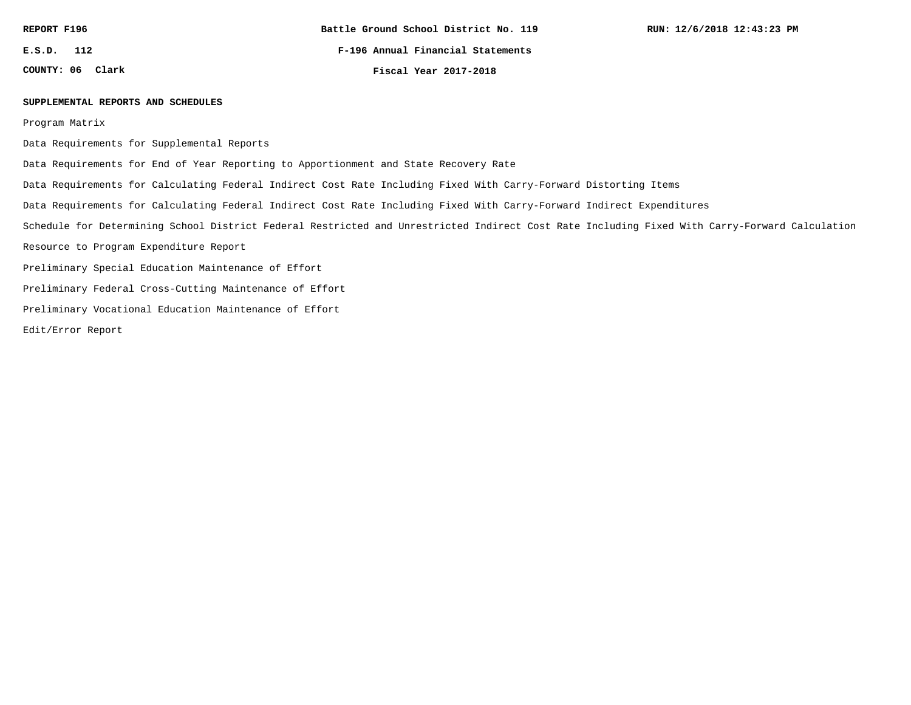**SUPPLEMENTAL REPORTS AND SCHEDULES**

Program Matrix

Data Requirements for Supplemental Reports

Data Requirements for End of Year Reporting to Apportionment and State Recovery Rate

Data Requirements for Calculating Federal Indirect Cost Rate Including Fixed With Carry-Forward Distorting Items

Data Requirements for Calculating Federal Indirect Cost Rate Including Fixed With Carry-Forward Indirect Expenditures

Schedule for Determining School District Federal Restricted and Unrestricted Indirect Cost Rate Including Fixed With Carry-Forward Calculation

Resource to Program Expenditure Report

Preliminary Special Education Maintenance of Effort

Preliminary Federal Cross-Cutting Maintenance of Effort

Preliminary Vocational Education Maintenance of Effort

Edit/Error Report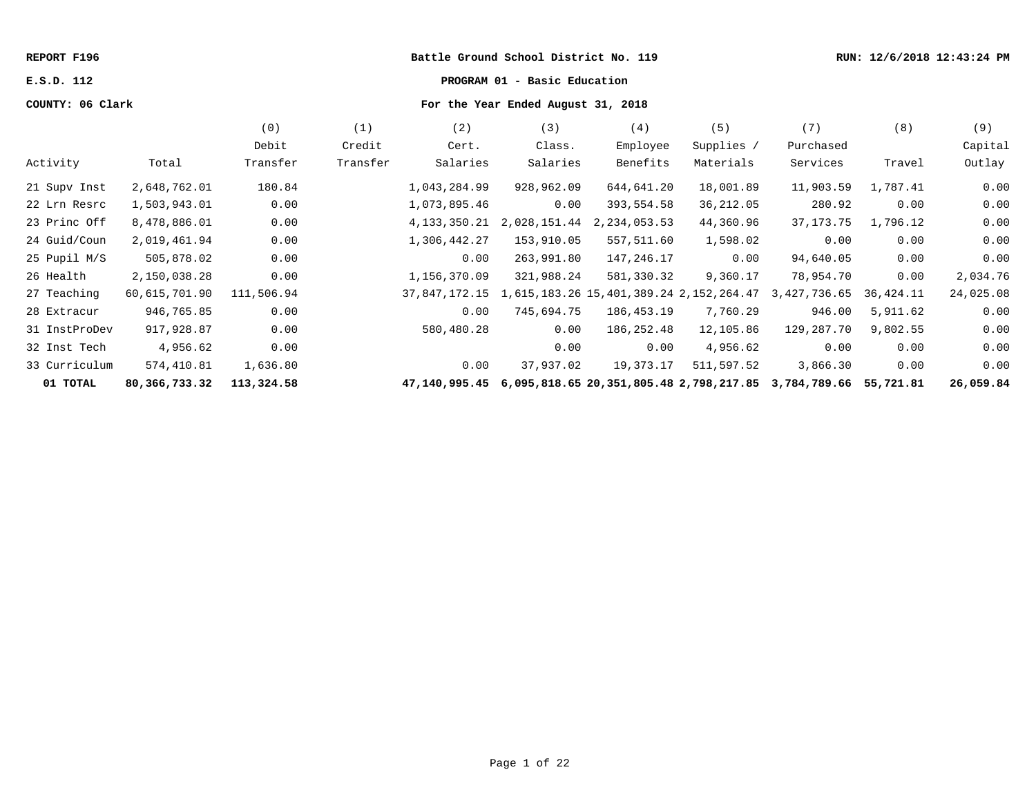REPORT F196 | Battle Ground School District No. 119 | RUN: 12/6/2018 12:43:24 PM

E.S.D. 112 | PROGRAM 01 - Basic Education

COUNTY: 06 Clark | For the Year Ended August 31, 2018

| Activity | Total | (0) Debit Transfer | (1) Credit Transfer | (2) Cert. Salaries | (3) Class. Salaries | (4) Employee Benefits | (5) Supplies / Materials | (7) Purchased Services | (8) Travel | (9) Capital Outlay |
|---|---|---|---|---|---|---|---|---|---|---|
| 21 Supv Inst | 2,648,762.01 | 180.84 | | 1,043,284.99 | 928,962.09 | 644,641.20 | 18,001.89 | 11,903.59 | 1,787.41 | 0.00 |
| 22 Lrn Resrc | 1,503,943.01 | 0.00 | | 1,073,895.46 | 0.00 | 393,554.58 | 36,212.05 | 280.92 | 0.00 | 0.00 |
| 23 Princ Off | 8,478,886.01 | 0.00 | | 4,133,350.21 | 2,028,151.44 | 2,234,053.53 | 44,360.96 | 37,173.75 | 1,796.12 | 0.00 |
| 24 Guid/Coun | 2,019,461.94 | 0.00 | | 1,306,442.27 | 153,910.05 | 557,511.60 | 1,598.02 | 0.00 | 0.00 | 0.00 |
| 25 Pupil M/S | 505,878.02 | 0.00 | | 0.00 | 263,991.80 | 147,246.17 | 0.00 | 94,640.05 | 0.00 | 0.00 |
| 26 Health | 2,150,038.28 | 0.00 | | 1,156,370.09 | 321,988.24 | 581,330.32 | 9,360.17 | 78,954.70 | 0.00 | 2,034.76 |
| 27 Teaching | 60,615,701.90 | 111,506.94 | | 37,847,172.15 | 1,615,183.26 | 15,401,389.24 | 2,152,264.47 | 3,427,736.65 | 36,424.11 | 24,025.08 |
| 28 Extracur | 946,765.85 | 0.00 | | 0.00 | 745,694.75 | 186,453.19 | 7,760.29 | 946.00 | 5,911.62 | 0.00 |
| 31 InstProDev | 917,928.87 | 0.00 | | 580,480.28 | 0.00 | 186,252.48 | 12,105.86 | 129,287.70 | 9,802.55 | 0.00 |
| 32 Inst Tech | 4,956.62 | 0.00 | | | 0.00 | 0.00 | 4,956.62 | 0.00 | 0.00 | 0.00 |
| 33 Curriculum | 574,410.81 | 1,636.80 | | 0.00 | 37,937.02 | 19,373.17 | 511,597.52 | 3,866.30 | 0.00 | 0.00 |
| **01 TOTAL** | **80,366,733.32** | **113,324.58** | | **47,140,995.45** | **6,095,818.65** | **20,351,805.48** | **2,798,217.85** | **3,784,789.66** | **55,721.81** | **26,059.84** |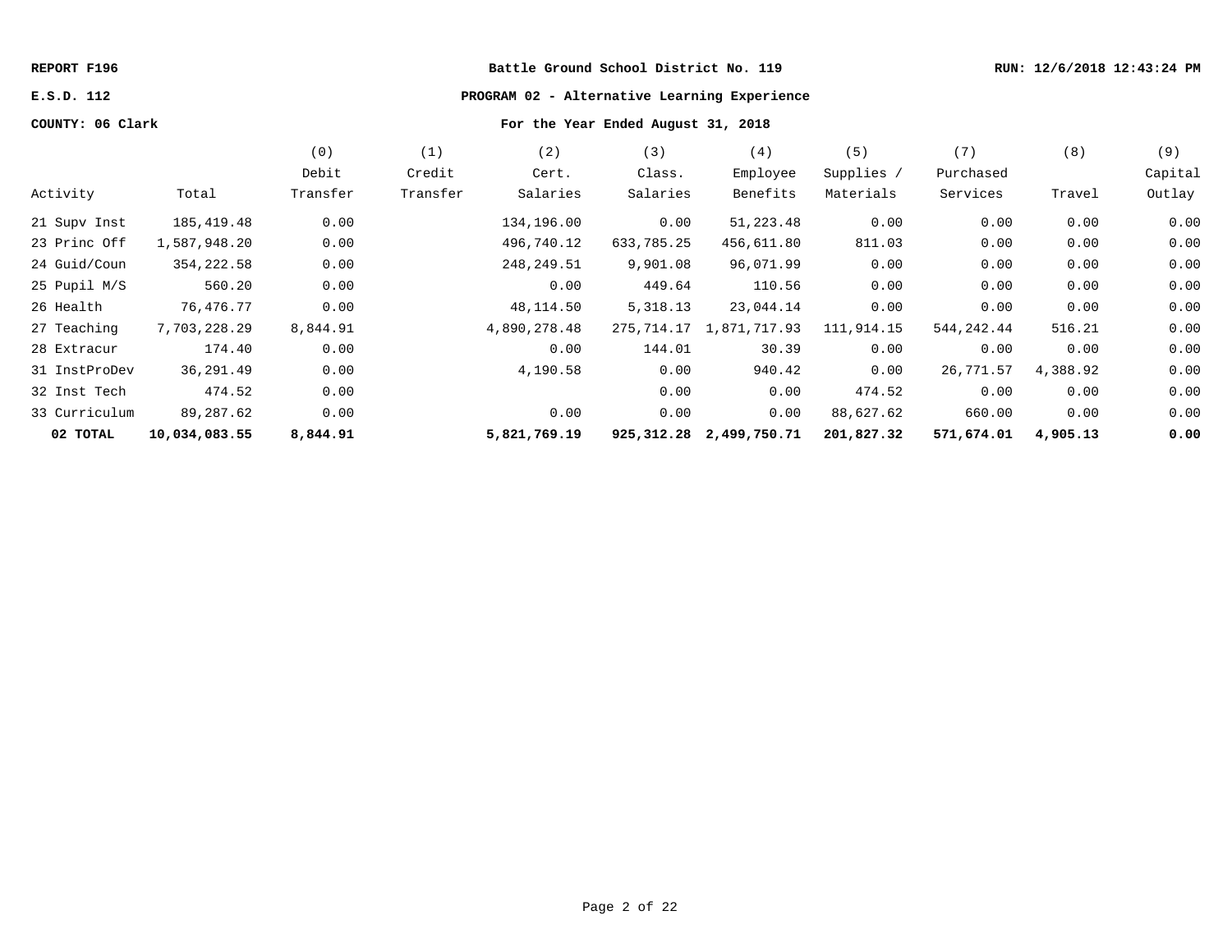REPORT F196 | Battle Ground School District No. 119 | RUN: 12/6/2018 12:43:24 PM

E.S.D. 112 | PROGRAM 02 - Alternative Learning Experience

COUNTY: 06 Clark | For the Year Ended August 31, 2018

| Activity | Total | (0) Debit Transfer | (1) Credit Transfer | (2) Cert. Salaries | (3) Class. Salaries | (4) Employee Benefits | (5) Supplies / Materials | (7) Purchased Services | (8) Travel | (9) Capital Outlay |
|---|---|---|---|---|---|---|---|---|---|---|
| 21 Supv Inst | 185,419.48 | 0.00 | | 134,196.00 | 0.00 | 51,223.48 | 0.00 | 0.00 | 0.00 | 0.00 |
| 23 Princ Off | 1,587,948.20 | 0.00 | | 496,740.12 | 633,785.25 | 456,611.80 | 811.03 | 0.00 | 0.00 | 0.00 |
| 24 Guid/Coun | 354,222.58 | 0.00 | | 248,249.51 | 9,901.08 | 96,071.99 | 0.00 | 0.00 | 0.00 | 0.00 |
| 25 Pupil M/S | 560.20 | 0.00 | | 0.00 | 449.64 | 110.56 | 0.00 | 0.00 | 0.00 | 0.00 |
| 26 Health | 76,476.77 | 0.00 | | 48,114.50 | 5,318.13 | 23,044.14 | 0.00 | 0.00 | 0.00 | 0.00 |
| 27 Teaching | 7,703,228.29 | 8,844.91 | | 4,890,278.48 | 275,714.17 | 1,871,717.93 | 111,914.15 | 544,242.44 | 516.21 | 0.00 |
| 28 Extracur | 174.40 | 0.00 | | 0.00 | 144.01 | 30.39 | 0.00 | 0.00 | 0.00 | 0.00 |
| 31 InstProDev | 36,291.49 | 0.00 | | 4,190.58 | 0.00 | 940.42 | 0.00 | 26,771.57 | 4,388.92 | 0.00 |
| 32 Inst Tech | 474.52 | 0.00 | | | 0.00 | 0.00 | 474.52 | 0.00 | 0.00 | 0.00 |
| 33 Curriculum | 89,287.62 | 0.00 | | 0.00 | 0.00 | 0.00 | 88,627.62 | 660.00 | 0.00 | 0.00 |
| **02 TOTAL** | **10,034,083.55** | **8,844.91** | | **5,821,769.19** | **925,312.28** | **2,499,750.71** | **201,827.32** | **571,674.01** | **4,905.13** | **0.00** |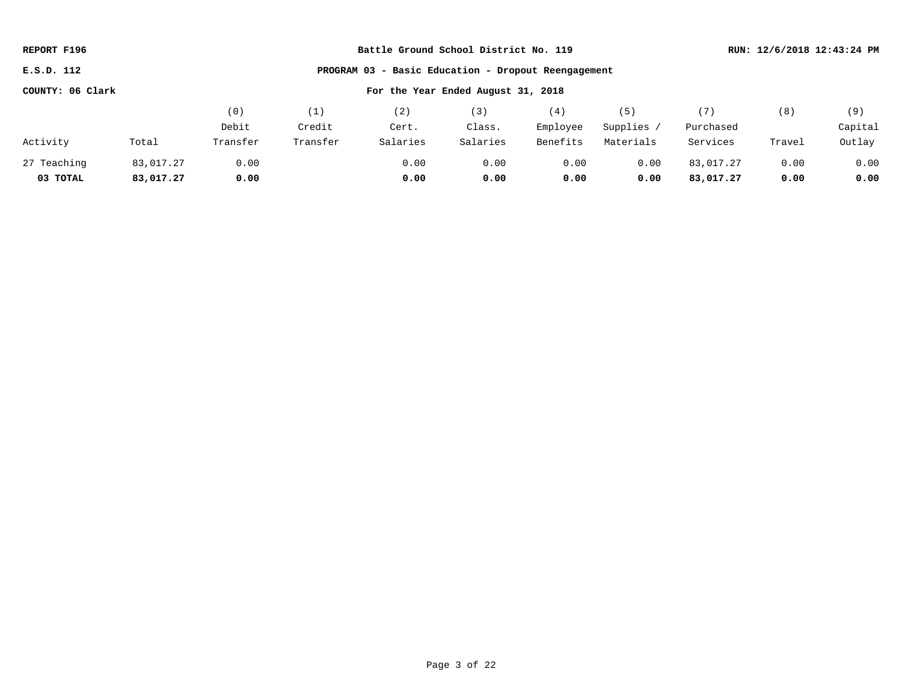**REPORT F196** | **Battle Ground School District No. 119** | **RUN: 12/6/2018 12:43:24 PM**

**E.S.D. 112** | **PROGRAM 03 - Basic Education - Dropout Reengagement**

**COUNTY: 06 Clark** | **For the Year Ended August 31, 2018**

| Activity | Total | (0) Debit Transfer | (1) Credit Transfer | (2) Cert. Salaries | (3) Class. Salaries | (4) Employee Benefits | (5) Supplies / Materials | (7) Purchased Services | (8) Travel | (9) Capital Outlay |
|---|---|---|---|---|---|---|---|---|---|---|
| 27 Teaching | 83,017.27 | 0.00 | | 0.00 | 0.00 | 0.00 | 0.00 | 83,017.27 | 0.00 | 0.00 |
| **03 TOTAL** | **83,017.27** | **0.00** | | **0.00** | **0.00** | **0.00** | **0.00** | **83,017.27** | **0.00** | **0.00** |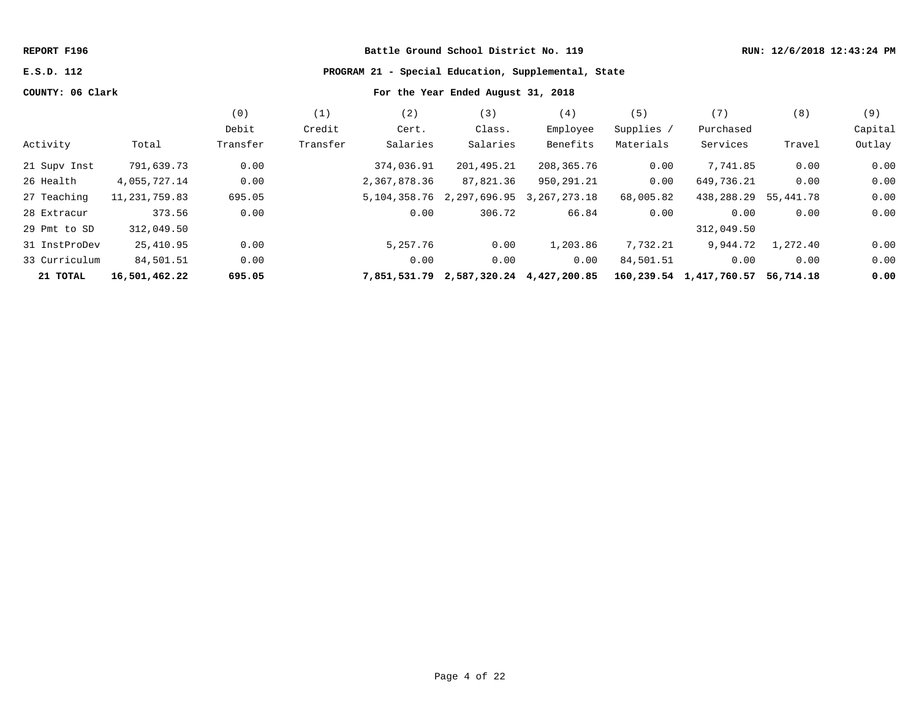REPORT F196 — Battle Ground School District No. 119 — RUN: 12/6/2018 12:43:24 PM

E.S.D. 112 — PROGRAM 21 - Special Education, Supplemental, State

COUNTY: 06 Clark — For the Year Ended August 31, 2018

| Activity | Total | (0) Debit Transfer | (1) Credit Transfer | (2) Cert. Salaries | (3) Class. Salaries | (4) Employee Benefits | (5) Supplies / Materials | (7) Purchased Services | (8) Travel | (9) Capital Outlay |
|---|---|---|---|---|---|---|---|---|---|---|
| 21 Supv Inst | 791,639.73 | 0.00 | | 374,036.91 | 201,495.21 | 208,365.76 | 0.00 | 7,741.85 | 0.00 | 0.00 |
| 26 Health | 4,055,727.14 | 0.00 | | 2,367,878.36 | 87,821.36 | 950,291.21 | 0.00 | 649,736.21 | 0.00 | 0.00 |
| 27 Teaching | 11,231,759.83 | 695.05 | | 5,104,358.76 | 2,297,696.95 | 3,267,273.18 | 68,005.82 | 438,288.29 | 55,441.78 | 0.00 |
| 28 Extracur | 373.56 | 0.00 | | 0.00 | 306.72 | 66.84 | 0.00 | 0.00 | 0.00 | 0.00 |
| 29 Pmt to SD | 312,049.50 | | | | | | | 312,049.50 | | |
| 31 InstProDev | 25,410.95 | 0.00 | | 5,257.76 | 0.00 | 1,203.86 | 7,732.21 | 9,944.72 | 1,272.40 | 0.00 |
| 33 Curriculum | 84,501.51 | 0.00 | | 0.00 | 0.00 | 0.00 | 84,501.51 | 0.00 | 0.00 | 0.00 |
| **21 TOTAL** | **16,501,462.22** | **695.05** | | **7,851,531.79** | **2,587,320.24** | **4,427,200.85** | **160,239.54** | **1,417,760.57** | **56,714.18** | **0.00** |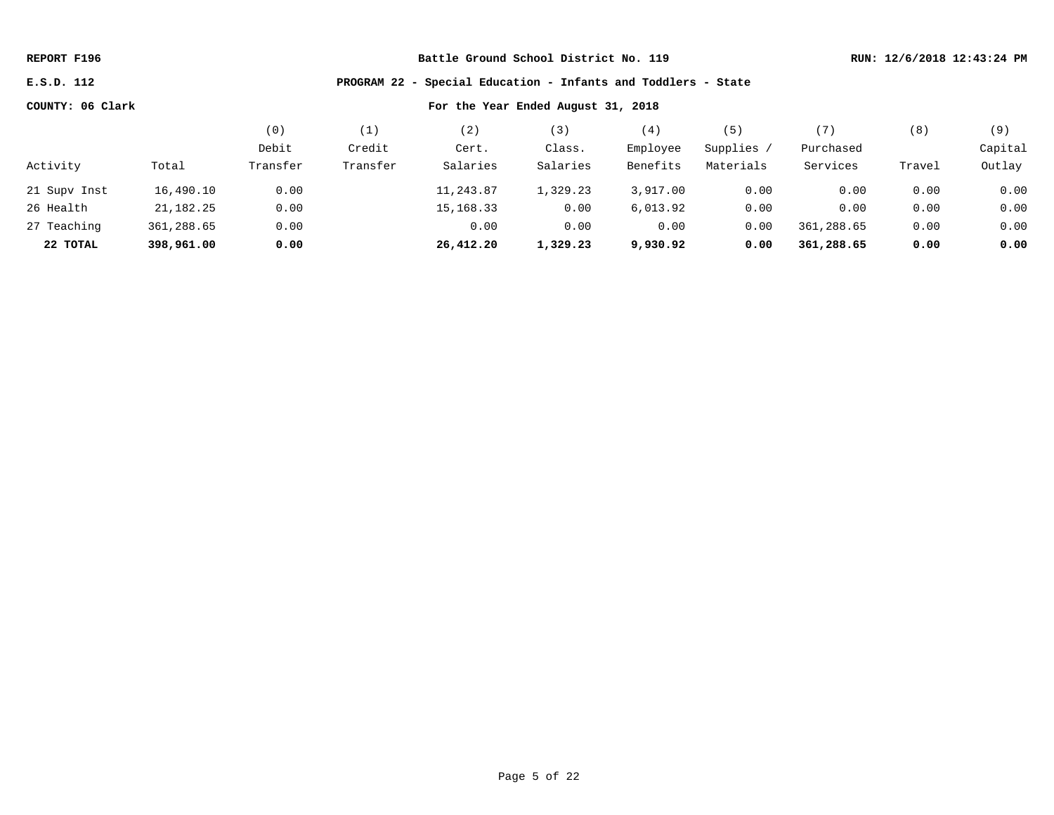REPORT F196 | Battle Ground School District No. 119 | RUN: 12/6/2018 12:43:24 PM

E.S.D. 112

COUNTY: 06 Clark

## PROGRAM 22 - Special Education - Infants and Toddlers - State

### For the Year Ended August 31, 2018

| Activity | Total | (0) Debit Transfer | (1) Credit Transfer | (2) Cert. Salaries | (3) Class. Salaries | (4) Employee Benefits | (5) Supplies / Materials | (7) Purchased Services | (8) Travel | (9) Capital Outlay |
|---|---|---|---|---|---|---|---|---|---|---|
| 21 Supv Inst | 16,490.10 | 0.00 | | 11,243.87 | 1,329.23 | 3,917.00 | 0.00 | 0.00 | 0.00 | 0.00 |
| 26 Health | 21,182.25 | 0.00 | | 15,168.33 | 0.00 | 6,013.92 | 0.00 | 0.00 | 0.00 | 0.00 |
| 27 Teaching | 361,288.65 | 0.00 | | 0.00 | 0.00 | 0.00 | 0.00 | 361,288.65 | 0.00 | 0.00 |
| **22 TOTAL** | **398,961.00** | **0.00** | | **26,412.20** | **1,329.23** | **9,930.92** | **0.00** | **361,288.65** | **0.00** | **0.00** |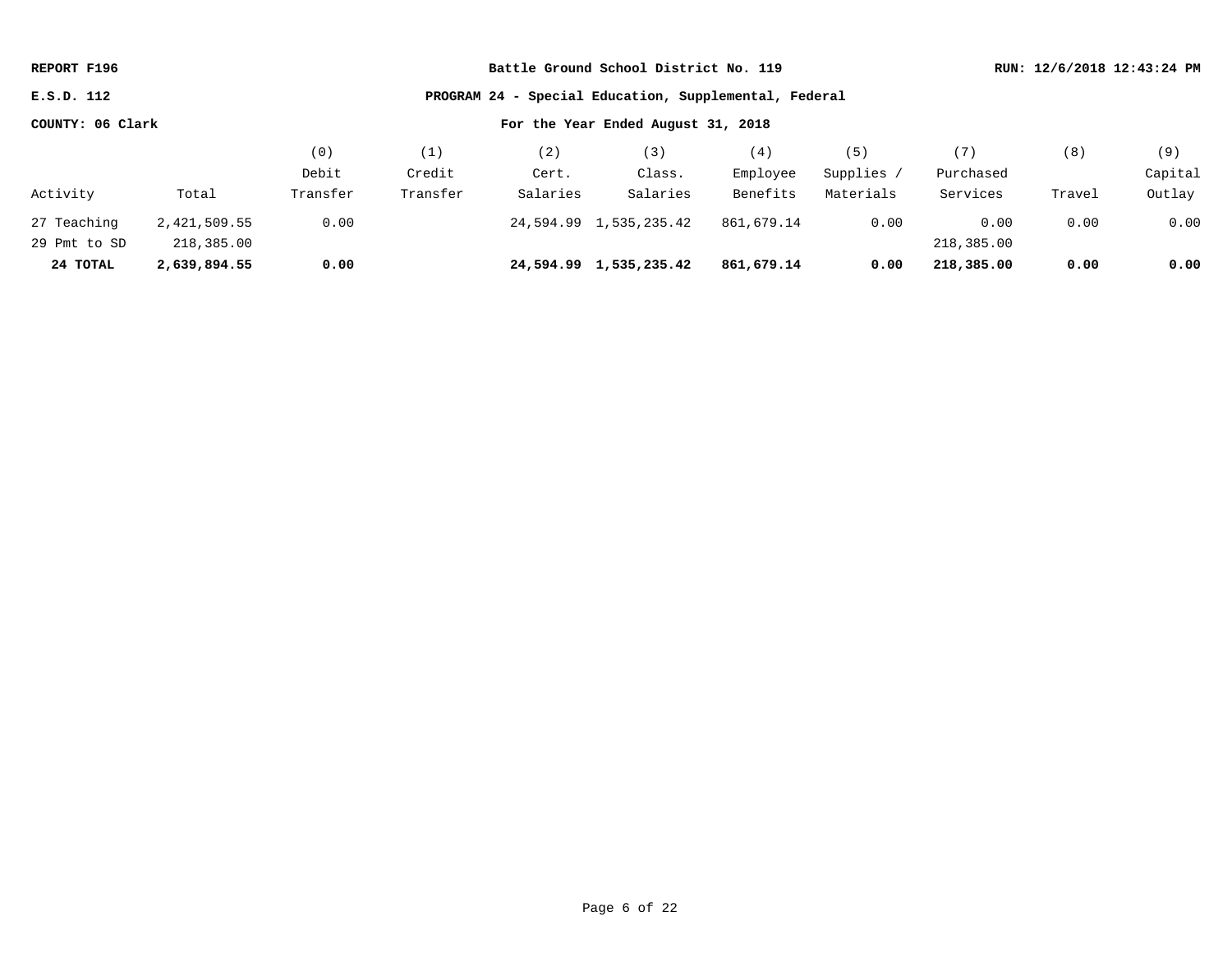REPORT F196 — Battle Ground School District No. 119 — RUN: 12/6/2018 12:43:24 PM

E.S.D. 112 — **PROGRAM 24 - Special Education, Supplemental, Federal**

COUNTY: 06 Clark — For the Year Ended August 31, 2018

| Activity | Total | (0) Debit Transfer | (1) Credit Transfer | (2) Cert. Salaries | (3) Class. Salaries | (4) Employee Benefits | (5) Supplies / Materials | (7) Purchased Services | (8) Travel | (9) Capital Outlay |
|---|---|---|---|---|---|---|---|---|---|---|
| 27 Teaching | 2,421,509.55 | 0.00 | | 24,594.99 | 1,535,235.42 | 861,679.14 | 0.00 | 0.00 | 0.00 | 0.00 |
| 29 Pmt to SD | 218,385.00 | | | | | | | 218,385.00 | | |
| **24 TOTAL** | **2,639,894.55** | **0.00** | | **24,594.99** | **1,535,235.42** | **861,679.14** | **0.00** | **218,385.00** | **0.00** | **0.00** |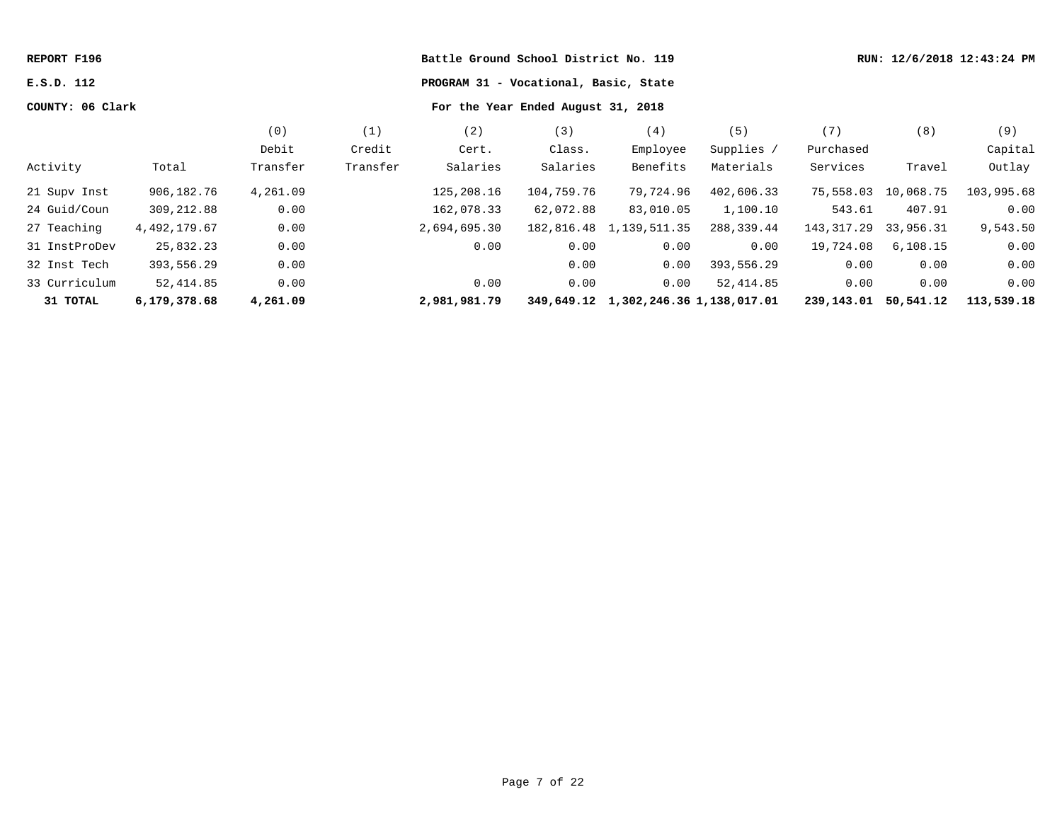REPORT F196 | Battle Ground School District No. 119 | RUN: 12/6/2018 12:43:24 PM

E.S.D. 112 | PROGRAM 31 - Vocational, Basic, State

COUNTY: 06 Clark | For the Year Ended August 31, 2018

| Activity | Total | (0) Debit Transfer | (1) Credit Transfer | (2) Cert. Salaries | (3) Class. Salaries | (4) Employee Benefits | (5) Supplies / Materials | (7) Purchased Services | (8) Travel | (9) Capital Outlay |
|---|---|---|---|---|---|---|---|---|---|---|
| 21 Supv Inst | 906,182.76 | 4,261.09 | | 125,208.16 | 104,759.76 | 79,724.96 | 402,606.33 | 75,558.03 | 10,068.75 | 103,995.68 |
| 24 Guid/Coun | 309,212.88 | 0.00 | | 162,078.33 | 62,072.88 | 83,010.05 | 1,100.10 | 543.61 | 407.91 | 0.00 |
| 27 Teaching | 4,492,179.67 | 0.00 | | 2,694,695.30 | 182,816.48 | 1,139,511.35 | 288,339.44 | 143,317.29 | 33,956.31 | 9,543.50 |
| 31 InstProDev | 25,832.23 | 0.00 | | 0.00 | 0.00 | 0.00 | 0.00 | 19,724.08 | 6,108.15 | 0.00 |
| 32 Inst Tech | 393,556.29 | 0.00 | | | 0.00 | 0.00 | 393,556.29 | 0.00 | 0.00 | 0.00 |
| 33 Curriculum | 52,414.85 | 0.00 | | 0.00 | 0.00 | 0.00 | 52,414.85 | 0.00 | 0.00 | 0.00 |
| **31 TOTAL** | **6,179,378.68** | **4,261.09** | | **2,981,981.79** | **349,649.12** | **1,302,246.36** | **1,138,017.01** | **239,143.01** | **50,541.12** | **113,539.18** |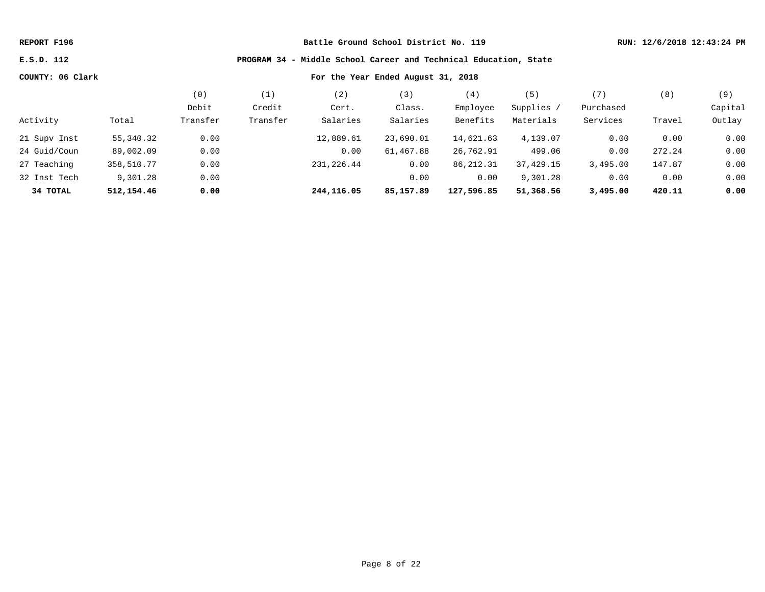**REPORT F196** | **Battle Ground School District No. 119** | **RUN: 12/6/2018 12:43:24 PM**

**E.S.D. 112** | **PROGRAM 34 - Middle School Career and Technical Education, State**

**COUNTY: 06 Clark** | **For the Year Ended August 31, 2018**

| Activity | Total | (0) Debit Transfer | (1) Credit Transfer | (2) Cert. Salaries | (3) Class. Salaries | (4) Employee Benefits | (5) Supplies / Materials | (7) Purchased Services | (8) Travel | (9) Capital Outlay |
|---|---|---|---|---|---|---|---|---|---|---|
| 21 Supv Inst | 55,340.32 | 0.00 | | 12,889.61 | 23,690.01 | 14,621.63 | 4,139.07 | 0.00 | 0.00 | 0.00 |
| 24 Guid/Coun | 89,002.09 | 0.00 | | 0.00 | 61,467.88 | 26,762.91 | 499.06 | 0.00 | 272.24 | 0.00 |
| 27 Teaching | 358,510.77 | 0.00 | | 231,226.44 | 0.00 | 86,212.31 | 37,429.15 | 3,495.00 | 147.87 | 0.00 |
| 32 Inst Tech | 9,301.28 | 0.00 | | | 0.00 | 0.00 | 9,301.28 | 0.00 | 0.00 | 0.00 |
| **34 TOTAL** | **512,154.46** | **0.00** | | **244,116.05** | **85,157.89** | **127,596.85** | **51,368.56** | **3,495.00** | **420.11** | **0.00** |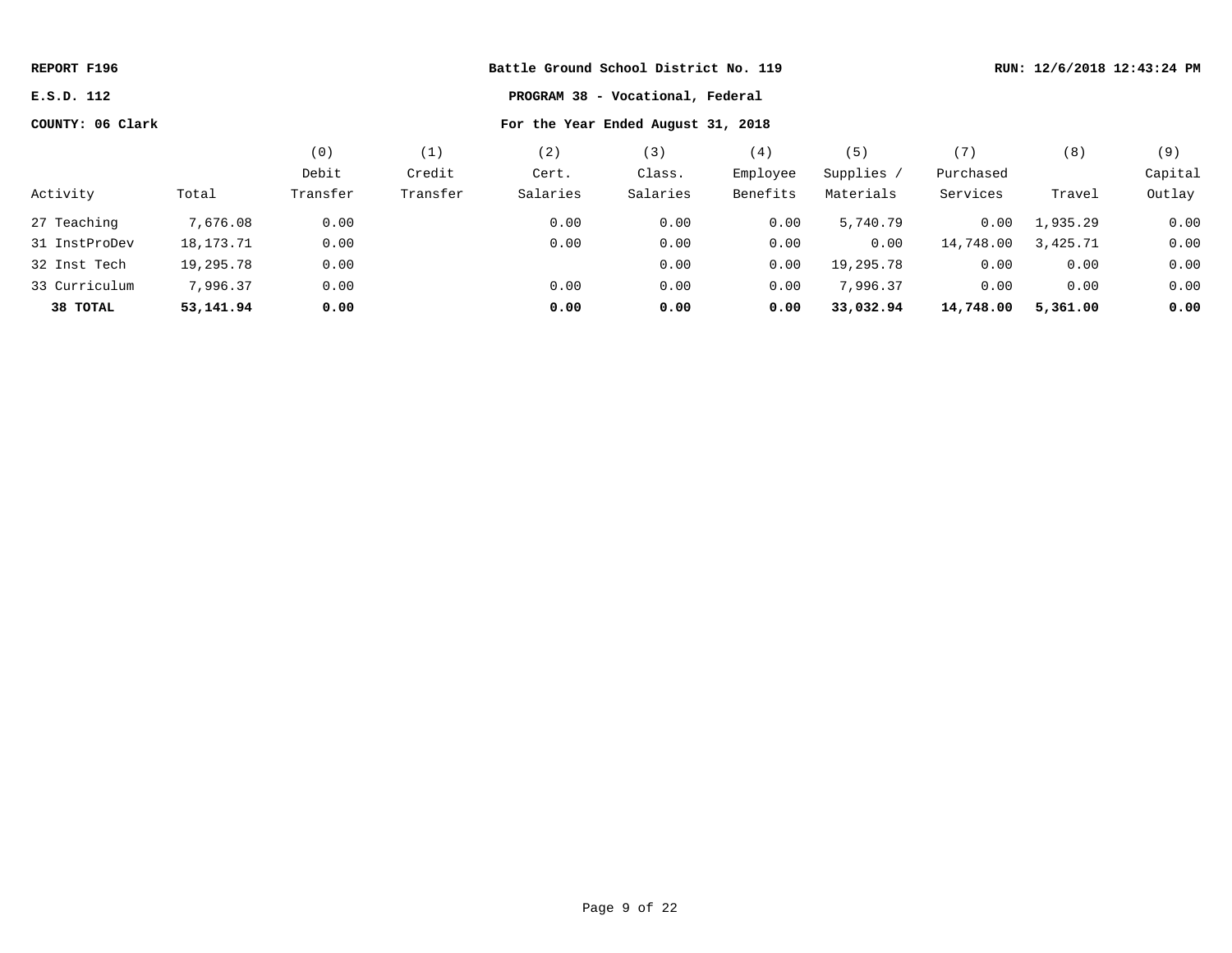REPORT F196 | Battle Ground School District No. 119 | RUN: 12/6/2018 12:43:24 PM

E.S.D. 112 | PROGRAM 38 - Vocational, Federal

COUNTY: 06 Clark | For the Year Ended August 31, 2018

| Activity | Total | (0) Debit Transfer | (1) Credit Transfer | (2) Cert. Salaries | (3) Class. Salaries | (4) Employee Benefits | (5) Supplies / Materials | (7) Purchased Services | (8) Travel | (9) Capital Outlay |
|---|---|---|---|---|---|---|---|---|---|---|
| 27 Teaching | 7,676.08 | 0.00 | | 0.00 | 0.00 | 0.00 | 5,740.79 | 0.00 | 1,935.29 | 0.00 |
| 31 InstProDev | 18,173.71 | 0.00 | | 0.00 | 0.00 | 0.00 | 0.00 | 14,748.00 | 3,425.71 | 0.00 |
| 32 Inst Tech | 19,295.78 | 0.00 | | | 0.00 | 0.00 | 19,295.78 | 0.00 | 0.00 | 0.00 |
| 33 Curriculum | 7,996.37 | 0.00 | | 0.00 | 0.00 | 0.00 | 7,996.37 | 0.00 | 0.00 | 0.00 |
| **38 TOTAL** | **53,141.94** | **0.00** | | **0.00** | **0.00** | **0.00** | **33,032.94** | **14,748.00** | **5,361.00** | **0.00** |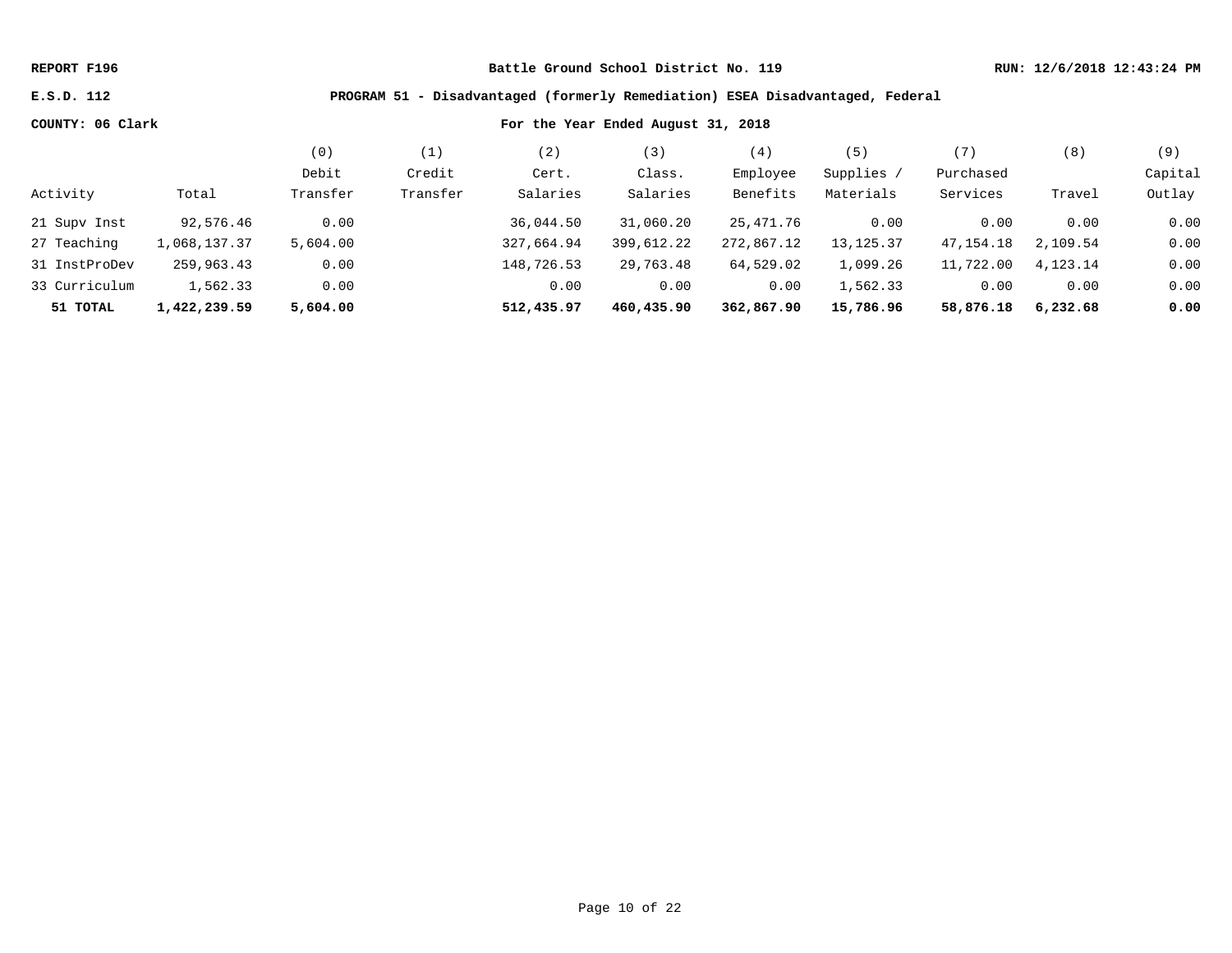**REPORT F196** | **Battle Ground School District No. 119** | **RUN: 12/6/2018 12:43:24 PM**

**E.S.D. 112** | **PROGRAM 51 - Disadvantaged (formerly Remediation) ESEA Disadvantaged, Federal**

**COUNTY: 06 Clark** | **For the Year Ended August 31, 2018**

| Activity | Total | (0) Debit Transfer | (1) Credit Transfer | (2) Cert. Salaries | (3) Class. Salaries | (4) Employee Benefits | (5) Supplies / Materials | (7) Purchased Services | (8) Travel | (9) Capital Outlay |
|---|---|---|---|---|---|---|---|---|---|---|
| 21 Supv Inst | 92,576.46 | 0.00 | | 36,044.50 | 31,060.20 | 25,471.76 | 0.00 | 0.00 | 0.00 | 0.00 |
| 27 Teaching | 1,068,137.37 | 5,604.00 | | 327,664.94 | 399,612.22 | 272,867.12 | 13,125.37 | 47,154.18 | 2,109.54 | 0.00 |
| 31 InstProDev | 259,963.43 | 0.00 | | 148,726.53 | 29,763.48 | 64,529.02 | 1,099.26 | 11,722.00 | 4,123.14 | 0.00 |
| 33 Curriculum | 1,562.33 | 0.00 | | 0.00 | 0.00 | 0.00 | 1,562.33 | 0.00 | 0.00 | 0.00 |
| **51 TOTAL** | **1,422,239.59** | **5,604.00** | | **512,435.97** | **460,435.90** | **362,867.90** | **15,786.96** | **58,876.18** | **6,232.68** | **0.00** |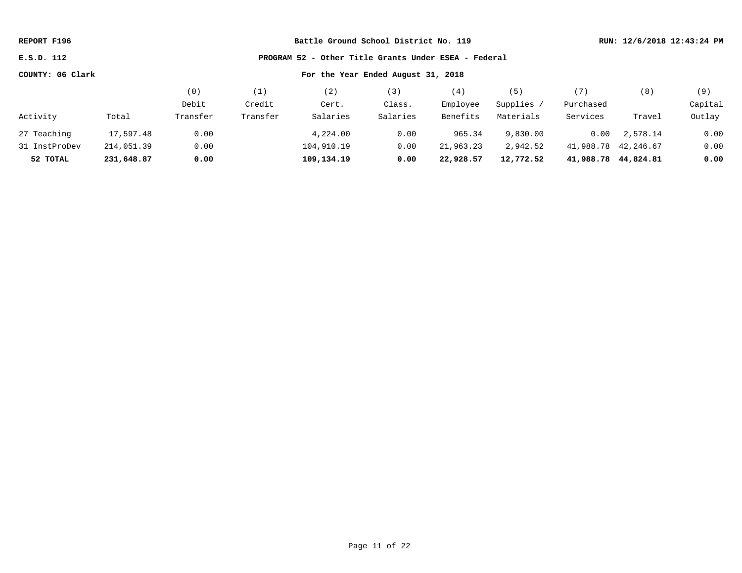REPORT F196 | Battle Ground School District No. 119 | RUN: 12/6/2018 12:43:24 PM

E.S.D. 112 | PROGRAM 52 - Other Title Grants Under ESEA - Federal

COUNTY: 06 Clark | For the Year Ended August 31, 2018

| Activity | Total | (0) Debit Transfer | (1) Credit Transfer | (2) Cert. Salaries | (3) Class. Salaries | (4) Employee Benefits | (5) Supplies / Materials | (7) Purchased Services | (8) Travel | (9) Capital Outlay |
|---|---|---|---|---|---|---|---|---|---|---|
| 27 Teaching | 17,597.48 | 0.00 | | 4,224.00 | 0.00 | 965.34 | 9,830.00 | 0.00 | 2,578.14 | 0.00 |
| 31 InstProDev | 214,051.39 | 0.00 | | 104,910.19 | 0.00 | 21,963.23 | 2,942.52 | 41,988.78 | 42,246.67 | 0.00 |
| **52 TOTAL** | **231,648.87** | **0.00** | | **109,134.19** | **0.00** | **22,928.57** | **12,772.52** | **41,988.78** | **44,824.81** | **0.00** |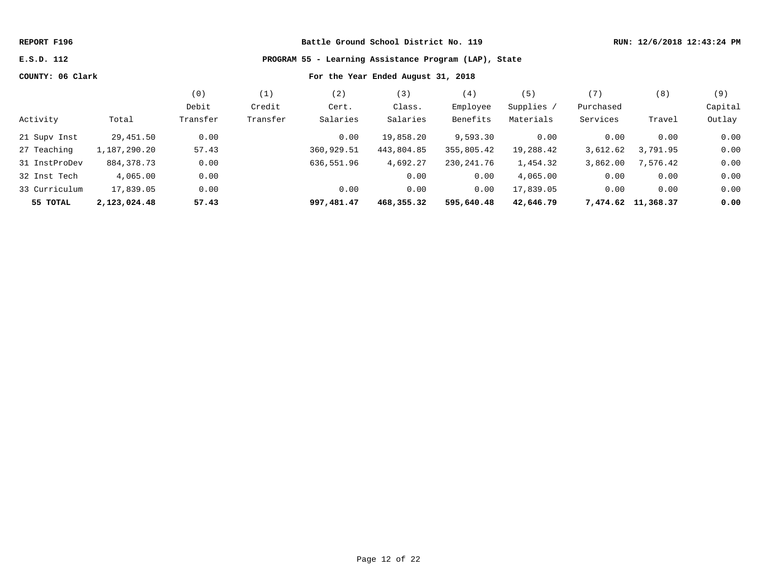**REPORT F196** — **Battle Ground School District No. 119** — **RUN: 12/6/2018 12:43:24 PM**

**E.S.D. 112** — **PROGRAM 55 - Learning Assistance Program (LAP), State**

**COUNTY: 06 Clark** — **For the Year Ended August 31, 2018**

| Activity | Total | (0) Debit Transfer | (1) Credit Transfer | (2) Cert. Salaries | (3) Class. Salaries | (4) Employee Benefits | (5) Supplies / Materials | (7) Purchased Services | (8) Travel | (9) Capital Outlay |
|---|---|---|---|---|---|---|---|---|---|---|
| 21 Supv Inst | 29,451.50 | 0.00 | | 0.00 | 19,858.20 | 9,593.30 | 0.00 | 0.00 | 0.00 | 0.00 |
| 27 Teaching | 1,187,290.20 | 57.43 | | 360,929.51 | 443,804.85 | 355,805.42 | 19,288.42 | 3,612.62 | 3,791.95 | 0.00 |
| 31 InstProDev | 884,378.73 | 0.00 | | 636,551.96 | 4,692.27 | 230,241.76 | 1,454.32 | 3,862.00 | 7,576.42 | 0.00 |
| 32 Inst Tech | 4,065.00 | 0.00 | | | 0.00 | 0.00 | 4,065.00 | 0.00 | 0.00 | 0.00 |
| 33 Curriculum | 17,839.05 | 0.00 | | 0.00 | 0.00 | 0.00 | 17,839.05 | 0.00 | 0.00 | 0.00 |
| **55 TOTAL** | **2,123,024.48** | **57.43** | | **997,481.47** | **468,355.32** | **595,640.48** | **42,646.79** | **7,474.62** | **11,368.37** | **0.00** |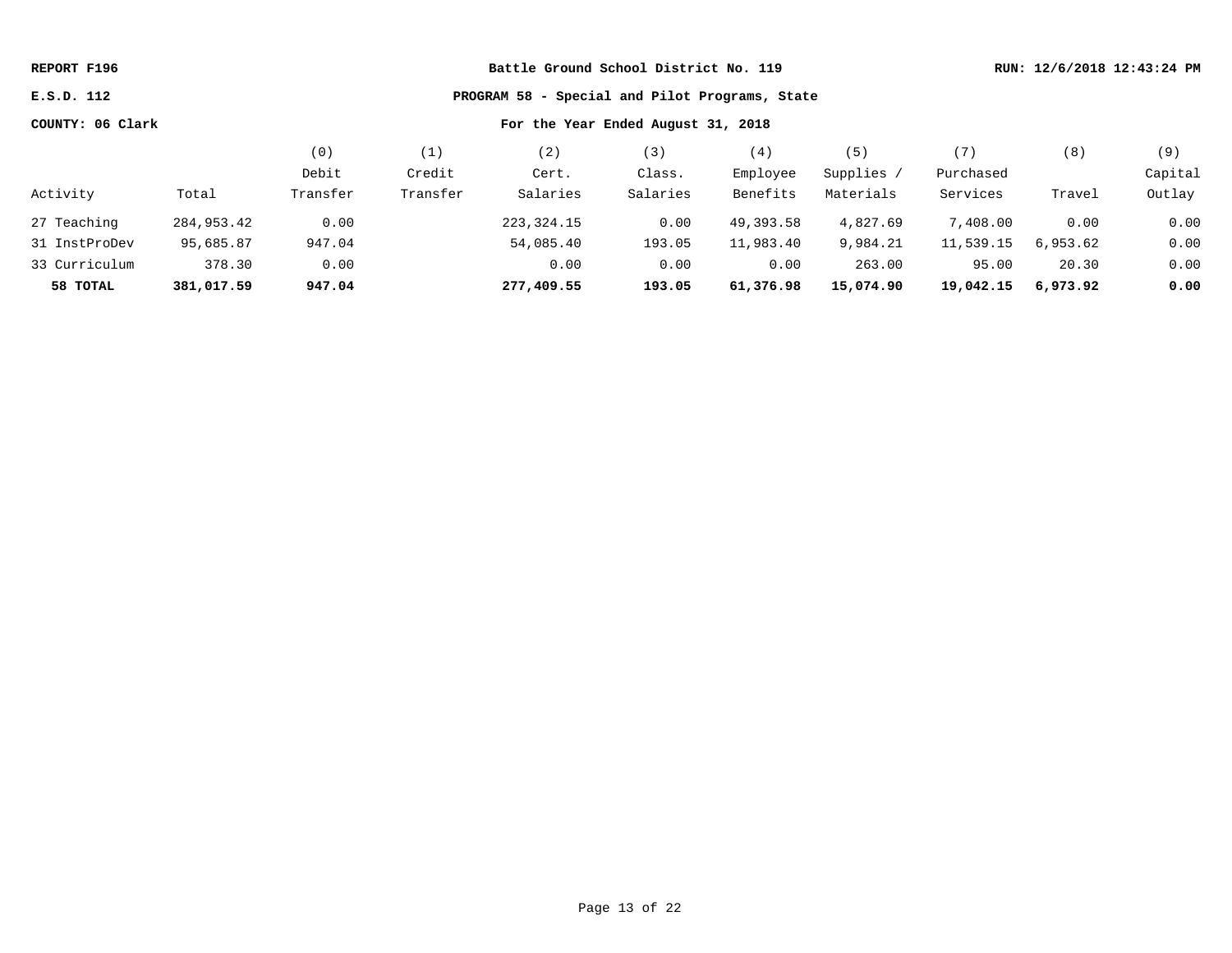REPORT F196

E.S.D. 112

COUNTY: 06 Clark

**Battle Ground School District No. 119**

**PROGRAM 58 - Special and Pilot Programs, State**

**For the Year Ended August 31, 2018**

RUN: 12/6/2018 12:43:24 PM

| Activity | Total | (0) Debit Transfer | (1) Credit Transfer | (2) Cert. Salaries | (3) Class. Salaries | (4) Employee Benefits | (5) Supplies / Materials | (7) Purchased Services | (8) Travel | (9) Capital Outlay |
|---|---|---|---|---|---|---|---|---|---|---|
| 27 Teaching | 284,953.42 | 0.00 | | 223,324.15 | 0.00 | 49,393.58 | 4,827.69 | 7,408.00 | 0.00 | 0.00 |
| 31 InstProDev | 95,685.87 | 947.04 | | 54,085.40 | 193.05 | 11,983.40 | 9,984.21 | 11,539.15 | 6,953.62 | 0.00 |
| 33 Curriculum | 378.30 | 0.00 | | 0.00 | 0.00 | 0.00 | 263.00 | 95.00 | 20.30 | 0.00 |
| **58 TOTAL** | **381,017.59** | **947.04** | | **277,409.55** | **193.05** | **61,376.98** | **15,074.90** | **19,042.15** | **6,973.92** | **0.00** |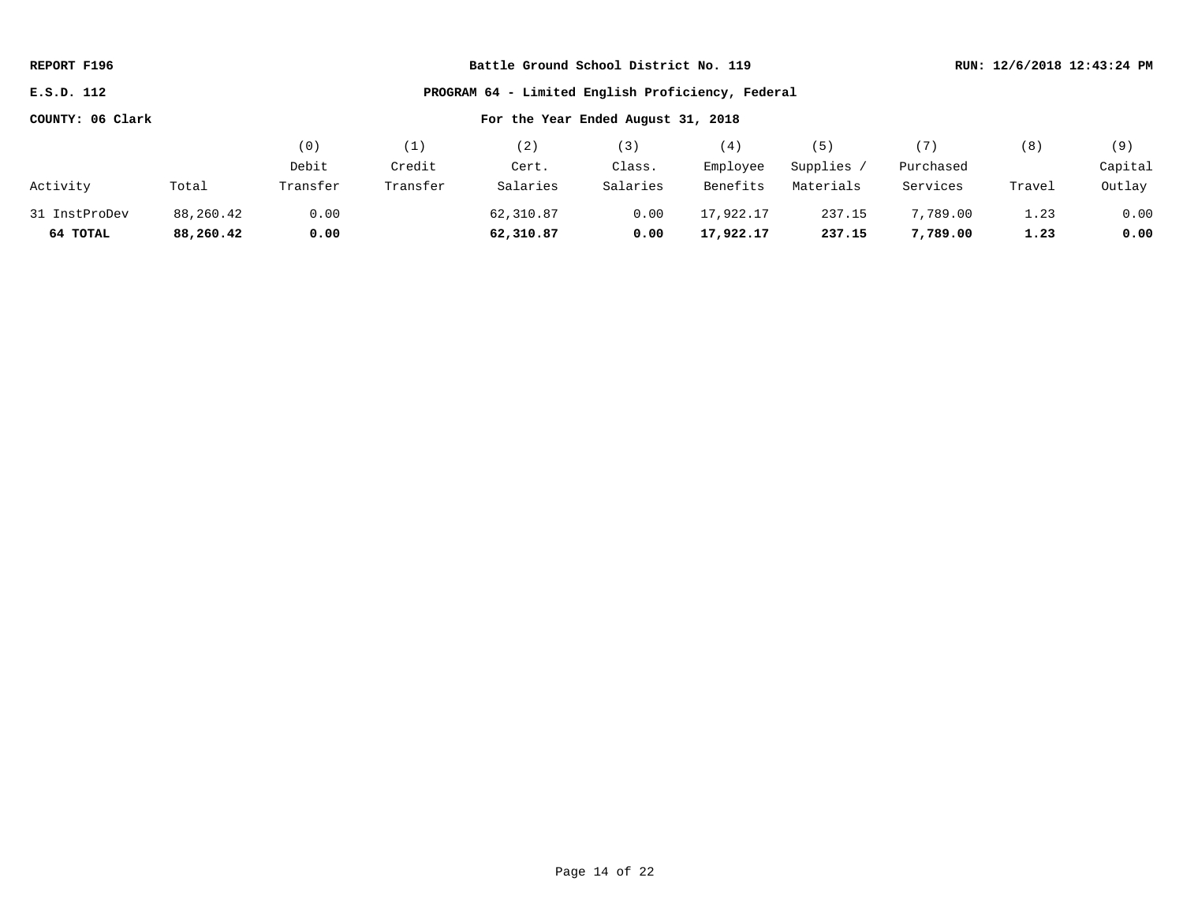**REPORT F196** **Battle Ground School District No. 119** **RUN: 12/6/2018 12:43:24 PM**

**E.S.D. 112** **PROGRAM 64 - Limited English Proficiency, Federal**

**COUNTY: 06 Clark** **For the Year Ended August 31, 2018**

| Activity | Total | (0) Debit Transfer | (1) Credit Transfer | (2) Cert. Salaries | (3) Class. Salaries | (4) Employee Benefits | (5) Supplies / Materials | (7) Purchased Services | (8) Travel | (9) Capital Outlay |
|---|---|---|---|---|---|---|---|---|---|---|
| 31 InstProDev | 88,260.42 | 0.00 | | 62,310.87 | 0.00 | 17,922.17 | 237.15 | 7,789.00 | 1.23 | 0.00 |
| **64 TOTAL** | **88,260.42** | **0.00** | | **62,310.87** | **0.00** | **17,922.17** | **237.15** | **7,789.00** | **1.23** | **0.00** |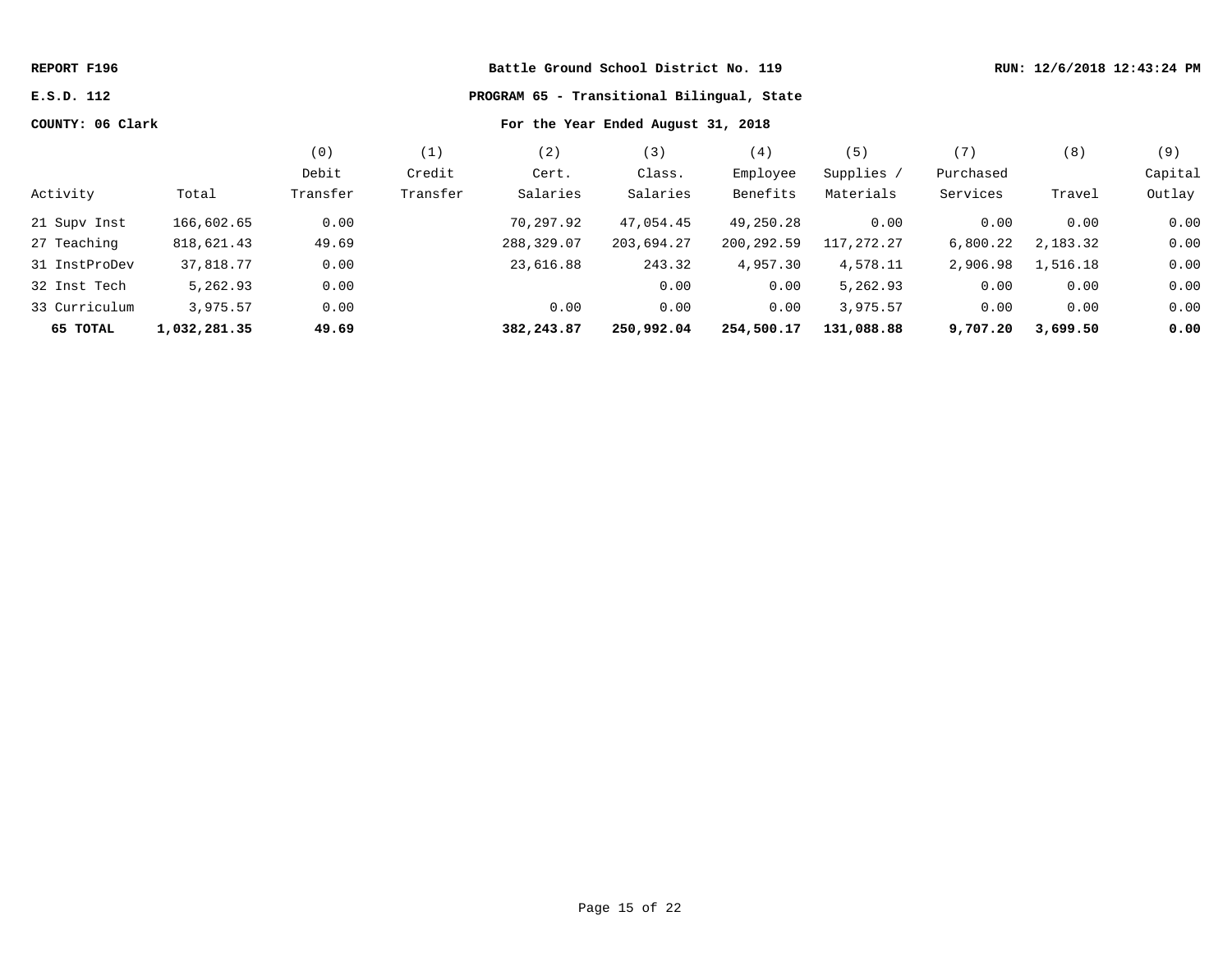REPORT F196 | Battle Ground School District No. 119 | RUN: 12/6/2018 12:43:24 PM

E.S.D. 112 | **PROGRAM 65 - Transitional Bilingual, State**

COUNTY: 06 Clark | **For the Year Ended August 31, 2018**

| Activity | Total | (0) Debit Transfer | (1) Credit Transfer | (2) Cert. Salaries | (3) Class. Salaries | (4) Employee Benefits | (5) Supplies / Materials | (7) Purchased Services | (8) Travel | (9) Capital Outlay |
|---|---|---|---|---|---|---|---|---|---|---|
| 21 Supv Inst | 166,602.65 | 0.00 | | 70,297.92 | 47,054.45 | 49,250.28 | 0.00 | 0.00 | 0.00 | 0.00 |
| 27 Teaching | 818,621.43 | 49.69 | | 288,329.07 | 203,694.27 | 200,292.59 | 117,272.27 | 6,800.22 | 2,183.32 | 0.00 |
| 31 InstProDev | 37,818.77 | 0.00 | | 23,616.88 | 243.32 | 4,957.30 | 4,578.11 | 2,906.98 | 1,516.18 | 0.00 |
| 32 Inst Tech | 5,262.93 | 0.00 | | | 0.00 | 0.00 | 5,262.93 | 0.00 | 0.00 | 0.00 |
| 33 Curriculum | 3,975.57 | 0.00 | | 0.00 | 0.00 | 0.00 | 3,975.57 | 0.00 | 0.00 | 0.00 |
| **65 TOTAL** | **1,032,281.35** | **49.69** | | **382,243.87** | **250,992.04** | **254,500.17** | **131,088.88** | **9,707.20** | **3,699.50** | **0.00** |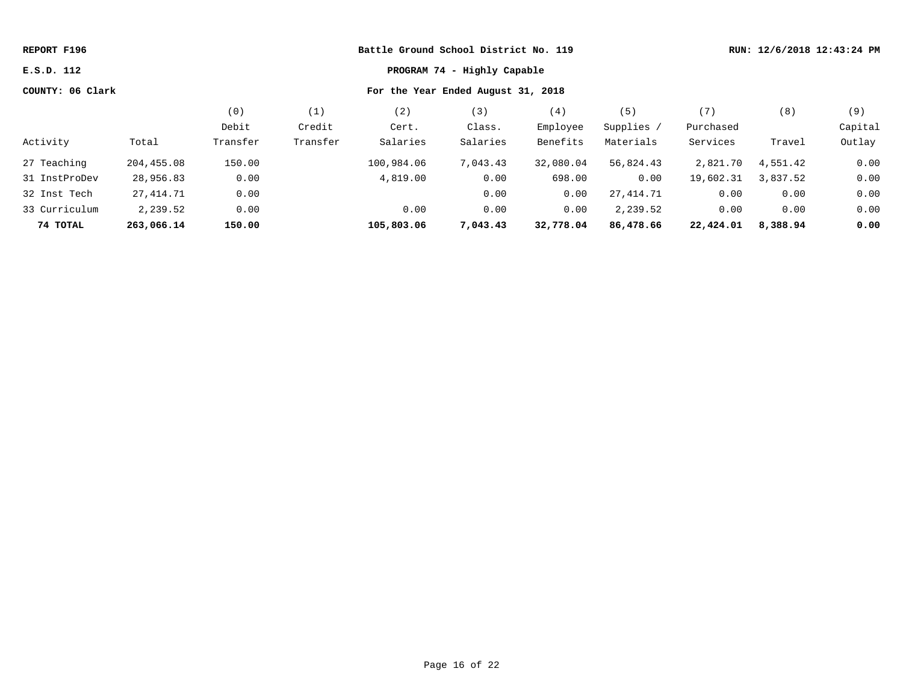**REPORT F196** | **Battle Ground School District No. 119** | **RUN: 12/6/2018 12:43:24 PM**

**E.S.D. 112** | **PROGRAM 74 - Highly Capable**

**COUNTY: 06 Clark** | **For the Year Ended August 31, 2018**

| Activity | Total | (0) Debit Transfer | (1) Credit Transfer | (2) Cert. Salaries | (3) Class. Salaries | (4) Employee Benefits | (5) Supplies / Materials | (7) Purchased Services | (8) Travel | (9) Capital Outlay |
|---|---|---|---|---|---|---|---|---|---|---|
| 27 Teaching | 204,455.08 | 150.00 | | 100,984.06 | 7,043.43 | 32,080.04 | 56,824.43 | 2,821.70 | 4,551.42 | 0.00 |
| 31 InstProDev | 28,956.83 | 0.00 | | 4,819.00 | 0.00 | 698.00 | 0.00 | 19,602.31 | 3,837.52 | 0.00 |
| 32 Inst Tech | 27,414.71 | 0.00 | | | 0.00 | 0.00 | 27,414.71 | 0.00 | 0.00 | 0.00 |
| 33 Curriculum | 2,239.52 | 0.00 | | 0.00 | 0.00 | 0.00 | 2,239.52 | 0.00 | 0.00 | 0.00 |
| **74 TOTAL** | **263,066.14** | **150.00** | | **105,803.06** | **7,043.43** | **32,778.04** | **86,478.66** | **22,424.01** | **8,388.94** | **0.00** |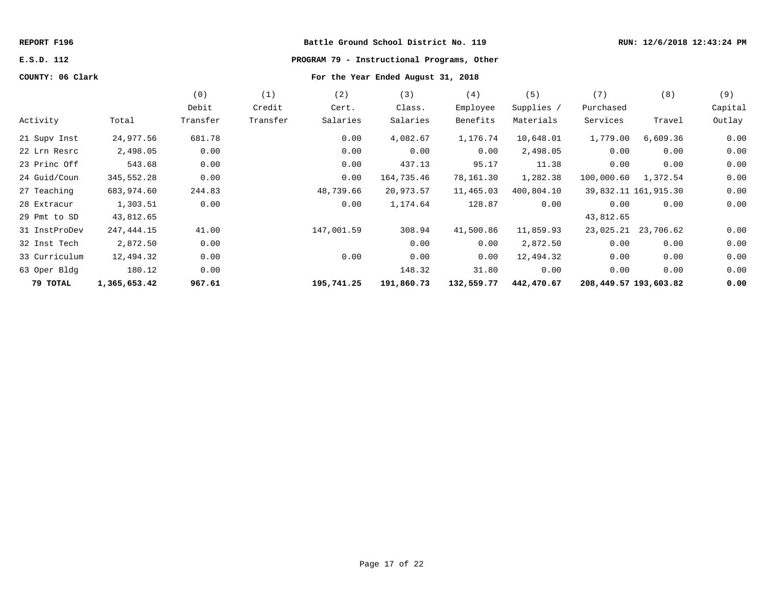**REPORT F196** | **Battle Ground School District No. 119** | **RUN: 12/6/2018 12:43:24 PM**

**E.S.D. 112** | **PROGRAM 79 - Instructional Programs, Other**

**COUNTY: 06 Clark** | **For the Year Ended August 31, 2018**

| Activity | Total | (0) Debit Transfer | (1) Credit Transfer | (2) Cert. Salaries | (3) Class. Salaries | (4) Employee Benefits | (5) Supplies / Materials | (7) Purchased Services | (8) Travel | (9) Capital Outlay |
|---|---|---|---|---|---|---|---|---|---|---|
| 21 Supv Inst | 24,977.56 | 681.78 | | 0.00 | 4,082.67 | 1,176.74 | 10,648.01 | 1,779.00 | 6,609.36 | 0.00 |
| 22 Lrn Resrc | 2,498.05 | 0.00 | | 0.00 | 0.00 | 0.00 | 2,498.05 | 0.00 | 0.00 | 0.00 |
| 23 Princ Off | 543.68 | 0.00 | | 0.00 | 437.13 | 95.17 | 11.38 | 0.00 | 0.00 | 0.00 |
| 24 Guid/Coun | 345,552.28 | 0.00 | | 0.00 | 164,735.46 | 78,161.30 | 1,282.38 | 100,000.60 | 1,372.54 | 0.00 |
| 27 Teaching | 683,974.60 | 244.83 | | 48,739.66 | 20,973.57 | 11,465.03 | 400,804.10 | 39,832.11 | 161,915.30 | 0.00 |
| 28 Extracur | 1,303.51 | 0.00 | | 0.00 | 1,174.64 | 128.87 | 0.00 | 0.00 | 0.00 | 0.00 |
| 29 Pmt to SD | 43,812.65 | | | | | | | 43,812.65 | | |
| 31 InstProDev | 247,444.15 | 41.00 | | 147,001.59 | 308.94 | 41,500.86 | 11,859.93 | 23,025.21 | 23,706.62 | 0.00 |
| 32 Inst Tech | 2,872.50 | 0.00 | | | 0.00 | 0.00 | 2,872.50 | 0.00 | 0.00 | 0.00 |
| 33 Curriculum | 12,494.32 | 0.00 | | 0.00 | 0.00 | 0.00 | 12,494.32 | 0.00 | 0.00 | 0.00 |
| 63 Oper Bldg | 180.12 | 0.00 | | | 148.32 | 31.80 | 0.00 | 0.00 | 0.00 | 0.00 |
| **79 TOTAL** | **1,365,653.42** | **967.61** | | **195,741.25** | **191,860.73** | **132,559.77** | **442,470.67** | **208,449.57** | **193,603.82** | **0.00** |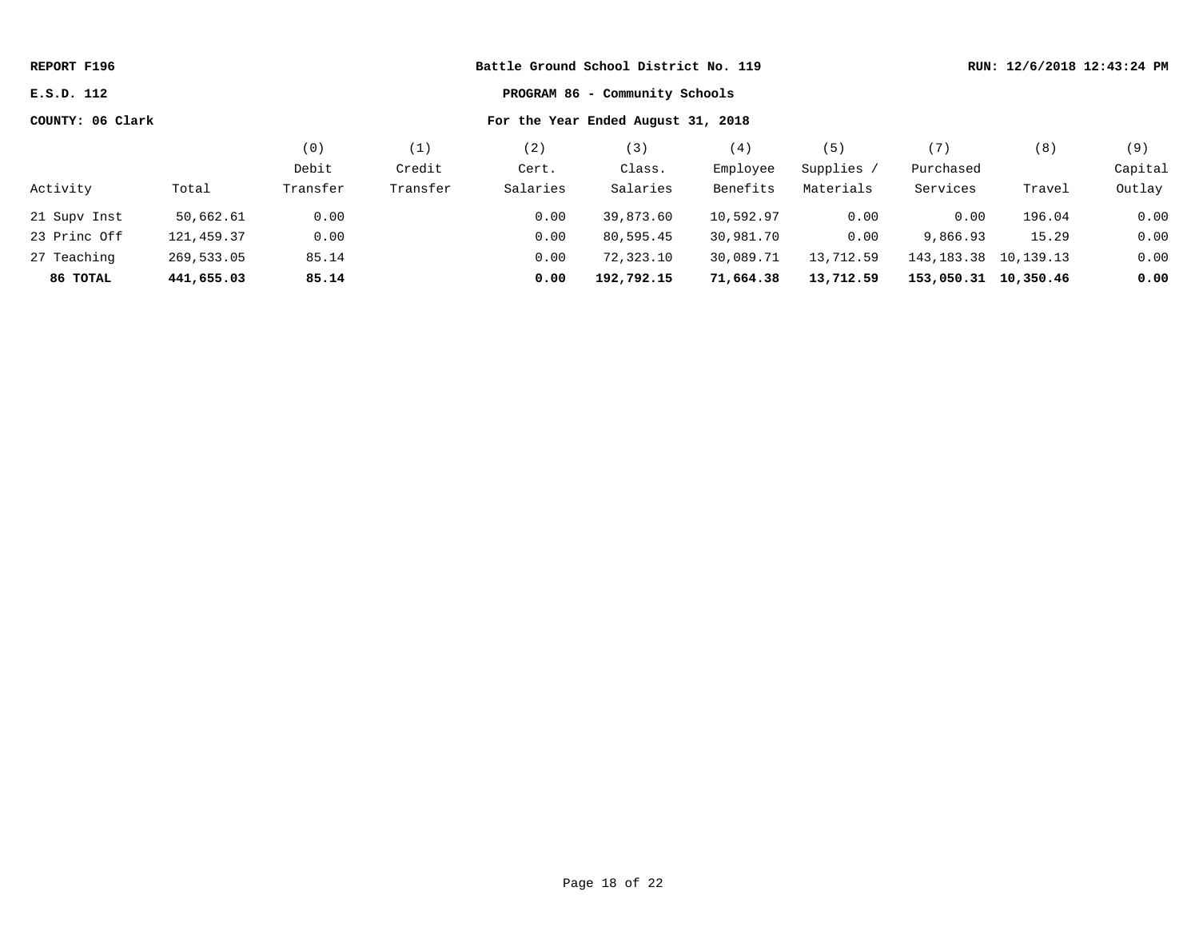REPORT F196 | Battle Ground School District No. 119 | RUN: 12/6/2018 12:43:24 PM

E.S.D. 112 | PROGRAM 86 - Community Schools

COUNTY: 06 Clark | For the Year Ended August 31, 2018

| Activity | Total | (0) Debit Transfer | (1) Credit Transfer | (2) Cert. Salaries | (3) Class. Salaries | (4) Employee Benefits | (5) Supplies / Materials | (7) Purchased Services | (8) Travel | (9) Capital Outlay |
|---|---|---|---|---|---|---|---|---|---|---|
| 21 Supv Inst | 50,662.61 | 0.00 | | 0.00 | 39,873.60 | 10,592.97 | 0.00 | 0.00 | 196.04 | 0.00 |
| 23 Princ Off | 121,459.37 | 0.00 | | 0.00 | 80,595.45 | 30,981.70 | 0.00 | 9,866.93 | 15.29 | 0.00 |
| 27 Teaching | 269,533.05 | 85.14 | | 0.00 | 72,323.10 | 30,089.71 | 13,712.59 | 143,183.38 | 10,139.13 | 0.00 |
| **86 TOTAL** | **441,655.03** | **85.14** | | **0.00** | **192,792.15** | **71,664.38** | **13,712.59** | **153,050.31** | **10,350.46** | **0.00** |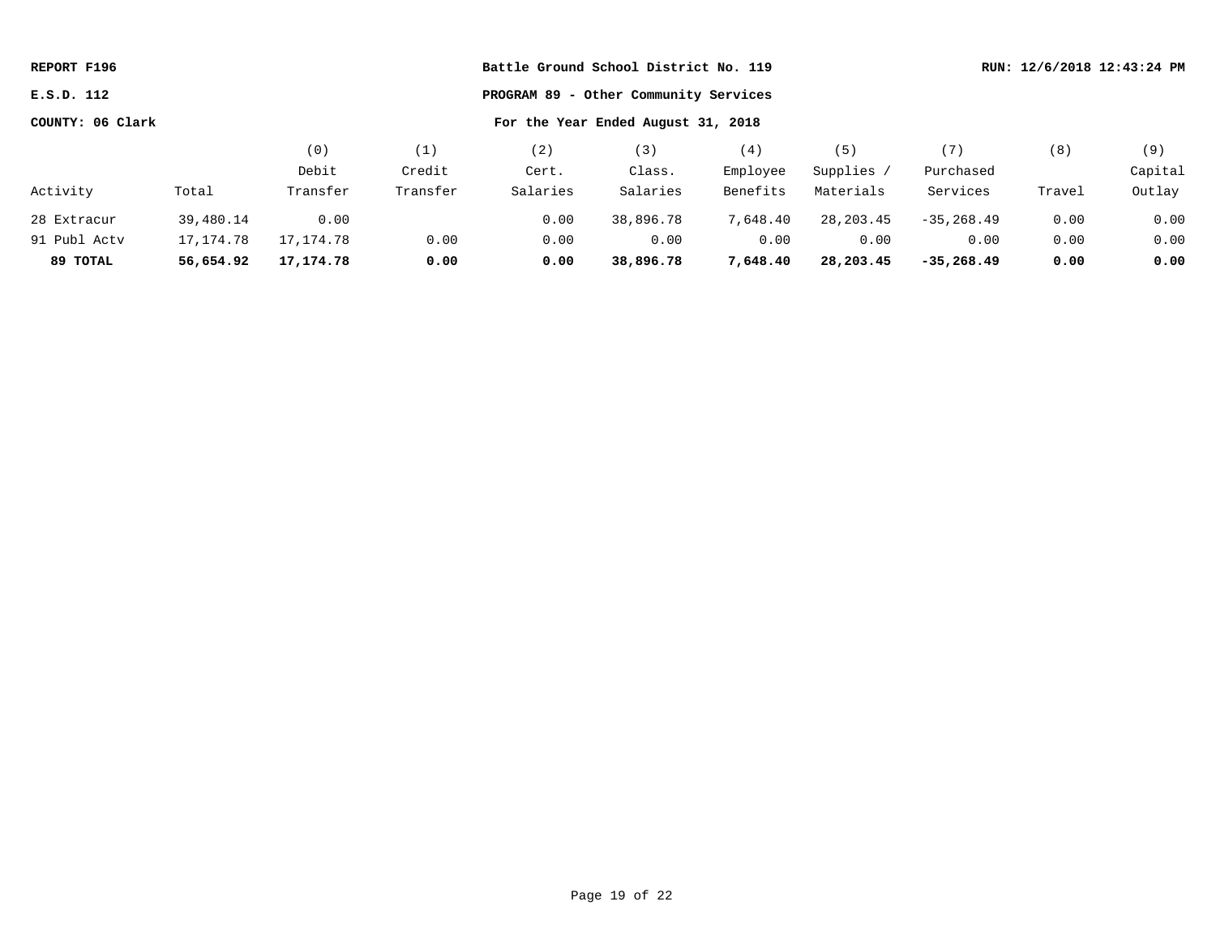REPORT F196

E.S.D. 112

COUNTY: 06 Clark

**Battle Ground School District No. 119**

**PROGRAM 89 - Other Community Services**

**For the Year Ended August 31, 2018**

RUN: 12/6/2018 12:43:24 PM

| Activity | Total | (0) Debit Transfer | (1) Credit Transfer | (2) Cert. Salaries | (3) Class. Salaries | (4) Employee Benefits | (5) Supplies / Materials | (7) Purchased Services | (8) Travel | (9) Capital Outlay |
|---|---|---|---|---|---|---|---|---|---|---|
| 28 Extracur | 39,480.14 | 0.00 | | 0.00 | 38,896.78 | 7,648.40 | 28,203.45 | -35,268.49 | 0.00 | 0.00 |
| 91 Publ Actv | 17,174.78 | 17,174.78 | 0.00 | 0.00 | 0.00 | 0.00 | 0.00 | 0.00 | 0.00 | 0.00 |
| **89 TOTAL** | **56,654.92** | **17,174.78** | **0.00** | **0.00** | **38,896.78** | **7,648.40** | **28,203.45** | **-35,268.49** | **0.00** | **0.00** |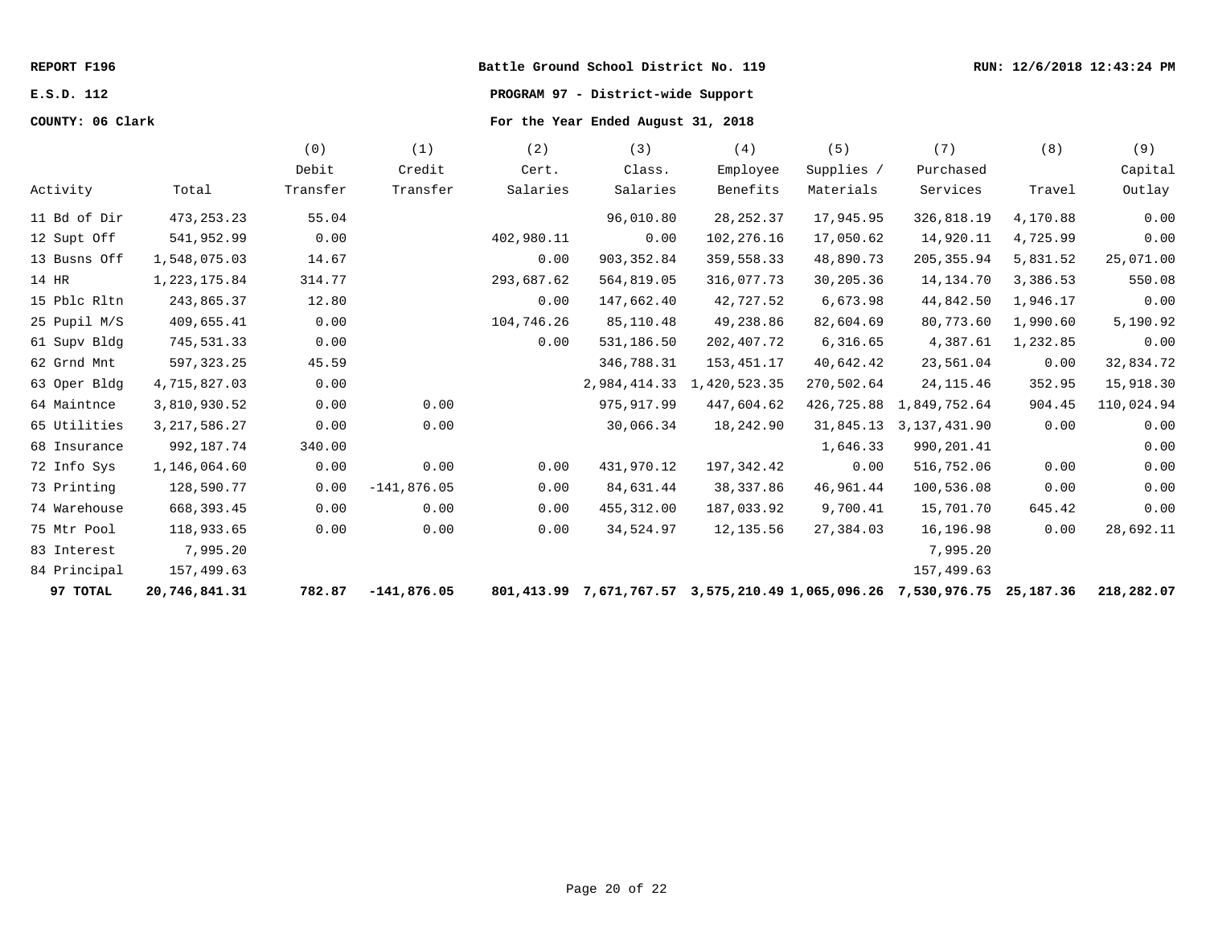REPORT F196 | Battle Ground School District No. 119 | RUN: 12/6/2018 12:43:24 PM

E.S.D. 112 | PROGRAM 97 - District-wide Support

COUNTY: 06 Clark | For the Year Ended August 31, 2018

| Activity | Total | (0) Debit Transfer | (1) Credit Transfer | (2) Cert. Salaries | (3) Class. Salaries | (4) Employee Benefits | (5) Supplies / Materials | (7) Purchased Services | (8) Travel | (9) Capital Outlay |
|---|---|---|---|---|---|---|---|---|---|---|
| 11 Bd of Dir | 473,253.23 | 55.04 | | | 96,010.80 | 28,252.37 | 17,945.95 | 326,818.19 | 4,170.88 | 0.00 |
| 12 Supt Off | 541,952.99 | 0.00 | | 402,980.11 | 0.00 | 102,276.16 | 17,050.62 | 14,920.11 | 4,725.99 | 0.00 |
| 13 Busns Off | 1,548,075.03 | 14.67 | | 0.00 | 903,352.84 | 359,558.33 | 48,890.73 | 205,355.94 | 5,831.52 | 25,071.00 |
| 14 HR | 1,223,175.84 | 314.77 | | 293,687.62 | 564,819.05 | 316,077.73 | 30,205.36 | 14,134.70 | 3,386.53 | 550.08 |
| 15 Pblc Rltn | 243,865.37 | 12.80 | | 0.00 | 147,662.40 | 42,727.52 | 6,673.98 | 44,842.50 | 1,946.17 | 0.00 |
| 25 Pupil M/S | 409,655.41 | 0.00 | | 104,746.26 | 85,110.48 | 49,238.86 | 82,604.69 | 80,773.60 | 1,990.60 | 5,190.92 |
| 61 Supv Bldg | 745,531.33 | 0.00 | | 0.00 | 531,186.50 | 202,407.72 | 6,316.65 | 4,387.61 | 1,232.85 | 0.00 |
| 62 Grnd Mnt | 597,323.25 | 45.59 | | | 346,788.31 | 153,451.17 | 40,642.42 | 23,561.04 | 0.00 | 32,834.72 |
| 63 Oper Bldg | 4,715,827.03 | 0.00 | | | 2,984,414.33 | 1,420,523.35 | 270,502.64 | 24,115.46 | 352.95 | 15,918.30 |
| 64 Maintnce | 3,810,930.52 | 0.00 | 0.00 | | 975,917.99 | 447,604.62 | 426,725.88 | 1,849,752.64 | 904.45 | 110,024.94 |
| 65 Utilities | 3,217,586.27 | 0.00 | 0.00 | | 30,066.34 | 18,242.90 | 31,845.13 | 3,137,431.90 | 0.00 | 0.00 |
| 68 Insurance | 992,187.74 | 340.00 | | | | | 1,646.33 | 990,201.41 | | 0.00 |
| 72 Info Sys | 1,146,064.60 | 0.00 | 0.00 | 0.00 | 431,970.12 | 197,342.42 | 0.00 | 516,752.06 | 0.00 | 0.00 |
| 73 Printing | 128,590.77 | 0.00 | -141,876.05 | 0.00 | 84,631.44 | 38,337.86 | 46,961.44 | 100,536.08 | 0.00 | 0.00 |
| 74 Warehouse | 668,393.45 | 0.00 | 0.00 | 0.00 | 455,312.00 | 187,033.92 | 9,700.41 | 15,701.70 | 645.42 | 0.00 |
| 75 Mtr Pool | 118,933.65 | 0.00 | 0.00 | 0.00 | 34,524.97 | 12,135.56 | 27,384.03 | 16,196.98 | 0.00 | 28,692.11 |
| 83 Interest | 7,995.20 | | | | | | | 7,995.20 | | |
| 84 Principal | 157,499.63 | | | | | | | 157,499.63 | | |
| **97 TOTAL** | **20,746,841.31** | **782.87** | **-141,876.05** | **801,413.99** | **7,671,767.57** | **3,575,210.49** | **1,065,096.26** | **7,530,976.75** | **25,187.36** | **218,282.07** |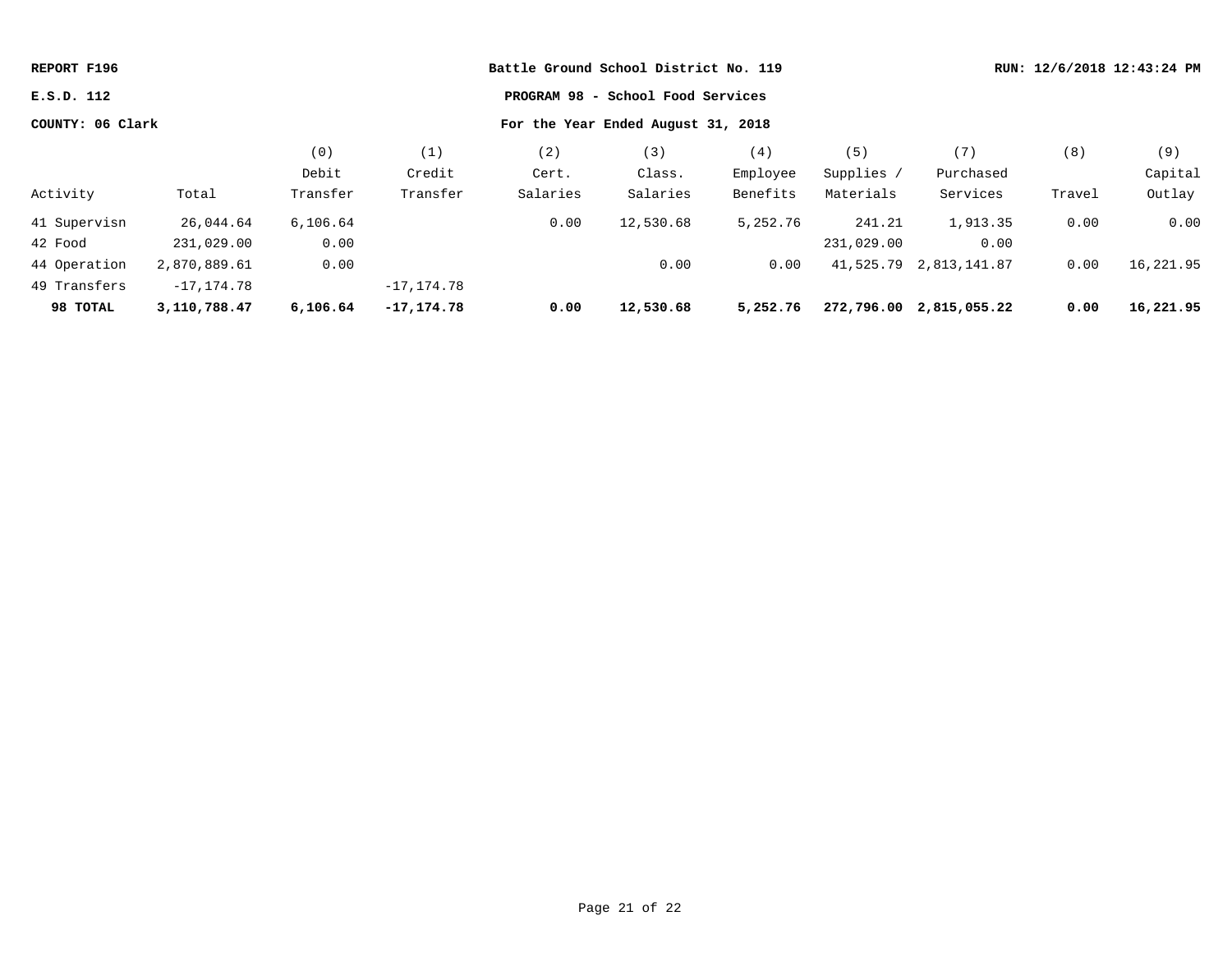REPORT F196 | Battle Ground School District No. 119 | RUN: 12/6/2018 12:43:24 PM

E.S.D. 112

COUNTY: 06 Clark

**PROGRAM 98 - School Food Services**

**For the Year Ended August 31, 2018**

| Activity | Total | (0) Debit Transfer | (1) Credit Transfer | (2) Cert. Salaries | (3) Class. Salaries | (4) Employee Benefits | (5) Supplies / Materials | (7) Purchased Services | (8) Travel | (9) Capital Outlay |
|---|---|---|---|---|---|---|---|---|---|---|
| 41 Supervisn | 26,044.64 | 6,106.64 | | 0.00 | 12,530.68 | 5,252.76 | 241.21 | 1,913.35 | 0.00 | 0.00 |
| 42 Food | 231,029.00 | 0.00 | | | | | 231,029.00 | 0.00 | | |
| 44 Operation | 2,870,889.61 | 0.00 | | | 0.00 | 0.00 | 41,525.79 | 2,813,141.87 | 0.00 | 16,221.95 |
| 49 Transfers | -17,174.78 | | -17,174.78 | | | | | | | |
| **98 TOTAL** | **3,110,788.47** | **6,106.64** | **-17,174.78** | **0.00** | **12,530.68** | **5,252.76** | **272,796.00** | **2,815,055.22** | **0.00** | **16,221.95** |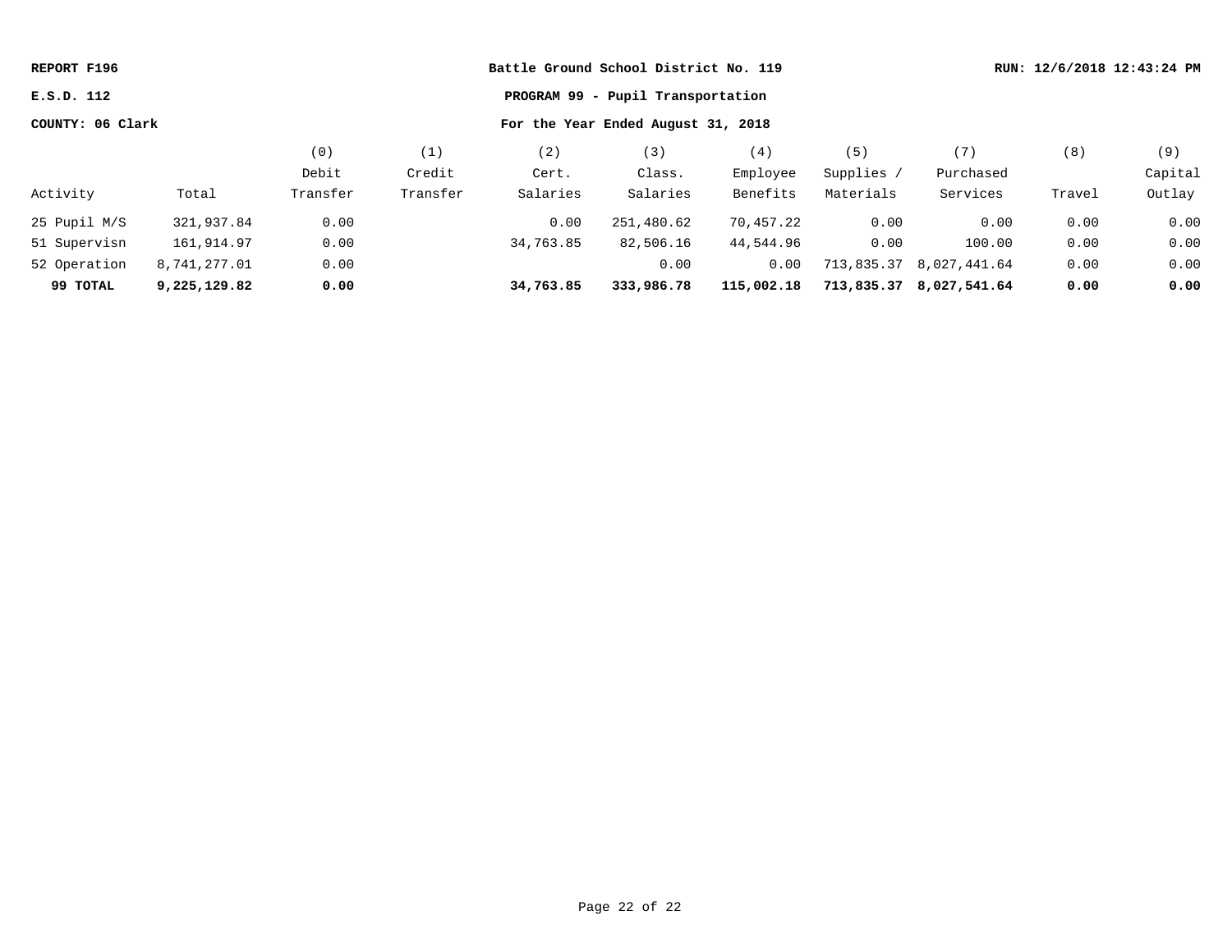REPORT F196 | Battle Ground School District No. 119 | RUN: 12/6/2018 12:43:24 PM

E.S.D. 112

COUNTY: 06 Clark

**PROGRAM 99 - Pupil Transportation**

**For the Year Ended August 31, 2018**

| Activity | Total | (0) Debit Transfer | (1) Credit Transfer | (2) Cert. Salaries | (3) Class. Salaries | (4) Employee Benefits | (5) Supplies / Materials | (7) Purchased Services | (8) Travel | (9) Capital Outlay |
|---|---|---|---|---|---|---|---|---|---|---|
| 25 Pupil M/S | 321,937.84 | 0.00 | | 0.00 | 251,480.62 | 70,457.22 | 0.00 | 0.00 | 0.00 | 0.00 |
| 51 Supervisn | 161,914.97 | 0.00 | | 34,763.85 | 82,506.16 | 44,544.96 | 0.00 | 100.00 | 0.00 | 0.00 |
| 52 Operation | 8,741,277.01 | 0.00 | | | 0.00 | 0.00 | 713,835.37 | 8,027,441.64 | 0.00 | 0.00 |
| **99 TOTAL** | **9,225,129.82** | **0.00** | | **34,763.85** | **333,986.78** | **115,002.18** | **713,835.37** | **8,027,541.64** | **0.00** | **0.00** |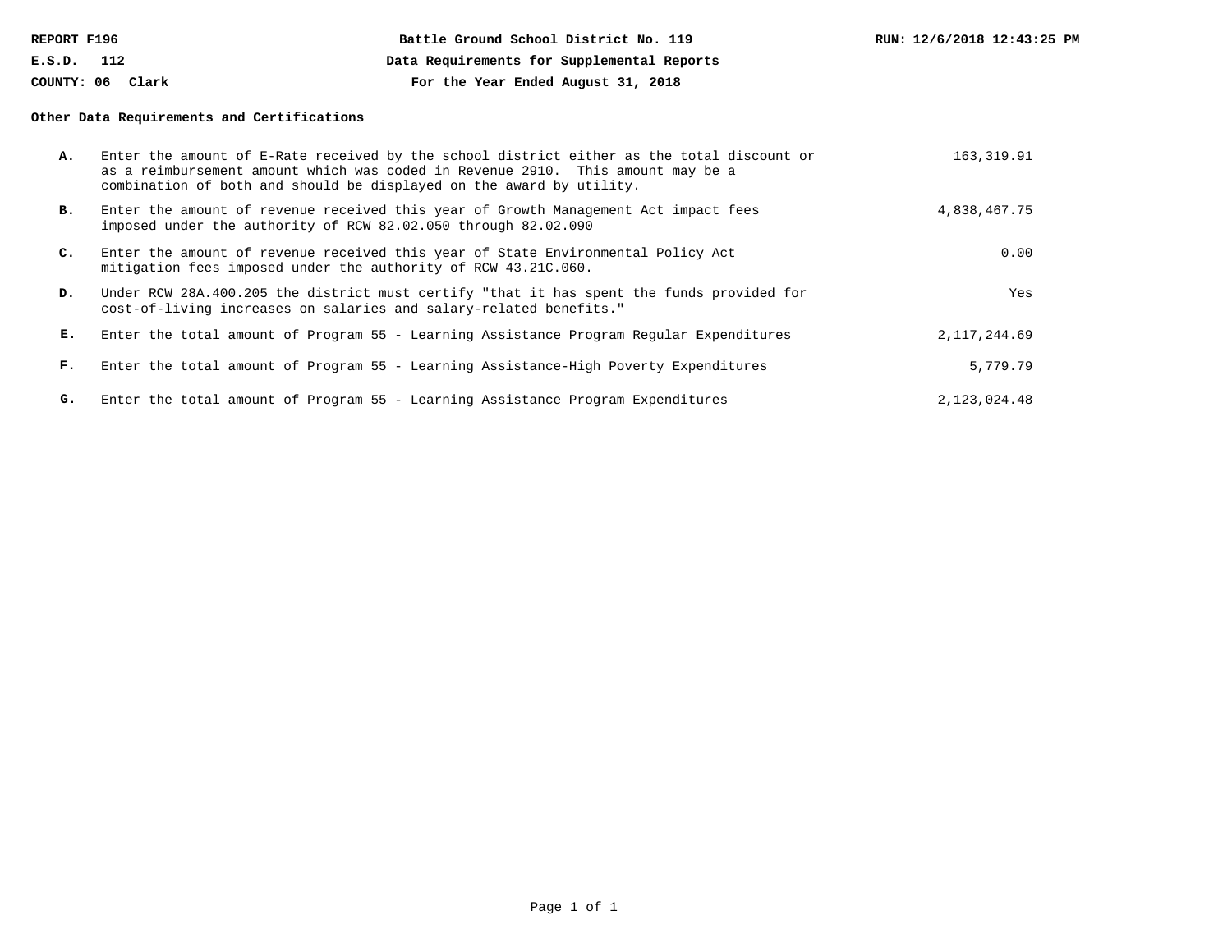REPORT F196

E.S.D. 112

COUNTY: 06 Clark

**Battle Ground School District No. 119**

**Data Requirements for Supplemental Reports**

**For the Year Ended August 31, 2018**

RUN: 12/6/2018 12:43:25 PM

**Other Data Requirements and Certifications**

| | | |
|---|---|---|
| **A.** | Enter the amount of E-Rate received by the school district either as the total discount or as a reimbursement amount which was coded in Revenue 2910. This amount may be a combination of both and should be displayed on the award by utility. | 163,319.91 |
| **B.** | Enter the amount of revenue received this year of Growth Management Act impact fees imposed under the authority of RCW 82.02.050 through 82.02.090 | 4,838,467.75 |
| **C.** | Enter the amount of revenue received this year of State Environmental Policy Act mitigation fees imposed under the authority of RCW 43.21C.060. | 0.00 |
| **D.** | Under RCW 28A.400.205 the district must certify "that it has spent the funds provided for cost-of-living increases on salaries and salary-related benefits." | Yes |
| **E.** | Enter the total amount of Program 55 - Learning Assistance Program Regular Expenditures | 2,117,244.69 |
| **F.** | Enter the total amount of Program 55 - Learning Assistance-High Poverty Expenditures | 5,779.79 |
| **G.** | Enter the total amount of Program 55 - Learning Assistance Program Expenditures | 2,123,024.48 |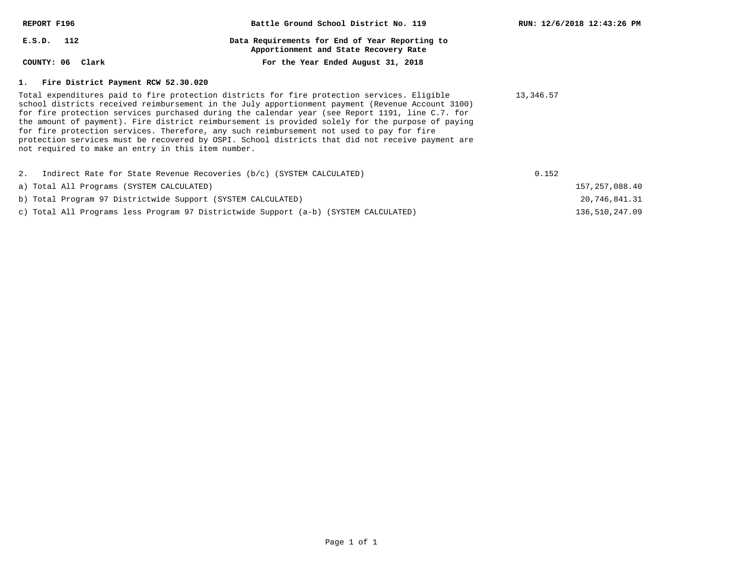**REPORT F196** | **Battle Ground School District No. 119** | **RUN: 12/6/2018 12:43:26 PM**

**E.S.D. 112** | **Data Requirements for End of Year Reporting to Apportionment and State Recovery Rate**

**COUNTY: 06 Clark** | **For the Year Ended August 31, 2018**

## 1. Fire District Payment RCW 52.30.020

| | | |
|---|---|---|
| Total expenditures paid to fire protection districts for fire protection services. Eligible school districts received reimbursement in the July apportionment payment (Revenue Account 3100) for fire protection services purchased during the calendar year (see Report 1191, line C.7. for the amount of payment). Fire district reimbursement is provided solely for the purpose of paying for fire protection services. Therefore, any such reimbursement not used to pay for fire protection services must be recovered by OSPI. School districts that did not receive payment are not required to make an entry in this item number. | 13,346.57 | |
| 2. Indirect Rate for State Revenue Recoveries (b/c) (SYSTEM CALCULATED) | 0.152 | |
| a) Total All Programs (SYSTEM CALCULATED) | | 157,257,088.40 |
| b) Total Program 97 Districtwide Support (SYSTEM CALCULATED) | | 20,746,841.31 |
| c) Total All Programs less Program 97 Districtwide Support (a-b) (SYSTEM CALCULATED) | | 136,510,247.09 |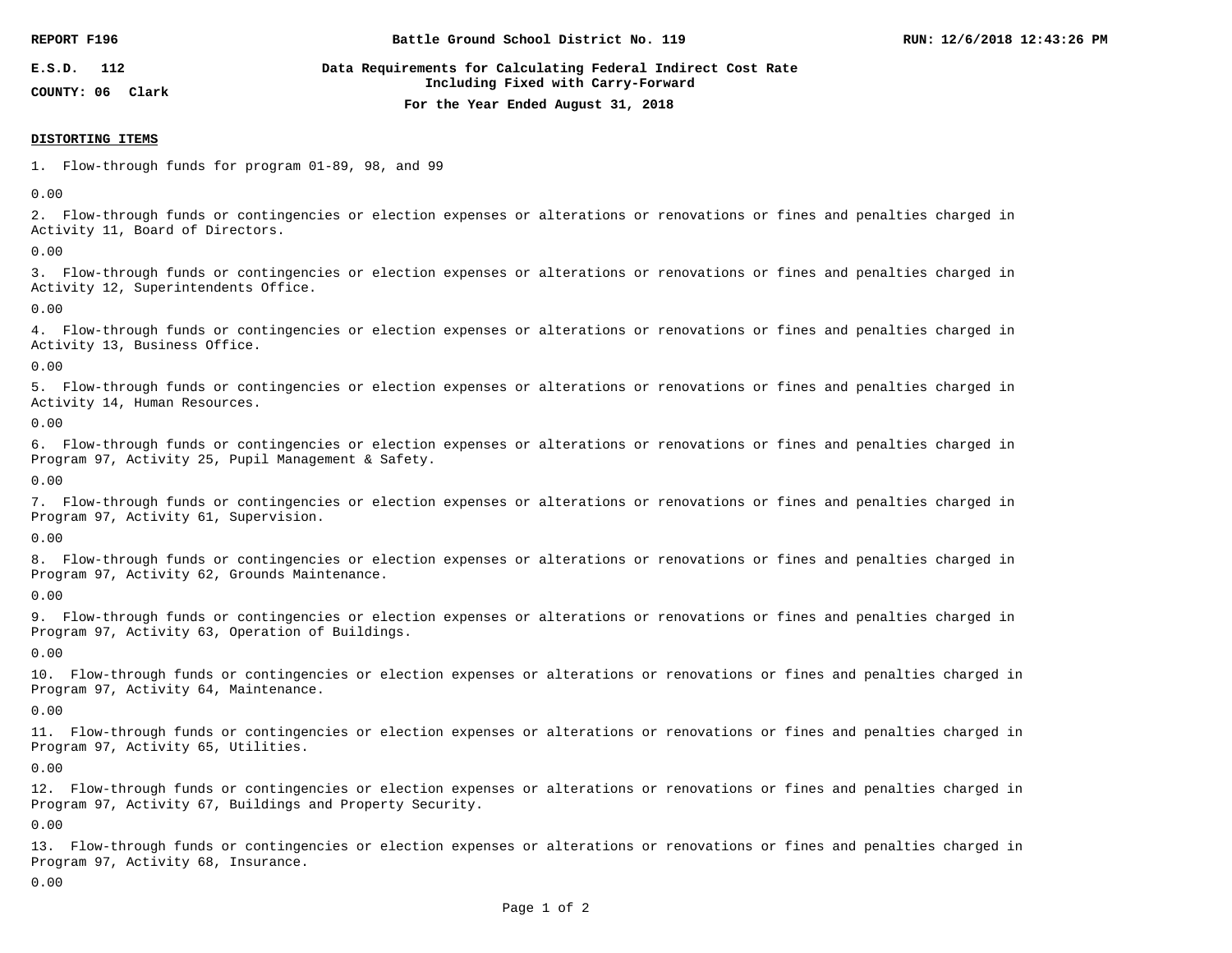REPORT F196

Battle Ground School District No. 119

RUN: 12/6/2018 12:43:26 PM

E.S.D. 112

COUNTY: 06 Clark

**Data Requirements for Calculating Federal Indirect Cost Rate Including Fixed with Carry-Forward**

**For the Year Ended August 31, 2018**

**DISTORTING ITEMS**

1. Flow-through funds for program 01-89, 98, and 99

0.00

2. Flow-through funds or contingencies or election expenses or alterations or renovations or fines and penalties charged in Activity 11, Board of Directors.

0.00

3. Flow-through funds or contingencies or election expenses or alterations or renovations or fines and penalties charged in Activity 12, Superintendents Office.

0.00

4. Flow-through funds or contingencies or election expenses or alterations or renovations or fines and penalties charged in Activity 13, Business Office.

0.00

5. Flow-through funds or contingencies or election expenses or alterations or renovations or fines and penalties charged in Activity 14, Human Resources.

0.00

6. Flow-through funds or contingencies or election expenses or alterations or renovations or fines and penalties charged in Program 97, Activity 25, Pupil Management & Safety.

0.00

7. Flow-through funds or contingencies or election expenses or alterations or renovations or fines and penalties charged in Program 97, Activity 61, Supervision.

0.00

8. Flow-through funds or contingencies or election expenses or alterations or renovations or fines and penalties charged in Program 97, Activity 62, Grounds Maintenance.

0.00

9. Flow-through funds or contingencies or election expenses or alterations or renovations or fines and penalties charged in Program 97, Activity 63, Operation of Buildings.

0.00

10. Flow-through funds or contingencies or election expenses or alterations or renovations or fines and penalties charged in Program 97, Activity 64, Maintenance.

0.00

11. Flow-through funds or contingencies or election expenses or alterations or renovations or fines and penalties charged in Program 97, Activity 65, Utilities.

0.00

12. Flow-through funds or contingencies or election expenses or alterations or renovations or fines and penalties charged in Program 97, Activity 67, Buildings and Property Security.

0.00

13. Flow-through funds or contingencies or election expenses or alterations or renovations or fines and penalties charged in Program 97, Activity 68, Insurance.

0.00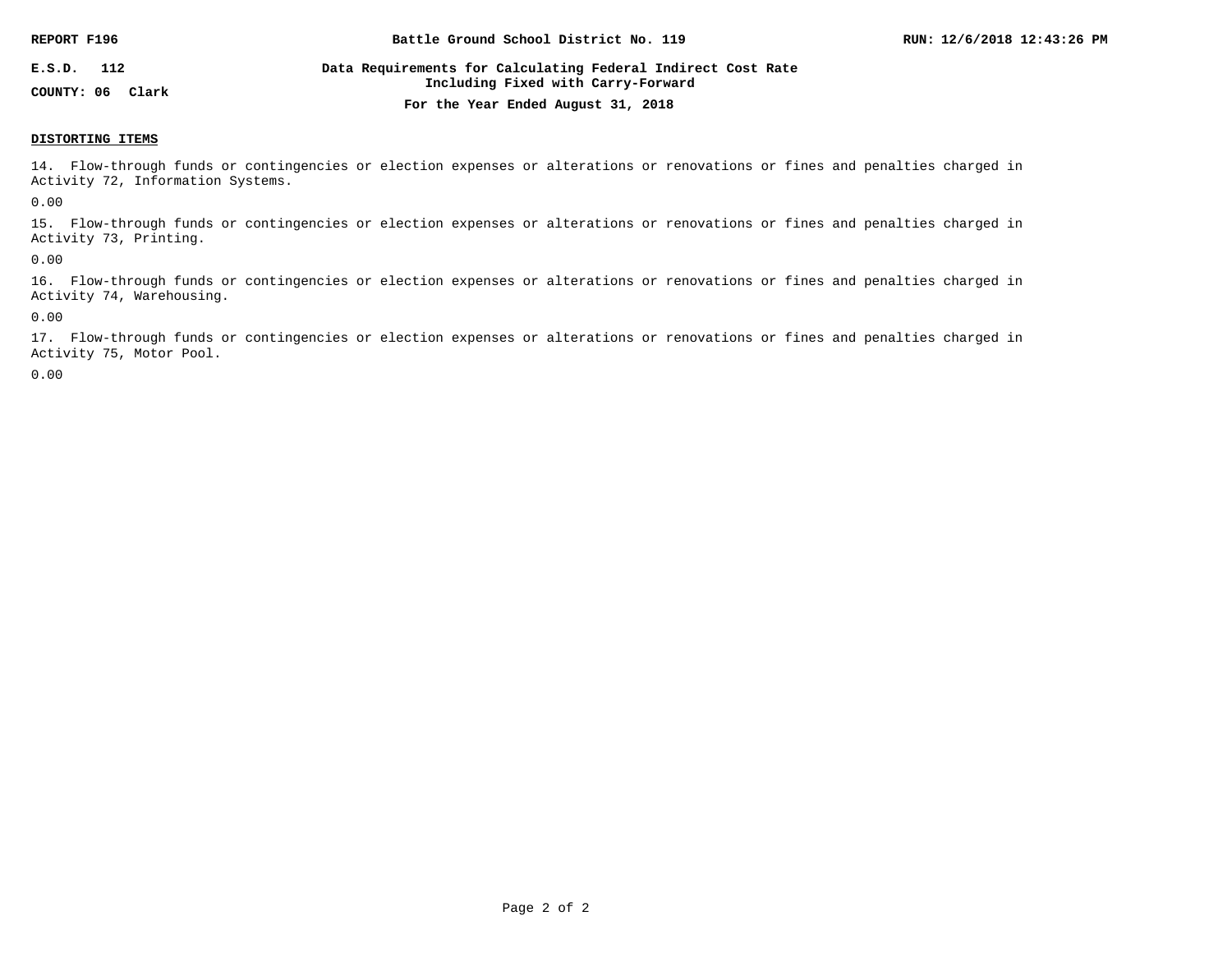**REPORT F196** **Battle Ground School District No. 119**

**E.S.D. 112**

**COUNTY: 06 Clark**

**Data Requirements for Calculating Federal Indirect Cost Rate Including Fixed with Carry-Forward**

**For the Year Ended August 31, 2018**

**DISTORTING ITEMS**

14. Flow-through funds or contingencies or election expenses or alterations or renovations or fines and penalties charged in Activity 72, Information Systems.

0.00

15. Flow-through funds or contingencies or election expenses or alterations or renovations or fines and penalties charged in Activity 73, Printing.

0.00

16. Flow-through funds or contingencies or election expenses or alterations or renovations or fines and penalties charged in Activity 74, Warehousing.

0.00

17. Flow-through funds or contingencies or election expenses or alterations or renovations or fines and penalties charged in Activity 75, Motor Pool.

0.00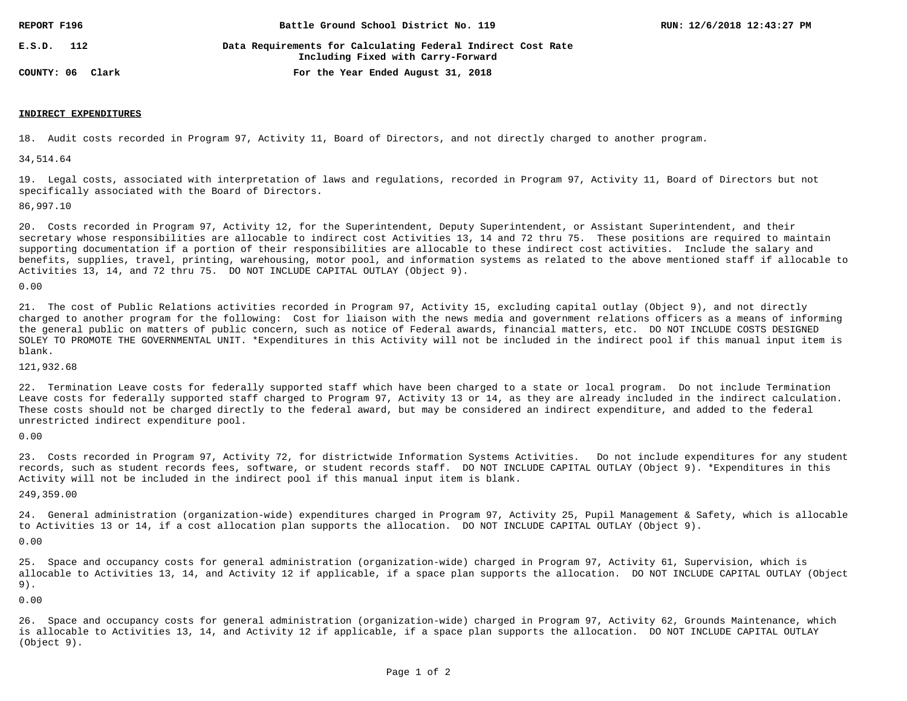REPORT F196 | Battle Ground School District No. 119 | RUN: 12/6/2018 12:43:27 PM

E.S.D. 112 | Data Requirements for Calculating Federal Indirect Cost Rate Including Fixed with Carry-Forward

COUNTY: 06 Clark | For the Year Ended August 31, 2018

**INDIRECT EXPENDITURES**

18. Audit costs recorded in Program 97, Activity 11, Board of Directors, and not directly charged to another program.

34,514.64

19. Legal costs, associated with interpretation of laws and regulations, recorded in Program 97, Activity 11, Board of Directors but not specifically associated with the Board of Directors.

86,997.10

20. Costs recorded in Program 97, Activity 12, for the Superintendent, Deputy Superintendent, or Assistant Superintendent, and their secretary whose responsibilities are allocable to indirect cost Activities 13, 14 and 72 thru 75. These positions are required to maintain supporting documentation if a portion of their responsibilities are allocable to these indirect cost activities. Include the salary and benefits, supplies, travel, printing, warehousing, motor pool, and information systems as related to the above mentioned staff if allocable to Activities 13, 14, and 72 thru 75. DO NOT INCLUDE CAPITAL OUTLAY (Object 9).

0.00

21. The cost of Public Relations activities recorded in Program 97, Activity 15, excluding capital outlay (Object 9), and not directly charged to another program for the following: Cost for liaison with the news media and government relations officers as a means of informing the general public on matters of public concern, such as notice of Federal awards, financial matters, etc. DO NOT INCLUDE COSTS DESIGNED SOLEY TO PROMOTE THE GOVERNMENTAL UNIT. *Expenditures in this Activity will not be included in the indirect pool if this manual input item is blank.

121,932.68

22. Termination Leave costs for federally supported staff which have been charged to a state or local program. Do not include Termination Leave costs for federally supported staff charged to Program 97, Activity 13 or 14, as they are already included in the indirect calculation. These costs should not be charged directly to the federal award, but may be considered an indirect expenditure, and added to the federal unrestricted indirect expenditure pool.

0.00

23. Costs recorded in Program 97, Activity 72, for districtwide Information Systems Activities. Do not include expenditures for any student records, such as student records fees, software, or student records staff. DO NOT INCLUDE CAPITAL OUTLAY (Object 9). *Expenditures in this Activity will not be included in the indirect pool if this manual input item is blank.

249,359.00

24. General administration (organization-wide) expenditures charged in Program 97, Activity 25, Pupil Management & Safety, which is allocable to Activities 13 or 14, if a cost allocation plan supports the allocation. DO NOT INCLUDE CAPITAL OUTLAY (Object 9).

0.00

25. Space and occupancy costs for general administration (organization-wide) charged in Program 97, Activity 61, Supervision, which is allocable to Activities 13, 14, and Activity 12 if applicable, if a space plan supports the allocation. DO NOT INCLUDE CAPITAL OUTLAY (Object 9).

0.00

26. Space and occupancy costs for general administration (organization-wide) charged in Program 97, Activity 62, Grounds Maintenance, which is allocable to Activities 13, 14, and Activity 12 if applicable, if a space plan supports the allocation. DO NOT INCLUDE CAPITAL OUTLAY (Object 9).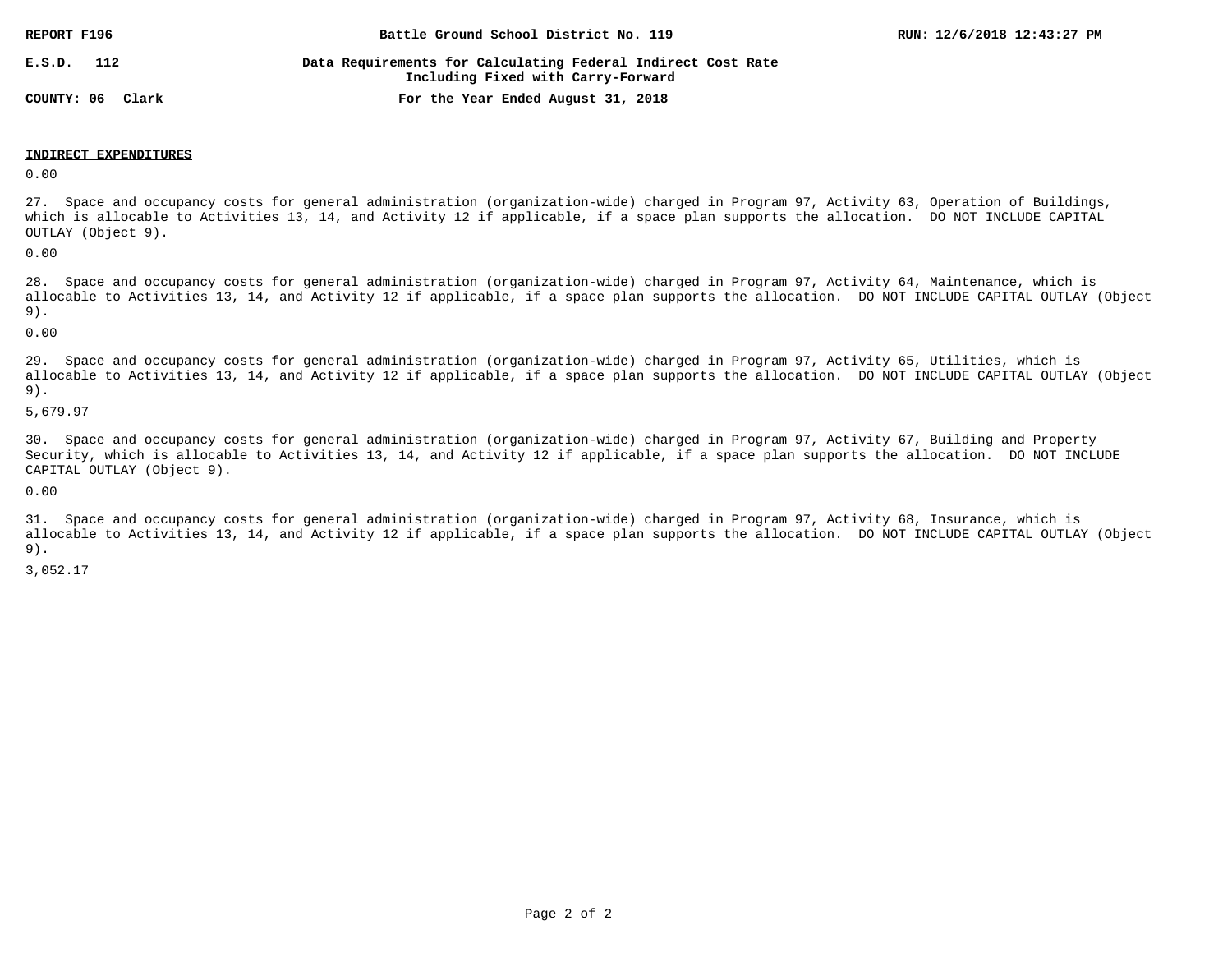**REPORT F196** **Battle Ground School District No. 119** **RUN: 12/6/2018 12:43:27 PM**

**E.S.D. 112** **Data Requirements for Calculating Federal Indirect Cost Rate Including Fixed with Carry-Forward**

**COUNTY: 06 Clark** **For the Year Ended August 31, 2018**

**INDIRECT EXPENDITURES**

0.00

27. Space and occupancy costs for general administration (organization-wide) charged in Program 97, Activity 63, Operation of Buildings, which is allocable to Activities 13, 14, and Activity 12 if applicable, if a space plan supports the allocation. DO NOT INCLUDE CAPITAL OUTLAY (Object 9).

0.00

28. Space and occupancy costs for general administration (organization-wide) charged in Program 97, Activity 64, Maintenance, which is allocable to Activities 13, 14, and Activity 12 if applicable, if a space plan supports the allocation. DO NOT INCLUDE CAPITAL OUTLAY (Object 9).

0.00

29. Space and occupancy costs for general administration (organization-wide) charged in Program 97, Activity 65, Utilities, which is allocable to Activities 13, 14, and Activity 12 if applicable, if a space plan supports the allocation. DO NOT INCLUDE CAPITAL OUTLAY (Object 9).

5,679.97

30. Space and occupancy costs for general administration (organization-wide) charged in Program 97, Activity 67, Building and Property Security, which is allocable to Activities 13, 14, and Activity 12 if applicable, if a space plan supports the allocation. DO NOT INCLUDE CAPITAL OUTLAY (Object 9).

0.00

31. Space and occupancy costs for general administration (organization-wide) charged in Program 97, Activity 68, Insurance, which is allocable to Activities 13, 14, and Activity 12 if applicable, if a space plan supports the allocation. DO NOT INCLUDE CAPITAL OUTLAY (Object 9).

3,052.17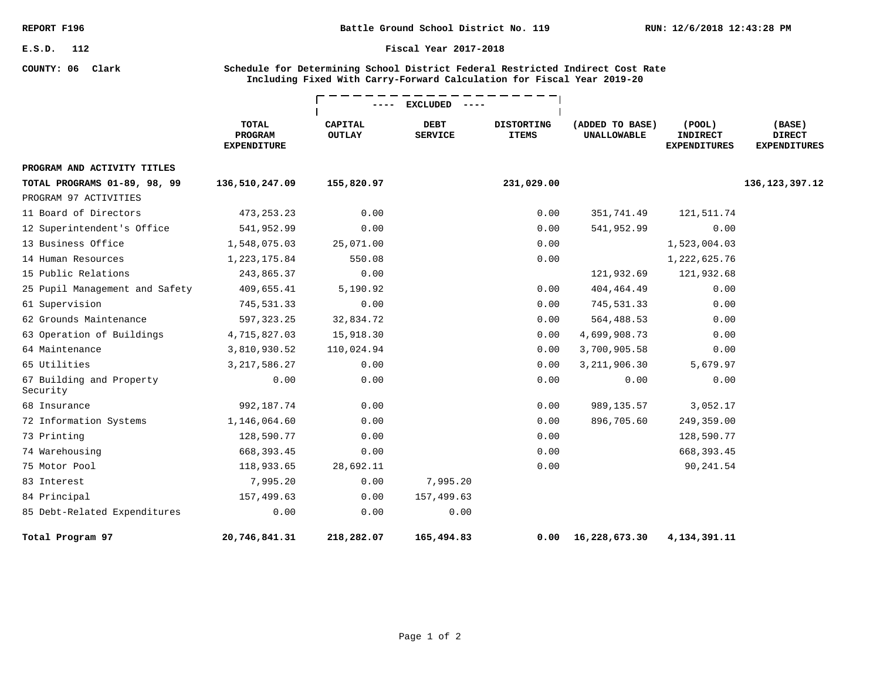REPORT F196 — Battle Ground School District No. 119 — RUN: 12/6/2018 12:43:28 PM

E.S.D. 112 — Fiscal Year 2017-2018

COUNTY: 06 Clark

**Schedule for Determining School District Federal Restricted Indirect Cost Rate Including Fixed With Carry-Forward Calculation for Fiscal Year 2019-20**

| | | ---- EXCLUDED ---- | | | | | |
|---|---|---|---|---|---|---|---|
| | **TOTAL PROGRAM EXPENDITURE** | **CAPITAL OUTLAY** | **DEBT SERVICE** | **DISTORTING ITEMS** | **(ADDED TO BASE) UNALLOWABLE** | **(POOL) INDIRECT EXPENDITURES** | **(BASE) DIRECT EXPENDITURES** |
| **PROGRAM AND ACTIVITY TITLES** | | | | | | | |
| **TOTAL PROGRAMS 01-89, 98, 99** | **136,510,247.09** | **155,820.97** | | **231,029.00** | | | **136,123,397.12** |
| PROGRAM 97 ACTIVITIES | | | | | | | |
| 11 Board of Directors | 473,253.23 | 0.00 | | 0.00 | 351,741.49 | 121,511.74 | |
| 12 Superintendent's Office | 541,952.99 | 0.00 | | 0.00 | 541,952.99 | 0.00 | |
| 13 Business Office | 1,548,075.03 | 25,071.00 | | 0.00 | | 1,523,004.03 | |
| 14 Human Resources | 1,223,175.84 | 550.08 | | 0.00 | | 1,222,625.76 | |
| 15 Public Relations | 243,865.37 | 0.00 | | | 121,932.69 | 121,932.68 | |
| 25 Pupil Management and Safety | 409,655.41 | 5,190.92 | | 0.00 | 404,464.49 | 0.00 | |
| 61 Supervision | 745,531.33 | 0.00 | | 0.00 | 745,531.33 | 0.00 | |
| 62 Grounds Maintenance | 597,323.25 | 32,834.72 | | 0.00 | 564,488.53 | 0.00 | |
| 63 Operation of Buildings | 4,715,827.03 | 15,918.30 | | 0.00 | 4,699,908.73 | 0.00 | |
| 64 Maintenance | 3,810,930.52 | 110,024.94 | | 0.00 | 3,700,905.58 | 0.00 | |
| 65 Utilities | 3,217,586.27 | 0.00 | | 0.00 | 3,211,906.30 | 5,679.97 | |
| 67 Building and Property Security | 0.00 | 0.00 | | 0.00 | 0.00 | 0.00 | |
| 68 Insurance | 992,187.74 | 0.00 | | 0.00 | 989,135.57 | 3,052.17 | |
| 72 Information Systems | 1,146,064.60 | 0.00 | | 0.00 | 896,705.60 | 249,359.00 | |
| 73 Printing | 128,590.77 | 0.00 | | 0.00 | | 128,590.77 | |
| 74 Warehousing | 668,393.45 | 0.00 | | 0.00 | | 668,393.45 | |
| 75 Motor Pool | 118,933.65 | 28,692.11 | | 0.00 | | 90,241.54 | |
| 83 Interest | 7,995.20 | 0.00 | 7,995.20 | | | | |
| 84 Principal | 157,499.63 | 0.00 | 157,499.63 | | | | |
| 85 Debt-Related Expenditures | 0.00 | 0.00 | 0.00 | | | | |
| **Total Program 97** | **20,746,841.31** | **218,282.07** | **165,494.83** | **0.00** | **16,228,673.30** | **4,134,391.11** | |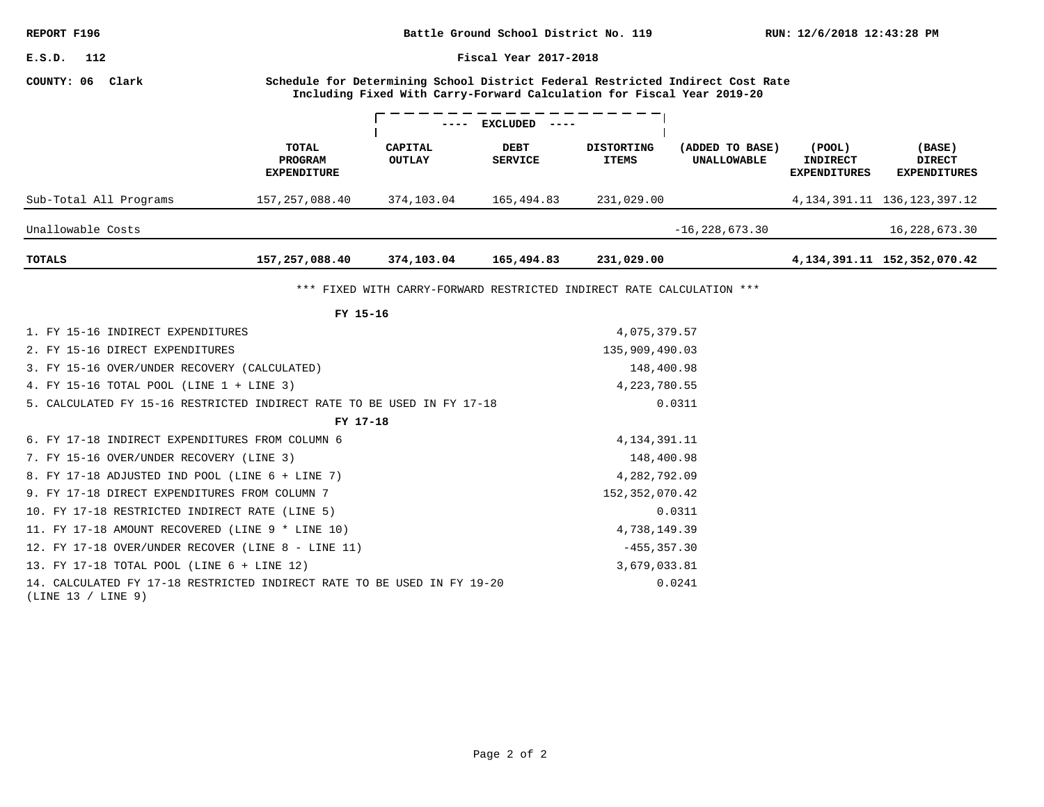REPORT F196 | Battle Ground School District No. 119 | RUN: 12/6/2018 12:43:28 PM

E.S.D. 112 | Fiscal Year 2017-2018

COUNTY: 06 Clark

**Schedule for Determining School District Federal Restricted Indirect Cost Rate**
**Including Fixed With Carry-Forward Calculation for Fiscal Year 2019-20**

| | | ---- EXCLUDED ---- | | | | | |
|---|---|---|---|---|---|---|---|
| | **TOTAL PROGRAM EXPENDITURE** | **CAPITAL OUTLAY** | **DEBT SERVICE** | **DISTORTING ITEMS** | **(ADDED TO BASE) UNALLOWABLE** | **(POOL) INDIRECT EXPENDITURES** | **(BASE) DIRECT EXPENDITURES** |
| Sub-Total All Programs | 157,257,088.40 | 374,103.04 | 165,494.83 | 231,029.00 | | 4,134,391.11 | 136,123,397.12 |
| Unallowable Costs | | | | | -16,228,673.30 | | 16,228,673.30 |
| **TOTALS** | **157,257,088.40** | **374,103.04** | **165,494.83** | **231,029.00** | | **4,134,391.11** | **152,352,070.42** |

*** FIXED WITH CARRY-FORWARD RESTRICTED INDIRECT RATE CALCULATION ***

| **FY 15-16** | |
|---|---|
| 1. FY 15-16 INDIRECT EXPENDITURES | 4,075,379.57 |
| 2. FY 15-16 DIRECT EXPENDITURES | 135,909,490.03 |
| 3. FY 15-16 OVER/UNDER RECOVERY (CALCULATED) | 148,400.98 |
| 4. FY 15-16 TOTAL POOL (LINE 1 + LINE 3) | 4,223,780.55 |
| 5. CALCULATED FY 15-16 RESTRICTED INDIRECT RATE TO BE USED IN FY 17-18 | 0.0311 |
| **FY 17-18** | |
| 6. FY 17-18 INDIRECT EXPENDITURES FROM COLUMN 6 | 4,134,391.11 |
| 7. FY 15-16 OVER/UNDER RECOVERY (LINE 3) | 148,400.98 |
| 8. FY 17-18 ADJUSTED IND POOL (LINE 6 + LINE 7) | 4,282,792.09 |
| 9. FY 17-18 DIRECT EXPENDITURES FROM COLUMN 7 | 152,352,070.42 |
| 10. FY 17-18 RESTRICTED INDIRECT RATE (LINE 5) | 0.0311 |
| 11. FY 17-18 AMOUNT RECOVERED (LINE 9 * LINE 10) | 4,738,149.39 |
| 12. FY 17-18 OVER/UNDER RECOVER (LINE 8 - LINE 11) | -455,357.30 |
| 13. FY 17-18 TOTAL POOL (LINE 6 + LINE 12) | 3,679,033.81 |
| 14. CALCULATED FY 17-18 RESTRICTED INDIRECT RATE TO BE USED IN FY 19-20 (LINE 13 / LINE 9) | 0.0241 |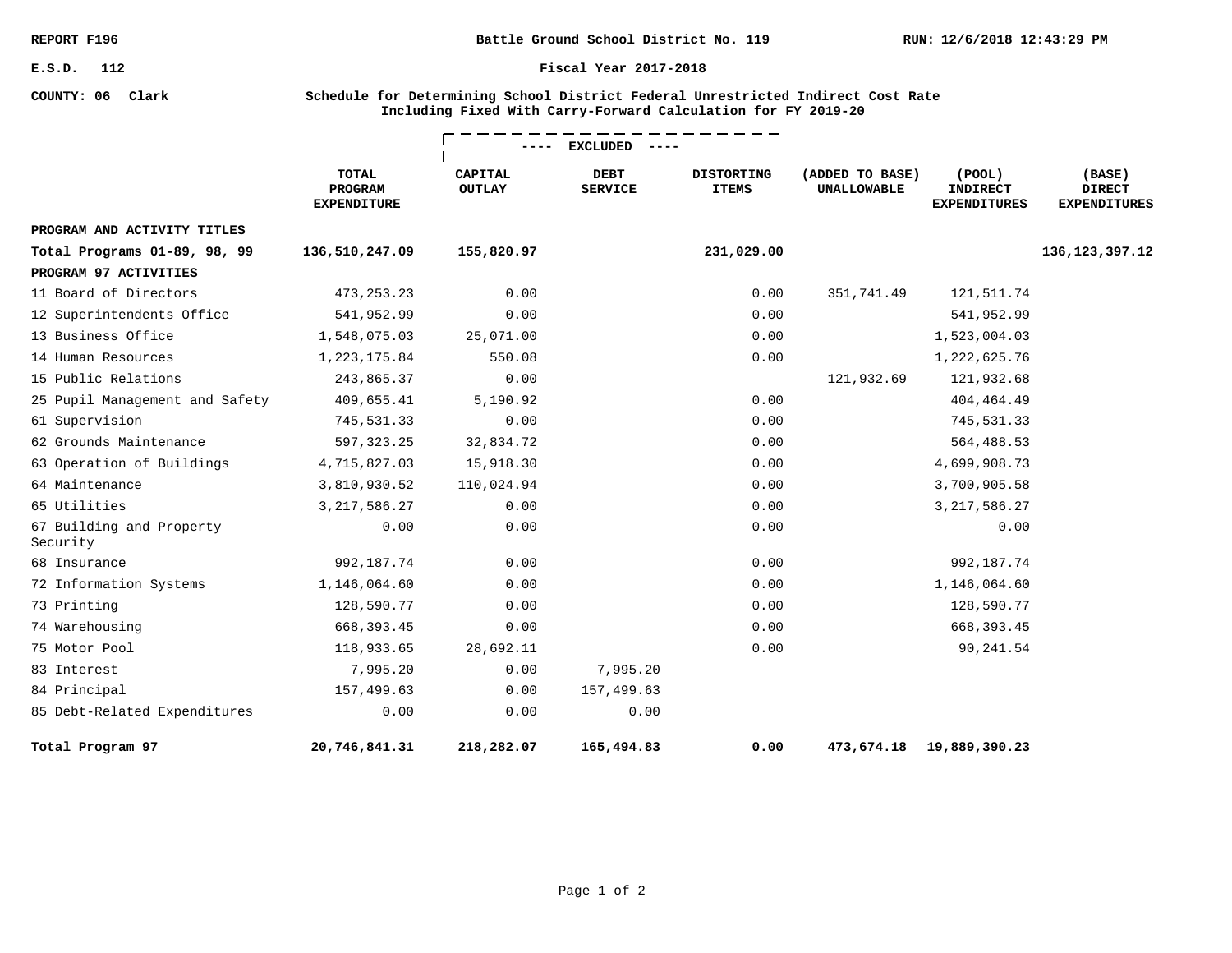REPORT F196 | Battle Ground School District No. 119 | RUN: 12/6/2018 12:43:29 PM

E.S.D. 112 | Fiscal Year 2017-2018

COUNTY: 06 Clark

**Schedule for Determining School District Federal Unrestricted Indirect Cost Rate Including Fixed With Carry-Forward Calculation for FY 2019-20**

| | | ---- EXCLUDED ---- | | | | | |
|---|---|---|---|---|---|---|---|
| | TOTAL PROGRAM EXPENDITURE | CAPITAL OUTLAY | DEBT SERVICE | DISTORTING ITEMS | (ADDED TO BASE) UNALLOWABLE | (POOL) INDIRECT EXPENDITURES | (BASE) DIRECT EXPENDITURES |
| **PROGRAM AND ACTIVITY TITLES** | | | | | | | |
| **Total Programs 01-89, 98, 99** | **136,510,247.09** | **155,820.97** | | **231,029.00** | | | **136,123,397.12** |
| **PROGRAM 97 ACTIVITIES** | | | | | | | |
| 11 Board of Directors | 473,253.23 | 0.00 | | 0.00 | 351,741.49 | 121,511.74 | |
| 12 Superintendents Office | 541,952.99 | 0.00 | | 0.00 | | 541,952.99 | |
| 13 Business Office | 1,548,075.03 | 25,071.00 | | 0.00 | | 1,523,004.03 | |
| 14 Human Resources | 1,223,175.84 | 550.08 | | 0.00 | | 1,222,625.76 | |
| 15 Public Relations | 243,865.37 | 0.00 | | | 121,932.69 | 121,932.68 | |
| 25 Pupil Management and Safety | 409,655.41 | 5,190.92 | | 0.00 | | 404,464.49 | |
| 61 Supervision | 745,531.33 | 0.00 | | 0.00 | | 745,531.33 | |
| 62 Grounds Maintenance | 597,323.25 | 32,834.72 | | 0.00 | | 564,488.53 | |
| 63 Operation of Buildings | 4,715,827.03 | 15,918.30 | | 0.00 | | 4,699,908.73 | |
| 64 Maintenance | 3,810,930.52 | 110,024.94 | | 0.00 | | 3,700,905.58 | |
| 65 Utilities | 3,217,586.27 | 0.00 | | 0.00 | | 3,217,586.27 | |
| 67 Building and Property Security | 0.00 | 0.00 | | 0.00 | | 0.00 | |
| 68 Insurance | 992,187.74 | 0.00 | | 0.00 | | 992,187.74 | |
| 72 Information Systems | 1,146,064.60 | 0.00 | | 0.00 | | 1,146,064.60 | |
| 73 Printing | 128,590.77 | 0.00 | | 0.00 | | 128,590.77 | |
| 74 Warehousing | 668,393.45 | 0.00 | | 0.00 | | 668,393.45 | |
| 75 Motor Pool | 118,933.65 | 28,692.11 | | 0.00 | | 90,241.54 | |
| 83 Interest | 7,995.20 | 0.00 | 7,995.20 | | | | |
| 84 Principal | 157,499.63 | 0.00 | 157,499.63 | | | | |
| 85 Debt-Related Expenditures | 0.00 | 0.00 | 0.00 | | | | |
| **Total Program 97** | **20,746,841.31** | **218,282.07** | **165,494.83** | **0.00** | **473,674.18** | **19,889,390.23** | |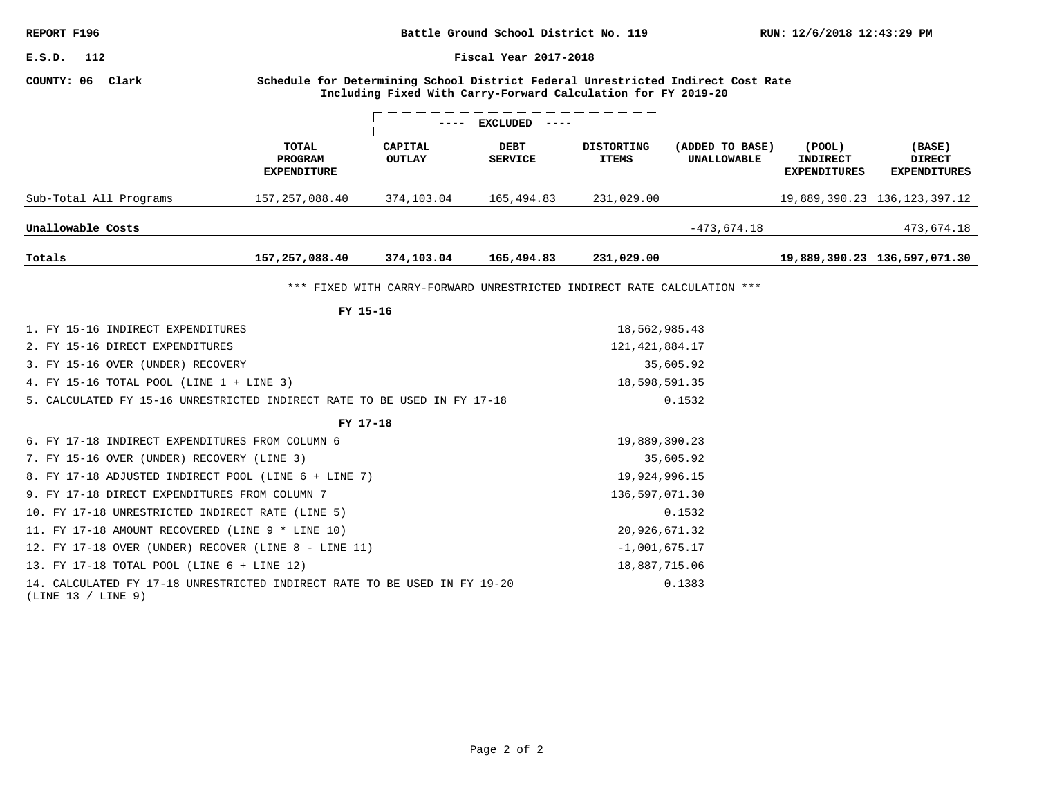REPORT F196

Battle Ground School District No. 119

RUN: 12/6/2018 12:43:29 PM

E.S.D. 112

Fiscal Year 2017-2018

COUNTY: 06 Clark

**Schedule for Determining School District Federal Unrestricted Indirect Cost Rate**
**Including Fixed With Carry-Forward Calculation for FY 2019-20**

| | TOTAL PROGRAM EXPENDITURE | ---- EXCLUDED ---- CAPITAL OUTLAY | DEBT SERVICE | DISTORTING ITEMS | (ADDED TO BASE) UNALLOWABLE | (POOL) INDIRECT EXPENDITURES | (BASE) DIRECT EXPENDITURES |
|---|---|---|---|---|---|---|---|
| Sub-Total All Programs | 157,257,088.40 | 374,103.04 | 165,494.83 | 231,029.00 | | 19,889,390.23 | 136,123,397.12 |
| **Unallowable Costs** | | | | | -473,674.18 | | 473,674.18 |
| **Totals** | **157,257,088.40** | **374,103.04** | **165,494.83** | **231,029.00** | | **19,889,390.23** | **136,597,071.30** |

*** FIXED WITH CARRY-FORWARD UNRESTRICTED INDIRECT RATE CALCULATION ***

**FY 15-16**

| | |
|---|---|
| 1. FY 15-16 INDIRECT EXPENDITURES | 18,562,985.43 |
| 2. FY 15-16 DIRECT EXPENDITURES | 121,421,884.17 |
| 3. FY 15-16 OVER (UNDER) RECOVERY | 35,605.92 |
| 4. FY 15-16 TOTAL POOL (LINE 1 + LINE 3) | 18,598,591.35 |
| 5. CALCULATED FY 15-16 UNRESTRICTED INDIRECT RATE TO BE USED IN FY 17-18 | 0.1532 |

**FY 17-18**

| | |
|---|---|
| 6. FY 17-18 INDIRECT EXPENDITURES FROM COLUMN 6 | 19,889,390.23 |
| 7. FY 15-16 OVER (UNDER) RECOVERY (LINE 3) | 35,605.92 |
| 8. FY 17-18 ADJUSTED INDIRECT POOL (LINE 6 + LINE 7) | 19,924,996.15 |
| 9. FY 17-18 DIRECT EXPENDITURES FROM COLUMN 7 | 136,597,071.30 |
| 10. FY 17-18 UNRESTRICTED INDIRECT RATE (LINE 5) | 0.1532 |
| 11. FY 17-18 AMOUNT RECOVERED (LINE 9 * LINE 10) | 20,926,671.32 |
| 12. FY 17-18 OVER (UNDER) RECOVER (LINE 8 - LINE 11) | -1,001,675.17 |
| 13. FY 17-18 TOTAL POOL (LINE 6 + LINE 12) | 18,887,715.06 |
| 14. CALCULATED FY 17-18 UNRESTRICTED INDIRECT RATE TO BE USED IN FY 19-20 (LINE 13 / LINE 9) | 0.1383 |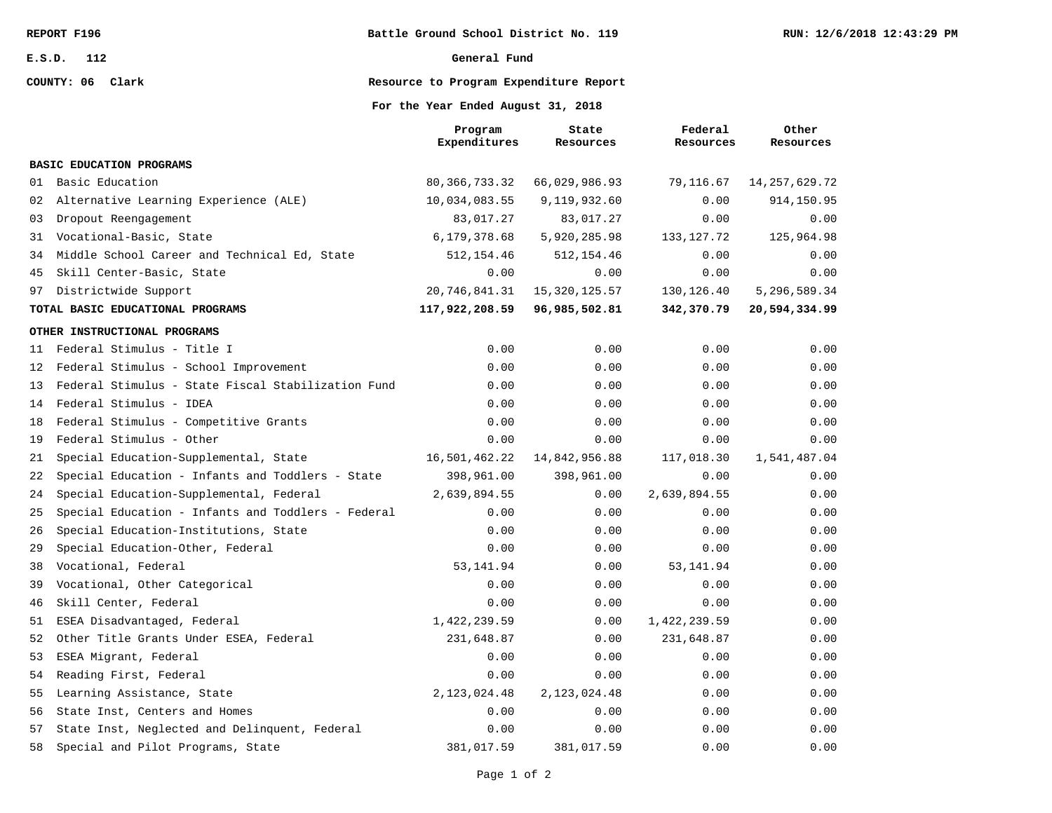REPORT F196

E.S.D. 112

COUNTY: 06 Clark

**Battle Ground School District No. 119**

**General Fund**

**Resource to Program Expenditure Report**

**For the Year Ended August 31, 2018**

RUN: 12/6/2018 12:43:29 PM

| | Program Expenditures | State Resources | Federal Resources | Other Resources |
|---|---|---|---|---|
| **BASIC EDUCATION PROGRAMS** | | | | |
| 01 Basic Education | 80,366,733.32 | 66,029,986.93 | 79,116.67 | 14,257,629.72 |
| 02 Alternative Learning Experience (ALE) | 10,034,083.55 | 9,119,932.60 | 0.00 | 914,150.95 |
| 03 Dropout Reengagement | 83,017.27 | 83,017.27 | 0.00 | 0.00 |
| 31 Vocational-Basic, State | 6,179,378.68 | 5,920,285.98 | 133,127.72 | 125,964.98 |
| 34 Middle School Career and Technical Ed, State | 512,154.46 | 512,154.46 | 0.00 | 0.00 |
| 45 Skill Center-Basic, State | 0.00 | 0.00 | 0.00 | 0.00 |
| 97 Districtwide Support | 20,746,841.31 | 15,320,125.57 | 130,126.40 | 5,296,589.34 |
| **TOTAL BASIC EDUCATIONAL PROGRAMS** | **117,922,208.59** | **96,985,502.81** | **342,370.79** | **20,594,334.99** |
| **OTHER INSTRUCTIONAL PROGRAMS** | | | | |
| 11 Federal Stimulus - Title I | 0.00 | 0.00 | 0.00 | 0.00 |
| 12 Federal Stimulus - School Improvement | 0.00 | 0.00 | 0.00 | 0.00 |
| 13 Federal Stimulus - State Fiscal Stabilization Fund | 0.00 | 0.00 | 0.00 | 0.00 |
| 14 Federal Stimulus - IDEA | 0.00 | 0.00 | 0.00 | 0.00 |
| 18 Federal Stimulus - Competitive Grants | 0.00 | 0.00 | 0.00 | 0.00 |
| 19 Federal Stimulus - Other | 0.00 | 0.00 | 0.00 | 0.00 |
| 21 Special Education-Supplemental, State | 16,501,462.22 | 14,842,956.88 | 117,018.30 | 1,541,487.04 |
| 22 Special Education - Infants and Toddlers - State | 398,961.00 | 398,961.00 | 0.00 | 0.00 |
| 24 Special Education-Supplemental, Federal | 2,639,894.55 | 0.00 | 2,639,894.55 | 0.00 |
| 25 Special Education - Infants and Toddlers - Federal | 0.00 | 0.00 | 0.00 | 0.00 |
| 26 Special Education-Institutions, State | 0.00 | 0.00 | 0.00 | 0.00 |
| 29 Special Education-Other, Federal | 0.00 | 0.00 | 0.00 | 0.00 |
| 38 Vocational, Federal | 53,141.94 | 0.00 | 53,141.94 | 0.00 |
| 39 Vocational, Other Categorical | 0.00 | 0.00 | 0.00 | 0.00 |
| 46 Skill Center, Federal | 0.00 | 0.00 | 0.00 | 0.00 |
| 51 ESEA Disadvantaged, Federal | 1,422,239.59 | 0.00 | 1,422,239.59 | 0.00 |
| 52 Other Title Grants Under ESEA, Federal | 231,648.87 | 0.00 | 231,648.87 | 0.00 |
| 53 ESEA Migrant, Federal | 0.00 | 0.00 | 0.00 | 0.00 |
| 54 Reading First, Federal | 0.00 | 0.00 | 0.00 | 0.00 |
| 55 Learning Assistance, State | 2,123,024.48 | 2,123,024.48 | 0.00 | 0.00 |
| 56 State Inst, Centers and Homes | 0.00 | 0.00 | 0.00 | 0.00 |
| 57 State Inst, Neglected and Delinquent, Federal | 0.00 | 0.00 | 0.00 | 0.00 |
| 58 Special and Pilot Programs, State | 381,017.59 | 381,017.59 | 0.00 | 0.00 |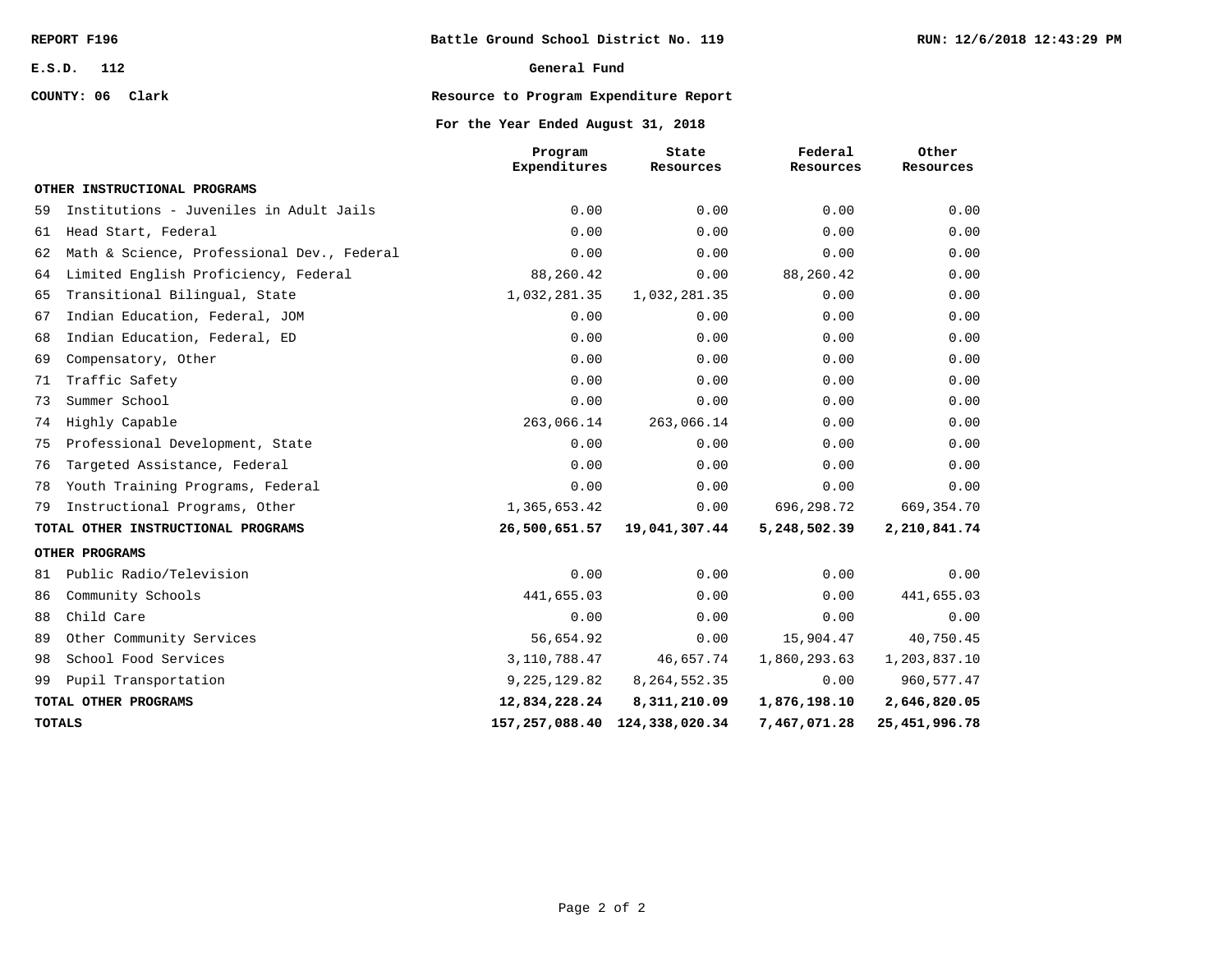REPORT F196 — Battle Ground School District No. 119 — RUN: 12/6/2018 12:43:29 PM

E.S.D. 112

COUNTY: 06 Clark

# General Fund

## Resource to Program Expenditure Report

### For the Year Ended August 31, 2018

| | Program Expenditures | State Resources | Federal Resources | Other Resources |
|---|---|---|---|---|
| **OTHER INSTRUCTIONAL PROGRAMS** | | | | |
| 59 Institutions - Juveniles in Adult Jails | 0.00 | 0.00 | 0.00 | 0.00 |
| 61 Head Start, Federal | 0.00 | 0.00 | 0.00 | 0.00 |
| 62 Math & Science, Professional Dev., Federal | 0.00 | 0.00 | 0.00 | 0.00 |
| 64 Limited English Proficiency, Federal | 88,260.42 | 0.00 | 88,260.42 | 0.00 |
| 65 Transitional Bilingual, State | 1,032,281.35 | 1,032,281.35 | 0.00 | 0.00 |
| 67 Indian Education, Federal, JOM | 0.00 | 0.00 | 0.00 | 0.00 |
| 68 Indian Education, Federal, ED | 0.00 | 0.00 | 0.00 | 0.00 |
| 69 Compensatory, Other | 0.00 | 0.00 | 0.00 | 0.00 |
| 71 Traffic Safety | 0.00 | 0.00 | 0.00 | 0.00 |
| 73 Summer School | 0.00 | 0.00 | 0.00 | 0.00 |
| 74 Highly Capable | 263,066.14 | 263,066.14 | 0.00 | 0.00 |
| 75 Professional Development, State | 0.00 | 0.00 | 0.00 | 0.00 |
| 76 Targeted Assistance, Federal | 0.00 | 0.00 | 0.00 | 0.00 |
| 78 Youth Training Programs, Federal | 0.00 | 0.00 | 0.00 | 0.00 |
| 79 Instructional Programs, Other | 1,365,653.42 | 0.00 | 696,298.72 | 669,354.70 |
| **TOTAL OTHER INSTRUCTIONAL PROGRAMS** | **26,500,651.57** | **19,041,307.44** | **5,248,502.39** | **2,210,841.74** |
| **OTHER PROGRAMS** | | | | |
| 81 Public Radio/Television | 0.00 | 0.00 | 0.00 | 0.00 |
| 86 Community Schools | 441,655.03 | 0.00 | 0.00 | 441,655.03 |
| 88 Child Care | 0.00 | 0.00 | 0.00 | 0.00 |
| 89 Other Community Services | 56,654.92 | 0.00 | 15,904.47 | 40,750.45 |
| 98 School Food Services | 3,110,788.47 | 46,657.74 | 1,860,293.63 | 1,203,837.10 |
| 99 Pupil Transportation | 9,225,129.82 | 8,264,552.35 | 0.00 | 960,577.47 |
| **TOTAL OTHER PROGRAMS** | **12,834,228.24** | **8,311,210.09** | **1,876,198.10** | **2,646,820.05** |
| **TOTALS** | **157,257,088.40** | **124,338,020.34** | **7,467,071.28** | **25,451,996.78** |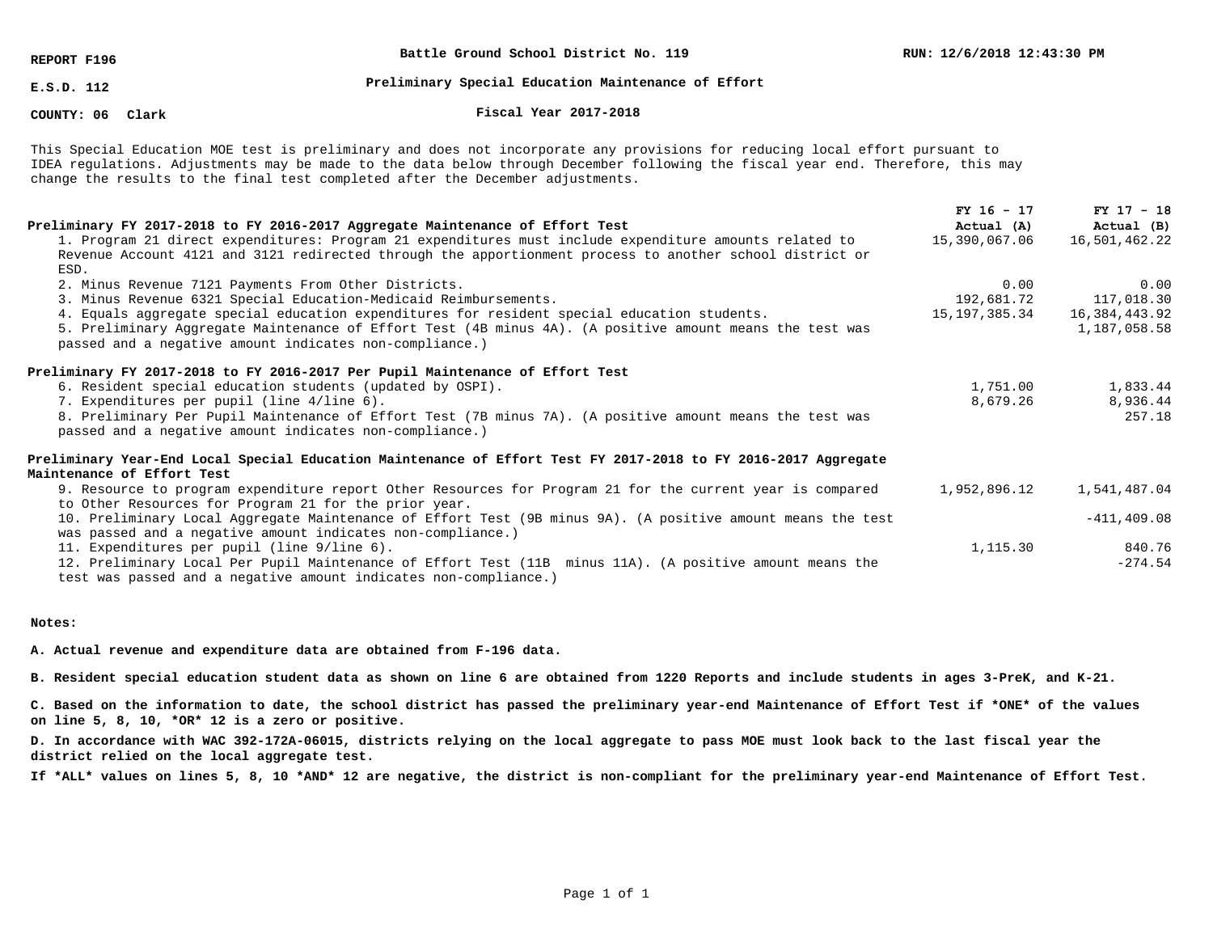**REPORT F196** | **Battle Ground School District No. 119** | **RUN: 12/6/2018 12:43:30 PM**

**E.S.D. 112** | **Preliminary Special Education Maintenance of Effort**

**COUNTY: 06 Clark** | **Fiscal Year 2017-2018**

This Special Education MOE test is preliminary and does not incorporate any provisions for reducing local effort pursuant to IDEA regulations. Adjustments may be made to the data below through December following the fiscal year end. Therefore, this may change the results to the final test completed after the December adjustments.

| | **FY 16 – 17 Actual (A)** | **FY 17 – 18 Actual (B)** |
|---|---|---|
| **Preliminary FY 2017-2018 to FY 2016-2017 Aggregate Maintenance of Effort Test** | | |
| 1. Program 21 direct expenditures: Program 21 expenditures must include expenditure amounts related to Revenue Account 4121 and 3121 redirected through the apportionment process to another school district or ESD. | 15,390,067.06 | 16,501,462.22 |
| 2. Minus Revenue 7121 Payments From Other Districts. | 0.00 | 0.00 |
| 3. Minus Revenue 6321 Special Education-Medicaid Reimbursements. | 192,681.72 | 117,018.30 |
| 4. Equals aggregate special education expenditures for resident special education students. | 15,197,385.34 | 16,384,443.92 |
| 5. Preliminary Aggregate Maintenance of Effort Test (4B minus 4A). (A positive amount means the test was passed and a negative amount indicates non-compliance.) | | 1,187,058.58 |
| **Preliminary FY 2017-2018 to FY 2016-2017 Per Pupil Maintenance of Effort Test** | | |
| 6. Resident special education students (updated by OSPI). | 1,751.00 | 1,833.44 |
| 7. Expenditures per pupil (line 4/line 6). | 8,679.26 | 8,936.44 |
| 8. Preliminary Per Pupil Maintenance of Effort Test (7B minus 7A). (A positive amount means the test was passed and a negative amount indicates non-compliance.) | | 257.18 |
| **Preliminary Year-End Local Special Education Maintenance of Effort Test FY 2017-2018 to FY 2016-2017 Aggregate Maintenance of Effort Test** | | |
| 9. Resource to program expenditure report Other Resources for Program 21 for the current year is compared to Other Resources for Program 21 for the prior year. | 1,952,896.12 | 1,541,487.04 |
| 10. Preliminary Local Aggregate Maintenance of Effort Test (9B minus 9A). (A positive amount means the test was passed and a negative amount indicates non-compliance.) | | -411,409.08 |
| 11. Expenditures per pupil (line 9/line 6). | 1,115.30 | 840.76 |
| 12. Preliminary Local Per Pupil Maintenance of Effort Test (11B minus 11A). (A positive amount means the test was passed and a negative amount indicates non-compliance.) | | -274.54 |

**Notes:**

**A. Actual revenue and expenditure data are obtained from F-196 data.**

**B. Resident special education student data as shown on line 6 are obtained from 1220 Reports and include students in ages 3-PreK, and K-21.**

**C. Based on the information to date, the school district has passed the preliminary year-end Maintenance of Effort Test if *ONE* of the values on line 5, 8, 10, *OR* 12 is a zero or positive.**

**D. In accordance with WAC 392-172A-06015, districts relying on the local aggregate to pass MOE must look back to the last fiscal year the district relied on the local aggregate test.**

**If *ALL* values on lines 5, 8, 10 *AND* 12 are negative, the district is non-compliant for the preliminary year-end Maintenance of Effort Test.**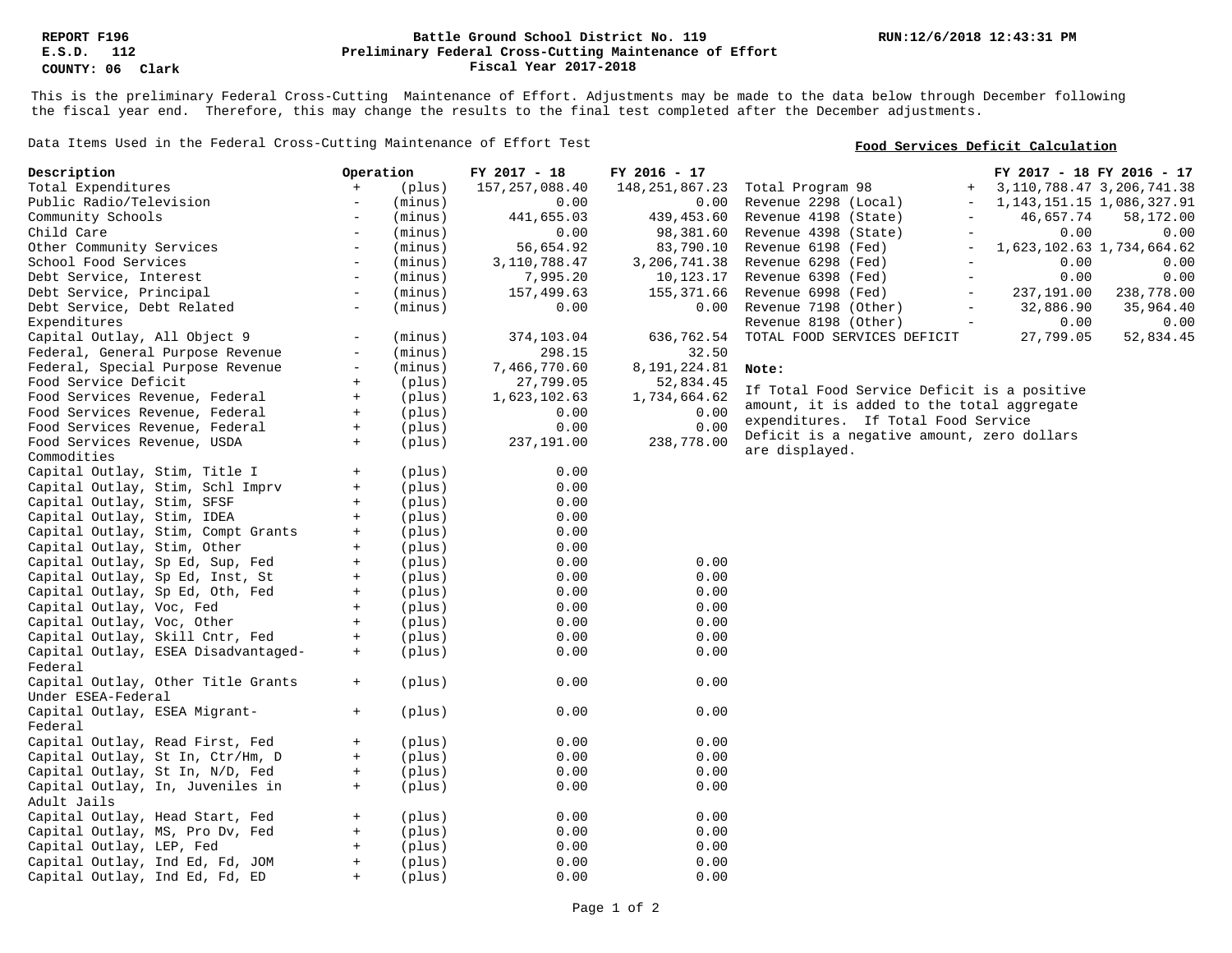REPORT F196
E.S.D. 112
COUNTY: 06 Clark

**Battle Ground School District No. 119**
**Preliminary Federal Cross-Cutting Maintenance of Effort**
**Fiscal Year 2017-2018**

RUN:12/6/2018 12:43:31 PM

This is the preliminary Federal Cross-Cutting Maintenance of Effort. Adjustments may be made to the data below through December following the fiscal year end. Therefore, this may change the results to the final test completed after the December adjustments.

Data Items Used in the Federal Cross-Cutting Maintenance of Effort Test

| Description | Operation | | FY 2017 - 18 | FY 2016 - 17 |
|---|---|---|---|---|
| Total Expenditures | + | (plus) | 157,257,088.40 | 148,251,867.23 |
| Public Radio/Television | - | (minus) | 0.00 | 0.00 |
| Community Schools | - | (minus) | 441,655.03 | 439,453.60 |
| Child Care | - | (minus) | 0.00 | 98,381.60 |
| Other Community Services | - | (minus) | 56,654.92 | 83,790.10 |
| School Food Services | - | (minus) | 3,110,788.47 | 3,206,741.38 |
| Debt Service, Interest | - | (minus) | 7,995.20 | 10,123.17 |
| Debt Service, Principal | - | (minus) | 157,499.63 | 155,371.66 |
| Debt Service, Debt Related Expenditures | - | (minus) | 0.00 | 0.00 |
| Capital Outlay, All Object 9 | - | (minus) | 374,103.04 | 636,762.54 |
| Federal, General Purpose Revenue | - | (minus) | 298.15 | 32.50 |
| Federal, Special Purpose Revenue | - | (minus) | 7,466,770.60 | 8,191,224.81 |
| Food Service Deficit | + | (plus) | 27,799.05 | 52,834.45 |
| Food Services Revenue, Federal | + | (plus) | 1,623,102.63 | 1,734,664.62 |
| Food Services Revenue, Federal | + | (plus) | 0.00 | 0.00 |
| Food Services Revenue, Federal | + | (plus) | 0.00 | 0.00 |
| Food Services Revenue, USDA Commodities | + | (plus) | 237,191.00 | 238,778.00 |
| Capital Outlay, Stim, Title I | + | (plus) | 0.00 | |
| Capital Outlay, Stim, Schl Imprv | + | (plus) | 0.00 | |
| Capital Outlay, Stim, SFSF | + | (plus) | 0.00 | |
| Capital Outlay, Stim, IDEA | + | (plus) | 0.00 | |
| Capital Outlay, Stim, Compt Grants | + | (plus) | 0.00 | |
| Capital Outlay, Stim, Other | + | (plus) | 0.00 | |
| Capital Outlay, Sp Ed, Sup, Fed | + | (plus) | 0.00 | 0.00 |
| Capital Outlay, Sp Ed, Inst, St | + | (plus) | 0.00 | 0.00 |
| Capital Outlay, Sp Ed, Oth, Fed | + | (plus) | 0.00 | 0.00 |
| Capital Outlay, Voc, Fed | + | (plus) | 0.00 | 0.00 |
| Capital Outlay, Voc, Other | + | (plus) | 0.00 | 0.00 |
| Capital Outlay, Skill Cntr, Fed | + | (plus) | 0.00 | 0.00 |
| Capital Outlay, ESEA Disadvantaged-Federal | + | (plus) | 0.00 | 0.00 |
| Capital Outlay, Other Title Grants Under ESEA-Federal | + | (plus) | 0.00 | 0.00 |
| Capital Outlay, ESEA Migrant-Federal | + | (plus) | 0.00 | 0.00 |
| Capital Outlay, Read First, Fed | + | (plus) | 0.00 | 0.00 |
| Capital Outlay, St In, Ctr/Hm, D | + | (plus) | 0.00 | 0.00 |
| Capital Outlay, St In, N/D, Fed | + | (plus) | 0.00 | 0.00 |
| Capital Outlay, In, Juveniles in Adult Jails | + | (plus) | 0.00 | 0.00 |
| Capital Outlay, Head Start, Fed | + | (plus) | 0.00 | 0.00 |
| Capital Outlay, MS, Pro Dv, Fed | + | (plus) | 0.00 | 0.00 |
| Capital Outlay, LEP, Fed | + | (plus) | 0.00 | 0.00 |
| Capital Outlay, Ind Ed, Fd, JOM | + | (plus) | 0.00 | 0.00 |
| Capital Outlay, Ind Ed, Fd, ED | + | (plus) | 0.00 | 0.00 |

**Food Services Deficit Calculation**

| | | FY 2017 - 18 | FY 2016 - 17 |
|---|---|---|---|
| Total Program 98 | + | 3,110,788.47 | 3,206,741.38 |
| Revenue 2298 (Local) | - | 1,143,151.15 | 1,086,327.91 |
| Revenue 4198 (State) | - | 46,657.74 | 58,172.00 |
| Revenue 4398 (State) | - | 0.00 | 0.00 |
| Revenue 6198 (Fed) | - | 1,623,102.63 | 1,734,664.62 |
| Revenue 6298 (Fed) | - | 0.00 | 0.00 |
| Revenue 6398 (Fed) | - | 0.00 | 0.00 |
| Revenue 6998 (Fed) | - | 237,191.00 | 238,778.00 |
| Revenue 7198 (Other) | - | 32,886.90 | 35,964.40 |
| Revenue 8198 (Other) | - | 0.00 | 0.00 |
| TOTAL FOOD SERVICES DEFICIT | | 27,799.05 | 52,834.45 |

**Note:**

If Total Food Service Deficit is a positive amount, it is added to the total aggregate expenditures. If Total Food Service Deficit is a negative amount, zero dollars are displayed.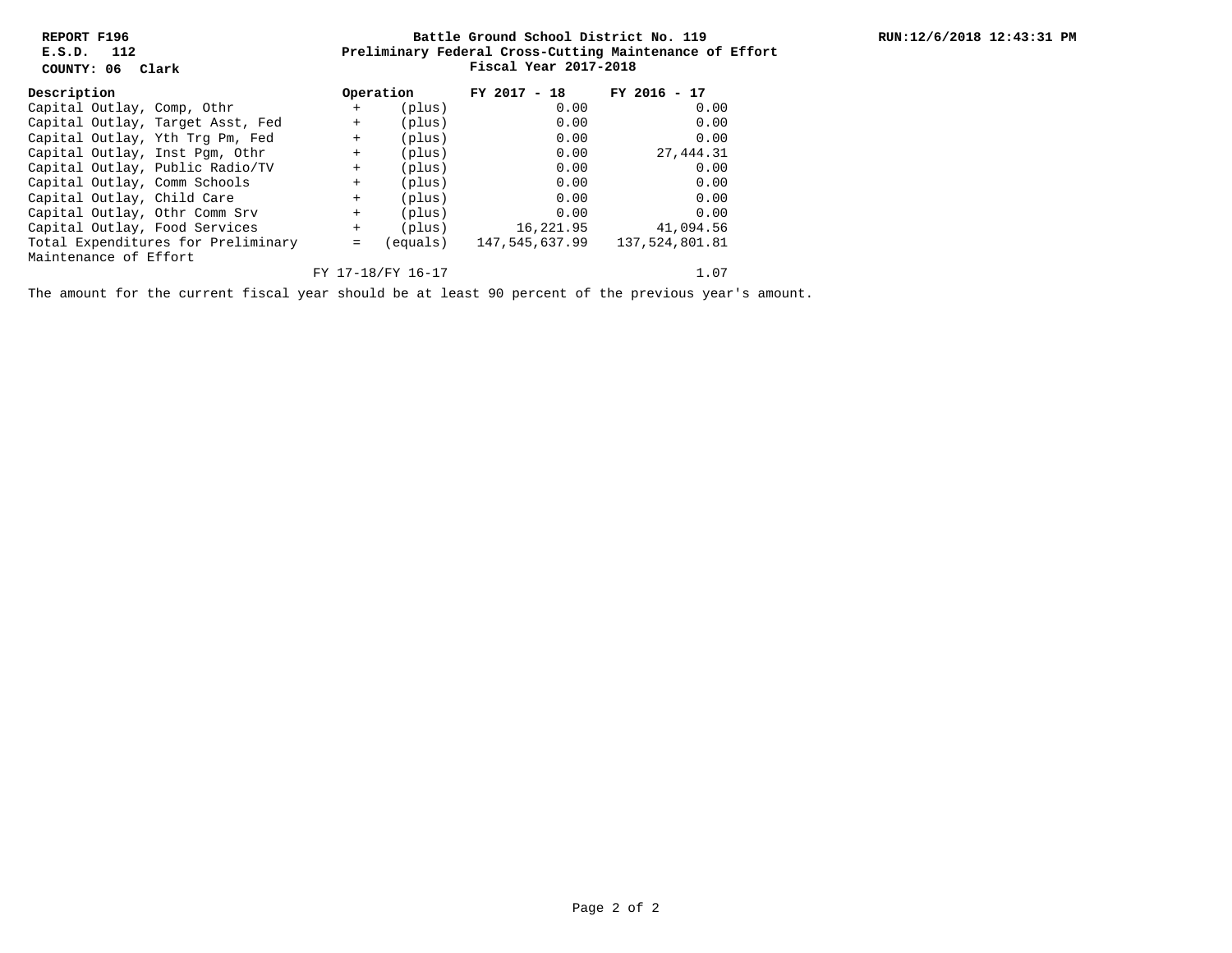**REPORT F196**
**E.S.D. 112**
**COUNTY: 06 Clark**

**Battle Ground School District No. 119**
**Preliminary Federal Cross-Cutting Maintenance of Effort**
**Fiscal Year 2017-2018**

**RUN:12/6/2018 12:43:31 PM**

| Description | Operation | | FY 2017 - 18 | FY 2016 - 17 |
|---|---|---|---|---|
| Capital Outlay, Comp, Othr | + | (plus) | 0.00 | 0.00 |
| Capital Outlay, Target Asst, Fed | + | (plus) | 0.00 | 0.00 |
| Capital Outlay, Yth Trg Pm, Fed | + | (plus) | 0.00 | 0.00 |
| Capital Outlay, Inst Pgm, Othr | + | (plus) | 0.00 | 27,444.31 |
| Capital Outlay, Public Radio/TV | + | (plus) | 0.00 | 0.00 |
| Capital Outlay, Comm Schools | + | (plus) | 0.00 | 0.00 |
| Capital Outlay, Child Care | + | (plus) | 0.00 | 0.00 |
| Capital Outlay, Othr Comm Srv | + | (plus) | 0.00 | 0.00 |
| Capital Outlay, Food Services | + | (plus) | 16,221.95 | 41,094.56 |
| Total Expenditures for Preliminary Maintenance of Effort | = | (equals) | 147,545,637.99 | 137,524,801.81 |
| | FY 17-18/FY 16-17 | | | 1.07 |

The amount for the current fiscal year should be at least 90 percent of the previous year's amount.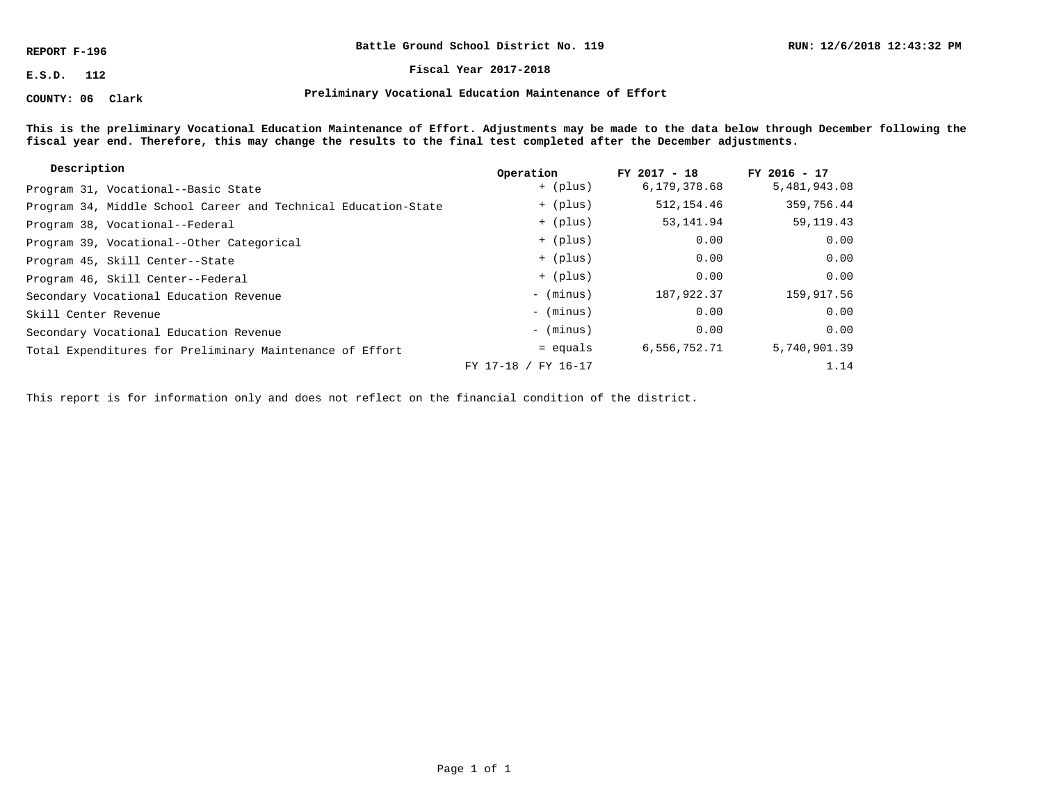**REPORT F-196** | **Battle Ground School District No. 119** | **RUN: 12/6/2018 12:43:32 PM**

**E.S.D. 112** | **Fiscal Year 2017-2018**

**COUNTY: 06 Clark** | **Preliminary Vocational Education Maintenance of Effort**

**This is the preliminary Vocational Education Maintenance of Effort. Adjustments may be made to the data below through December following the fiscal year end. Therefore, this may change the results to the final test completed after the December adjustments.**

| Description | Operation | FY 2017 - 18 | FY 2016 - 17 |
|---|---|---|---|
| Program 31, Vocational--Basic State | + (plus) | 6,179,378.68 | 5,481,943.08 |
| Program 34, Middle School Career and Technical Education-State | + (plus) | 512,154.46 | 359,756.44 |
| Program 38, Vocational--Federal | + (plus) | 53,141.94 | 59,119.43 |
| Program 39, Vocational--Other Categorical | + (plus) | 0.00 | 0.00 |
| Program 45, Skill Center--State | + (plus) | 0.00 | 0.00 |
| Program 46, Skill Center--Federal | + (plus) | 0.00 | 0.00 |
| Secondary Vocational Education Revenue | - (minus) | 187,922.37 | 159,917.56 |
| Skill Center Revenue | - (minus) | 0.00 | 0.00 |
| Secondary Vocational Education Revenue | - (minus) | 0.00 | 0.00 |
| Total Expenditures for Preliminary Maintenance of Effort | = equals | 6,556,752.71 | 5,740,901.39 |
| | FY 17-18 / FY 16-17 | | 1.14 |

This report is for information only and does not reflect on the financial condition of the district.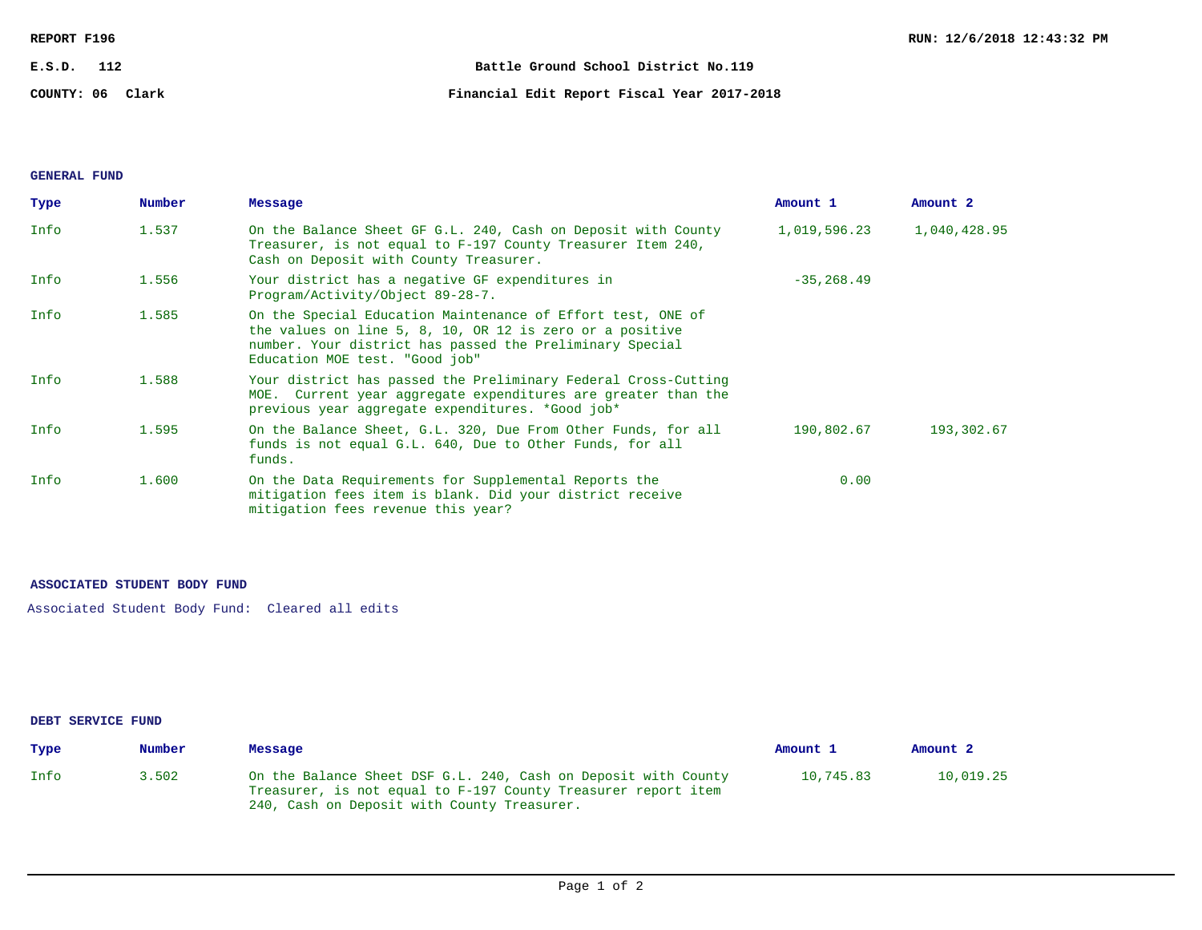REPORT F196 | RUN: 12/6/2018 12:43:32 PM

E.S.D. 112

COUNTY: 06 Clark

**Battle Ground School District No.119**

**Financial Edit Report Fiscal Year 2017-2018**

### GENERAL FUND

| Type | Number | Message | Amount 1 | Amount 2 |
|---|---|---|---|---|
| Info | 1.537 | On the Balance Sheet GF G.L. 240, Cash on Deposit with County Treasurer, is not equal to F-197 County Treasurer Item 240, Cash on Deposit with County Treasurer. | 1,019,596.23 | 1,040,428.95 |
| Info | 1.556 | Your district has a negative GF expenditures in Program/Activity/Object 89-28-7. | -35,268.49 | |
| Info | 1.585 | On the Special Education Maintenance of Effort test, ONE of the values on line 5, 8, 10, OR 12 is zero or a positive number. Your district has passed the Preliminary Special Education MOE test. "Good job" | | |
| Info | 1.588 | Your district has passed the Preliminary Federal Cross-Cutting MOE. Current year aggregate expenditures are greater than the previous year aggregate expenditures. *Good job* | | |
| Info | 1.595 | On the Balance Sheet, G.L. 320, Due From Other Funds, for all funds is not equal G.L. 640, Due to Other Funds, for all funds. | 190,802.67 | 193,302.67 |
| Info | 1.600 | On the Data Requirements for Supplemental Reports the mitigation fees item is blank. Did your district receive mitigation fees revenue this year? | 0.00 | |

### ASSOCIATED STUDENT BODY FUND

Associated Student Body Fund: Cleared all edits

### DEBT SERVICE FUND

| Type | Number | Message | Amount 1 | Amount 2 |
|---|---|---|---|---|
| Info | 3.502 | On the Balance Sheet DSF G.L. 240, Cash on Deposit with County Treasurer, is not equal to F-197 County Treasurer report item 240, Cash on Deposit with County Treasurer. | 10,745.83 | 10,019.25 |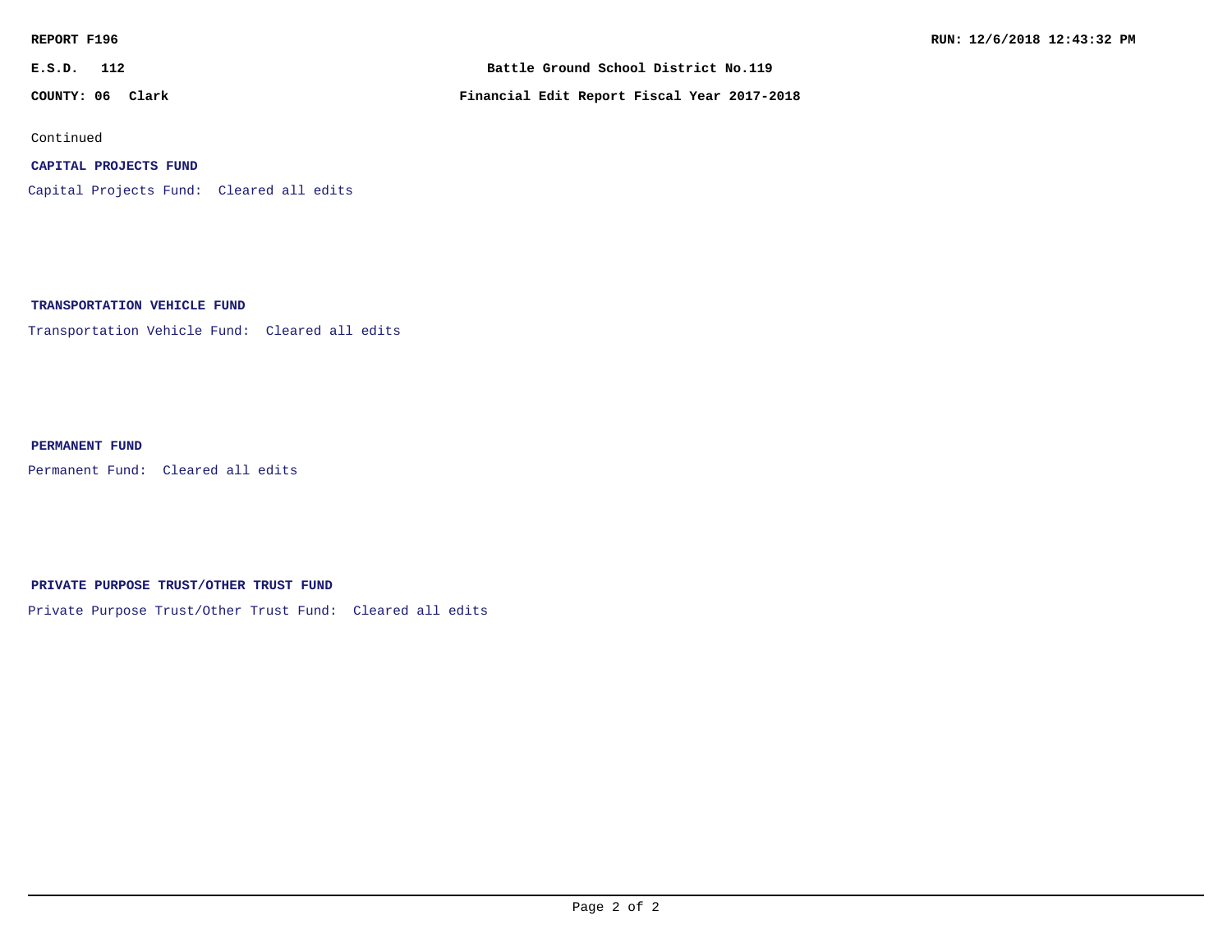REPORT F196

RUN: 12/6/2018 12:43:32 PM

E.S.D. 112

Battle Ground School District No.119

COUNTY: 06 Clark

Financial Edit Report Fiscal Year 2017-2018

Continued

**CAPITAL PROJECTS FUND**

Capital Projects Fund: Cleared all edits

**TRANSPORTATION VEHICLE FUND**

Transportation Vehicle Fund: Cleared all edits

**PERMANENT FUND**

Permanent Fund: Cleared all edits

**PRIVATE PURPOSE TRUST/OTHER TRUST FUND**

Private Purpose Trust/Other Trust Fund: Cleared all edits